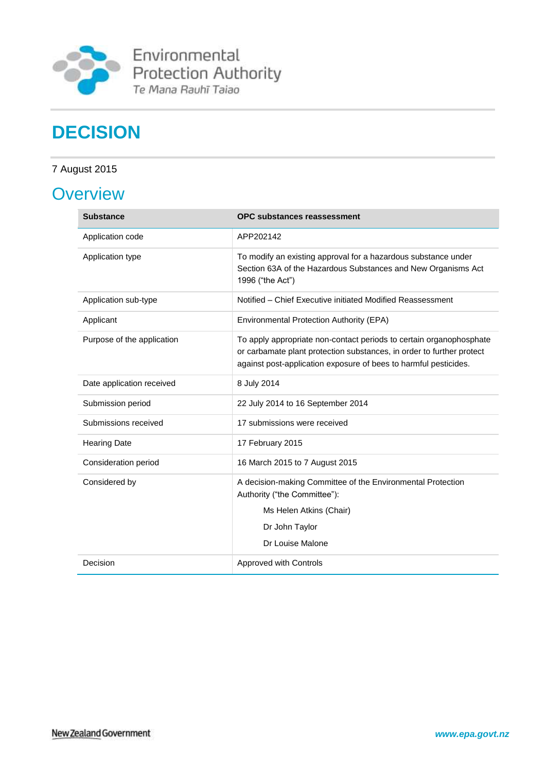Environmental Protection Authority
Te Mana Rauhī Taiao

# DECISION

7 August 2015

## Overview

| Substance | OPC substances reassessment |
|---|---|
| Application code | APP202142 |
| Application type | To modify an existing approval for a hazardous substance under Section 63A of the Hazardous Substances and New Organisms Act 1996 ("the Act") |
| Application sub-type | Notified – Chief Executive initiated Modified Reassessment |
| Applicant | Environmental Protection Authority (EPA) |
| Purpose of the application | To apply appropriate non-contact periods to certain organophosphate or carbamate plant protection substances, in order to further protect against post-application exposure of bees to harmful pesticides. |
| Date application received | 8 July 2014 |
| Submission period | 22 July 2014 to 16 September 2014 |
| Submissions received | 17 submissions were received |
| Hearing Date | 17 February 2015 |
| Consideration period | 16 March 2015 to 7 August 2015 |
| Considered by | A decision-making Committee of the Environmental Protection Authority ("the Committee"):<br>Ms Helen Atkins (Chair)<br>Dr John Taylor<br>Dr Louise Malone |
| Decision | Approved with Controls |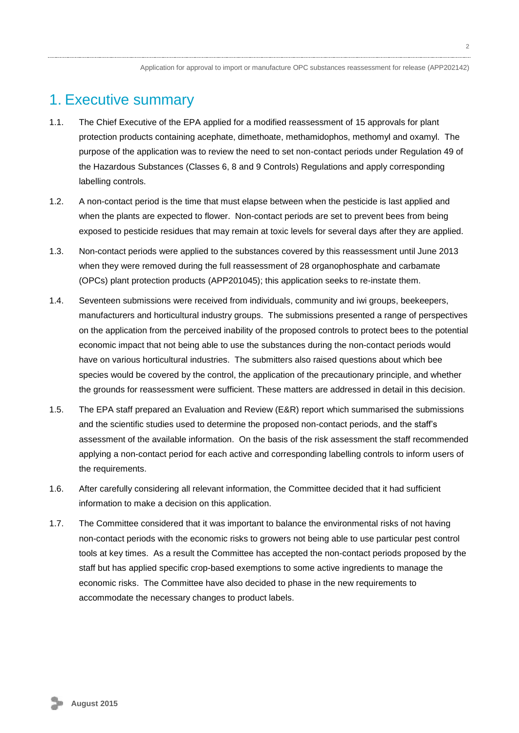# 1. Executive summary

1.1. The Chief Executive of the EPA applied for a modified reassessment of 15 approvals for plant protection products containing acephate, dimethoate, methamidophos, methomyl and oxamyl. The purpose of the application was to review the need to set non-contact periods under Regulation 49 of the Hazardous Substances (Classes 6, 8 and 9 Controls) Regulations and apply corresponding labelling controls.

1.2. A non-contact period is the time that must elapse between when the pesticide is last applied and when the plants are expected to flower. Non-contact periods are set to prevent bees from being exposed to pesticide residues that may remain at toxic levels for several days after they are applied.

1.3. Non-contact periods were applied to the substances covered by this reassessment until June 2013 when they were removed during the full reassessment of 28 organophosphate and carbamate (OPCs) plant protection products (APP201045); this application seeks to re-instate them.

1.4. Seventeen submissions were received from individuals, community and iwi groups, beekeepers, manufacturers and horticultural industry groups. The submissions presented a range of perspectives on the application from the perceived inability of the proposed controls to protect bees to the potential economic impact that not being able to use the substances during the non-contact periods would have on various horticultural industries. The submitters also raised questions about which bee species would be covered by the control, the application of the precautionary principle, and whether the grounds for reassessment were sufficient. These matters are addressed in detail in this decision.

1.5. The EPA staff prepared an Evaluation and Review (E&R) report which summarised the submissions and the scientific studies used to determine the proposed non-contact periods, and the staff's assessment of the available information. On the basis of the risk assessment the staff recommended applying a non-contact period for each active and corresponding labelling controls to inform users of the requirements.

1.6. After carefully considering all relevant information, the Committee decided that it had sufficient information to make a decision on this application.

1.7. The Committee considered that it was important to balance the environmental risks of not having non-contact periods with the economic risks to growers not being able to use particular pest control tools at key times. As a result the Committee has accepted the non-contact periods proposed by the staff but has applied specific crop-based exemptions to some active ingredients to manage the economic risks. The Committee have also decided to phase in the new requirements to accommodate the necessary changes to product labels.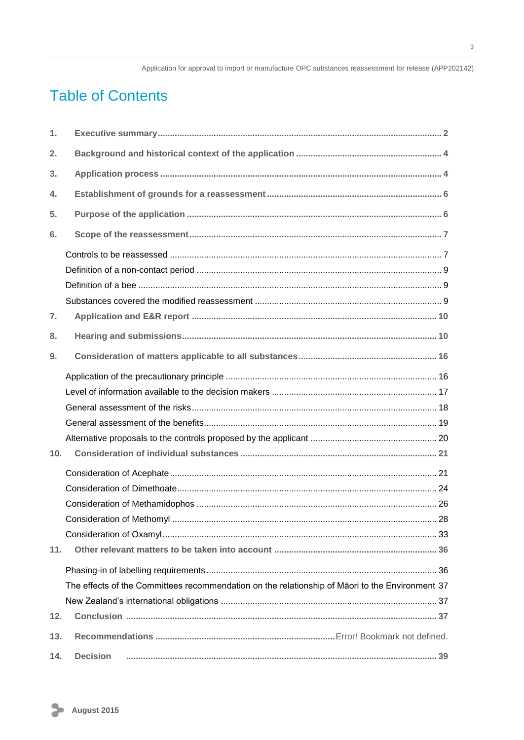# Table of Contents

1. **Executive summary** .......... 2
2. **Background and historical context of the application** .......... 4
3. **Application process** .......... 4
4. **Establishment of grounds for a reassessment** .......... 6
5. **Purpose of the application** .......... 6
6. **Scope of the reassessment** .......... 7
   - Controls to be reassessed .......... 7
   - Definition of a non-contact period .......... 9
   - Definition of a bee .......... 9
   - Substances covered the modified reassessment .......... 9
7. **Application and E&R report** .......... 10
8. **Hearing and submissions** .......... 10
9. **Consideration of matters applicable to all substances** .......... 16
   - Application of the precautionary principle .......... 16
   - Level of information available to the decision makers .......... 17
   - General assessment of the risks .......... 18
   - General assessment of the benefits .......... 19
   - Alternative proposals to the controls proposed by the applicant .......... 20
10. **Consideration of individual substances** .......... 21
    - Consideration of Acephate .......... 21
    - Consideration of Dimethoate .......... 24
    - Consideration of Methamidophos .......... 26
    - Consideration of Methomyl .......... 28
    - Consideration of Oxamyl .......... 33
11. **Other relevant matters to be taken into account** .......... 36
    - Phasing-in of labelling requirements .......... 36
    - The effects of the Committees recommendation on the relationship of Māori to the Environment 37
    - New Zealand's international obligations .......... 37
12. **Conclusion** .......... 37
13. **Recommendations** .......... Error! Bookmark not defined.
14. **Decision** .......... 39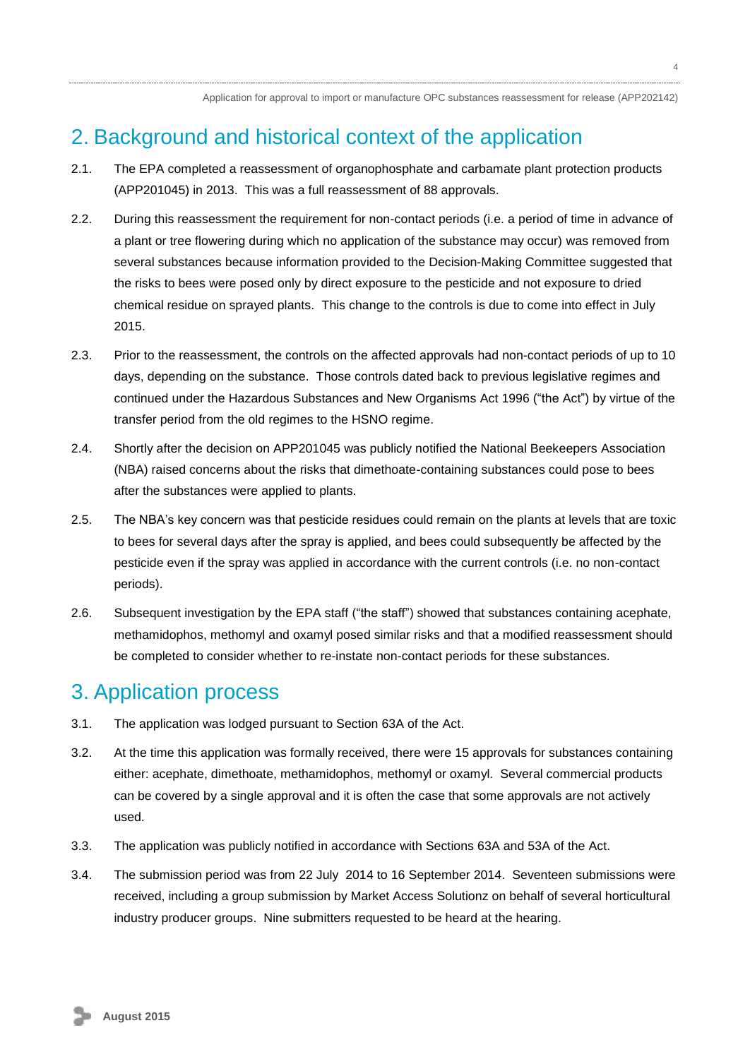## 2. Background and historical context of the application

2.1. The EPA completed a reassessment of organophosphate and carbamate plant protection products (APP201045) in 2013. This was a full reassessment of 88 approvals.

2.2. During this reassessment the requirement for non-contact periods (i.e. a period of time in advance of a plant or tree flowering during which no application of the substance may occur) was removed from several substances because information provided to the Decision-Making Committee suggested that the risks to bees were posed only by direct exposure to the pesticide and not exposure to dried chemical residue on sprayed plants. This change to the controls is due to come into effect in July 2015.

2.3. Prior to the reassessment, the controls on the affected approvals had non-contact periods of up to 10 days, depending on the substance. Those controls dated back to previous legislative regimes and continued under the Hazardous Substances and New Organisms Act 1996 ("the Act") by virtue of the transfer period from the old regimes to the HSNO regime.

2.4. Shortly after the decision on APP201045 was publicly notified the National Beekeepers Association (NBA) raised concerns about the risks that dimethoate-containing substances could pose to bees after the substances were applied to plants.

2.5. The NBA's key concern was that pesticide residues could remain on the plants at levels that are toxic to bees for several days after the spray is applied, and bees could subsequently be affected by the pesticide even if the spray was applied in accordance with the current controls (i.e. no non-contact periods).

2.6. Subsequent investigation by the EPA staff ("the staff") showed that substances containing acephate, methamidophos, methomyl and oxamyl posed similar risks and that a modified reassessment should be completed to consider whether to re-instate non-contact periods for these substances.

## 3. Application process

3.1. The application was lodged pursuant to Section 63A of the Act.

3.2. At the time this application was formally received, there were 15 approvals for substances containing either: acephate, dimethoate, methamidophos, methomyl or oxamyl. Several commercial products can be covered by a single approval and it is often the case that some approvals are not actively used.

3.3. The application was publicly notified in accordance with Sections 63A and 53A of the Act.

3.4. The submission period was from 22 July 2014 to 16 September 2014. Seventeen submissions were received, including a group submission by Market Access Solutionz on behalf of several horticultural industry producer groups. Nine submitters requested to be heard at the hearing.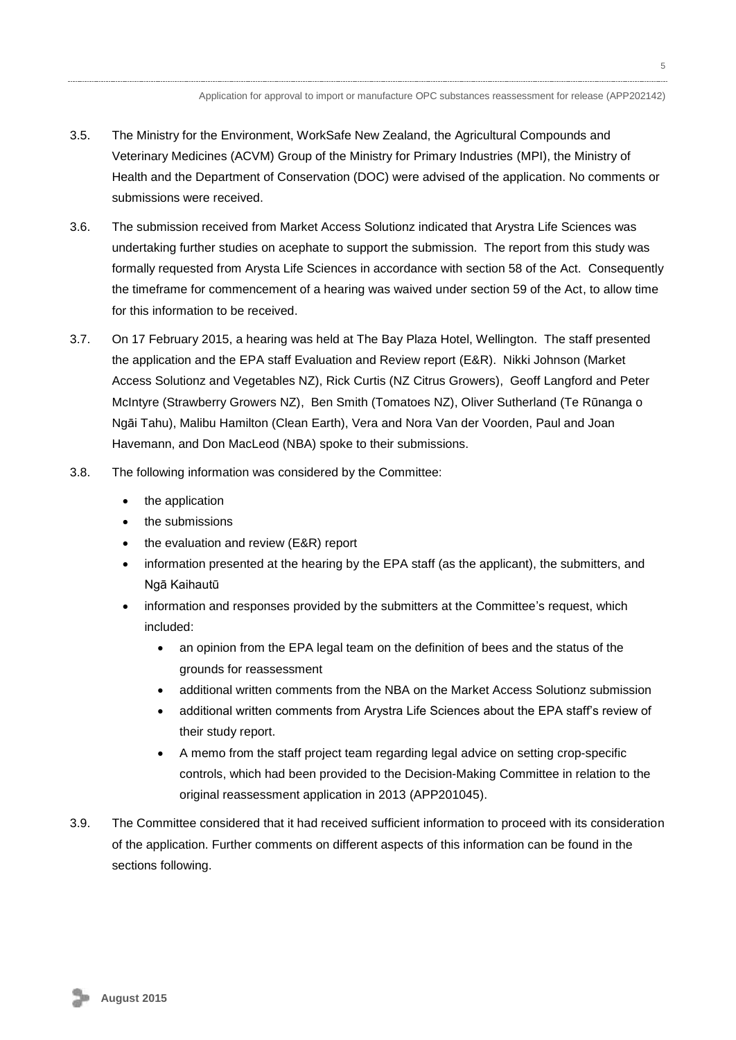3.5. The Ministry for the Environment, WorkSafe New Zealand, the Agricultural Compounds and Veterinary Medicines (ACVM) Group of the Ministry for Primary Industries (MPI), the Ministry of Health and the Department of Conservation (DOC) were advised of the application. No comments or submissions were received.

3.6. The submission received from Market Access Solutionz indicated that Arystra Life Sciences was undertaking further studies on acephate to support the submission. The report from this study was formally requested from Arysta Life Sciences in accordance with section 58 of the Act. Consequently the timeframe for commencement of a hearing was waived under section 59 of the Act, to allow time for this information to be received.

3.7. On 17 February 2015, a hearing was held at The Bay Plaza Hotel, Wellington. The staff presented the application and the EPA staff Evaluation and Review report (E&R). Nikki Johnson (Market Access Solutionz and Vegetables NZ), Rick Curtis (NZ Citrus Growers), Geoff Langford and Peter McIntyre (Strawberry Growers NZ), Ben Smith (Tomatoes NZ), Oliver Sutherland (Te Rūnanga o Ngāi Tahu), Malibu Hamilton (Clean Earth), Vera and Nora Van der Voorden, Paul and Joan Havemann, and Don MacLeod (NBA) spoke to their submissions.

3.8. The following information was considered by the Committee:

- the application
- the submissions
- the evaluation and review (E&R) report
- information presented at the hearing by the EPA staff (as the applicant), the submitters, and Ngā Kaihautū
- information and responses provided by the submitters at the Committee's request, which included:
  - an opinion from the EPA legal team on the definition of bees and the status of the grounds for reassessment
  - additional written comments from the NBA on the Market Access Solutionz submission
  - additional written comments from Arystra Life Sciences about the EPA staff's review of their study report.
  - A memo from the staff project team regarding legal advice on setting crop-specific controls, which had been provided to the Decision-Making Committee in relation to the original reassessment application in 2013 (APP201045).

3.9. The Committee considered that it had received sufficient information to proceed with its consideration of the application. Further comments on different aspects of this information can be found in the sections following.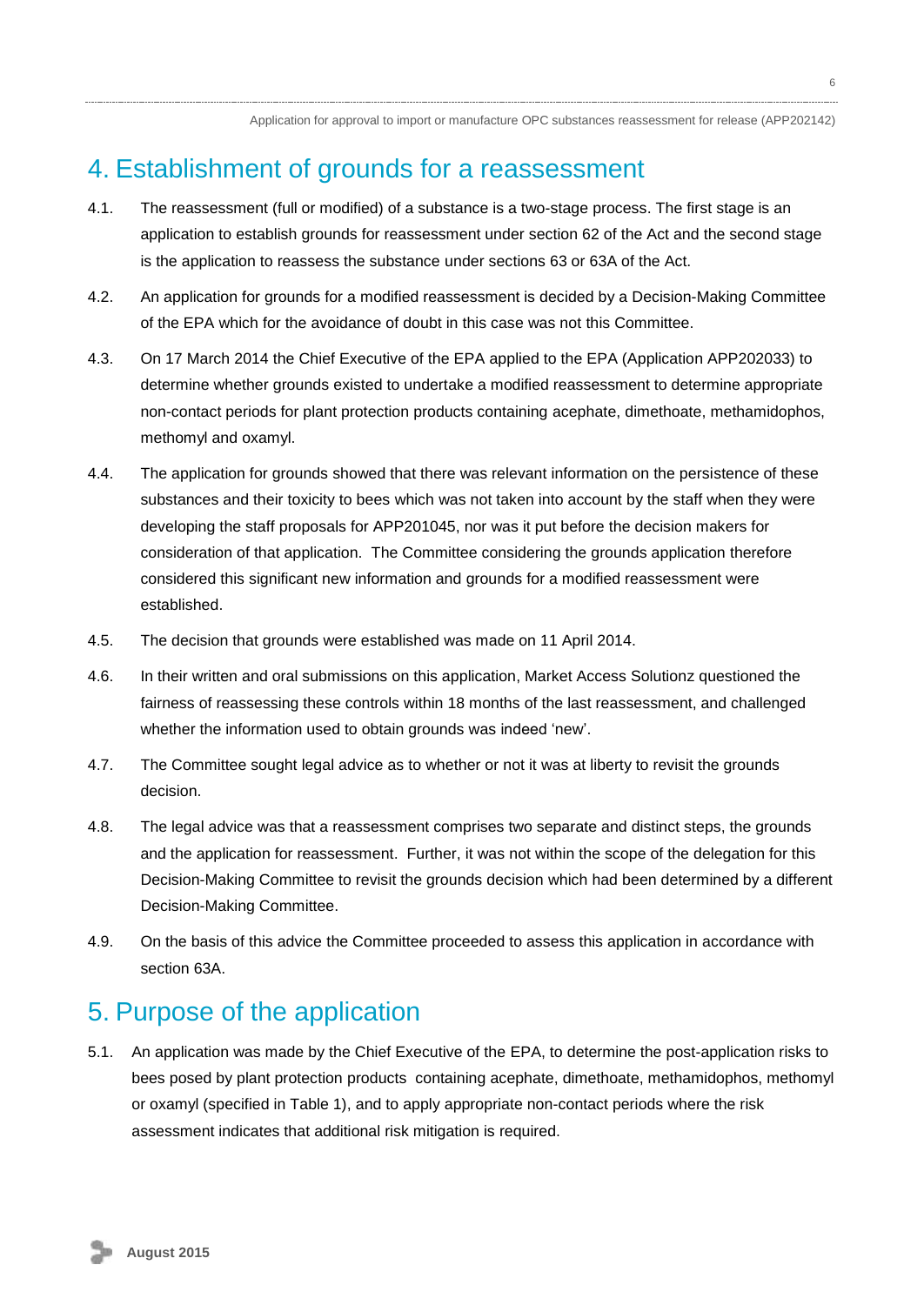## 4. Establishment of grounds for a reassessment

4.1. The reassessment (full or modified) of a substance is a two-stage process. The first stage is an application to establish grounds for reassessment under section 62 of the Act and the second stage is the application to reassess the substance under sections 63 or 63A of the Act.

4.2. An application for grounds for a modified reassessment is decided by a Decision-Making Committee of the EPA which for the avoidance of doubt in this case was not this Committee.

4.3. On 17 March 2014 the Chief Executive of the EPA applied to the EPA (Application APP202033) to determine whether grounds existed to undertake a modified reassessment to determine appropriate non-contact periods for plant protection products containing acephate, dimethoate, methamidophos, methomyl and oxamyl.

4.4. The application for grounds showed that there was relevant information on the persistence of these substances and their toxicity to bees which was not taken into account by the staff when they were developing the staff proposals for APP201045, nor was it put before the decision makers for consideration of that application. The Committee considering the grounds application therefore considered this significant new information and grounds for a modified reassessment were established.

4.5. The decision that grounds were established was made on 11 April 2014.

4.6. In their written and oral submissions on this application, Market Access Solutionz questioned the fairness of reassessing these controls within 18 months of the last reassessment, and challenged whether the information used to obtain grounds was indeed 'new'.

4.7. The Committee sought legal advice as to whether or not it was at liberty to revisit the grounds decision.

4.8. The legal advice was that a reassessment comprises two separate and distinct steps, the grounds and the application for reassessment. Further, it was not within the scope of the delegation for this Decision-Making Committee to revisit the grounds decision which had been determined by a different Decision-Making Committee.

4.9. On the basis of this advice the Committee proceeded to assess this application in accordance with section 63A.

## 5. Purpose of the application

5.1. An application was made by the Chief Executive of the EPA, to determine the post-application risks to bees posed by plant protection products containing acephate, dimethoate, methamidophos, methomyl or oxamyl (specified in Table 1), and to apply appropriate non-contact periods where the risk assessment indicates that additional risk mitigation is required.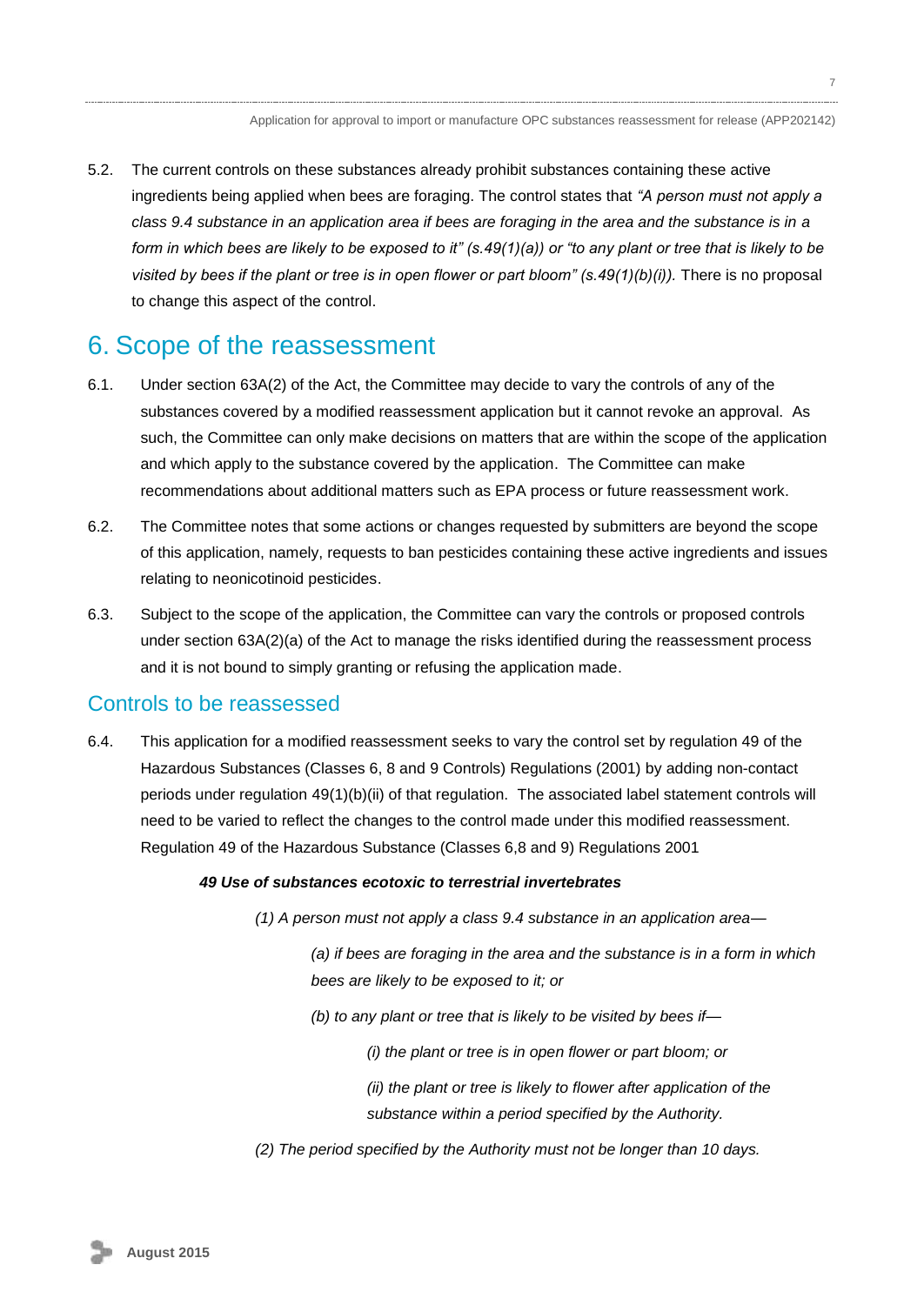5.2. The current controls on these substances already prohibit substances containing these active ingredients being applied when bees are foraging. The control states that *"A person must not apply a class 9.4 substance in an application area if bees are foraging in the area and the substance is in a form in which bees are likely to be exposed to it" (s.49(1)(a)) or "to any plant or tree that is likely to be visited by bees if the plant or tree is in open flower or part bloom" (s.49(1)(b)(i)).* There is no proposal to change this aspect of the control.

# 6. Scope of the reassessment

6.1. Under section 63A(2) of the Act, the Committee may decide to vary the controls of any of the substances covered by a modified reassessment application but it cannot revoke an approval. As such, the Committee can only make decisions on matters that are within the scope of the application and which apply to the substance covered by the application. The Committee can make recommendations about additional matters such as EPA process or future reassessment work.

6.2. The Committee notes that some actions or changes requested by submitters are beyond the scope of this application, namely, requests to ban pesticides containing these active ingredients and issues relating to neonicotinoid pesticides.

6.3. Subject to the scope of the application, the Committee can vary the controls or proposed controls under section 63A(2)(a) of the Act to manage the risks identified during the reassessment process and it is not bound to simply granting or refusing the application made.

## Controls to be reassessed

6.4. This application for a modified reassessment seeks to vary the control set by regulation 49 of the Hazardous Substances (Classes 6, 8 and 9 Controls) Regulations (2001) by adding non-contact periods under regulation 49(1)(b)(ii) of that regulation. The associated label statement controls will need to be varied to reflect the changes to the control made under this modified reassessment. Regulation 49 of the Hazardous Substance (Classes 6,8 and 9) Regulations 2001

> ***49 Use of substances ecotoxic to terrestrial invertebrates***
>
> *(1) A person must not apply a class 9.4 substance in an application area—*
>
> > *(a) if bees are foraging in the area and the substance is in a form in which bees are likely to be exposed to it; or*
> >
> > *(b) to any plant or tree that is likely to be visited by bees if—*
> >
> > > *(i) the plant or tree is in open flower or part bloom; or*
> > >
> > > *(ii) the plant or tree is likely to flower after application of the substance within a period specified by the Authority.*
>
> *(2) The period specified by the Authority must not be longer than 10 days.*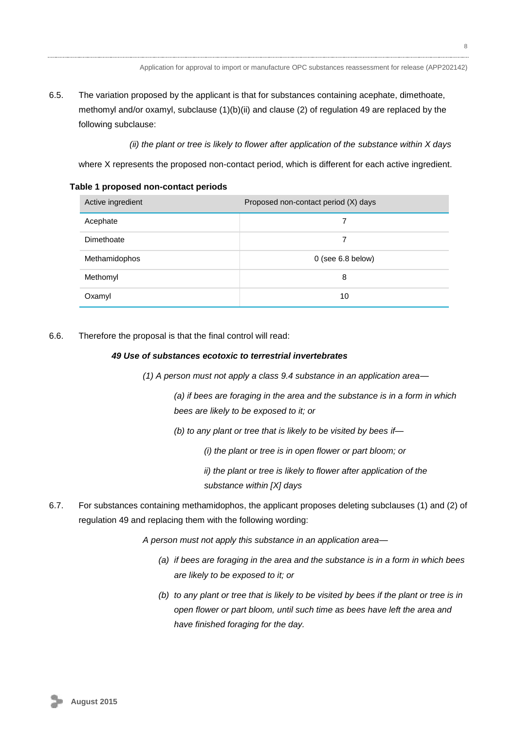6.5. The variation proposed by the applicant is that for substances containing acephate, dimethoate, methomyl and/or oxamyl, subclause (1)(b)(ii) and clause (2) of regulation 49 are replaced by the following subclause:

*(ii) the plant or tree is likely to flower after application of the substance within X days*

where X represents the proposed non-contact period, which is different for each active ingredient.

**Table 1 proposed non-contact periods**

| Active ingredient | Proposed non-contact period (X) days |
|---|---|
| Acephate | 7 |
| Dimethoate | 7 |
| Methamidophos | 0 (see 6.8 below) |
| Methomyl | 8 |
| Oxamyl | 10 |

6.6. Therefore the proposal is that the final control will read:

***49 Use of substances ecotoxic to terrestrial invertebrates***

*(1) A person must not apply a class 9.4 substance in an application area—*

*(a) if bees are foraging in the area and the substance is in a form in which bees are likely to be exposed to it; or*

*(b) to any plant or tree that is likely to be visited by bees if—*

*(i) the plant or tree is in open flower or part bloom; or*

*ii) the plant or tree is likely to flower after application of the substance within [X] days*

6.7. For substances containing methamidophos, the applicant proposes deleting subclauses (1) and (2) of regulation 49 and replacing them with the following wording:

*A person must not apply this substance in an application area—*

*(a) if bees are foraging in the area and the substance is in a form in which bees are likely to be exposed to it; or*

*(b) to any plant or tree that is likely to be visited by bees if the plant or tree is in open flower or part bloom, until such time as bees have left the area and have finished foraging for the day.*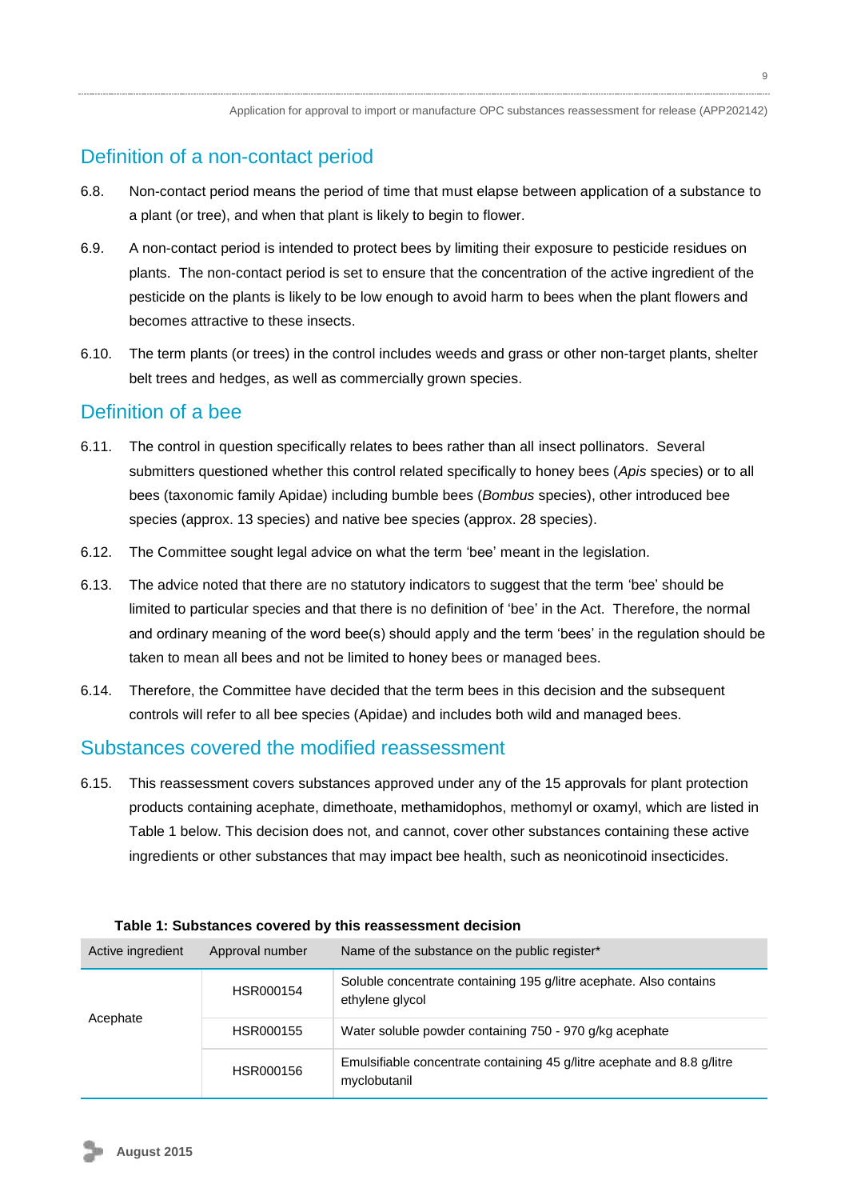## Definition of a non-contact period

6.8. Non-contact period means the period of time that must elapse between application of a substance to a plant (or tree), and when that plant is likely to begin to flower.

6.9. A non-contact period is intended to protect bees by limiting their exposure to pesticide residues on plants. The non-contact period is set to ensure that the concentration of the active ingredient of the pesticide on the plants is likely to be low enough to avoid harm to bees when the plant flowers and becomes attractive to these insects.

6.10. The term plants (or trees) in the control includes weeds and grass or other non-target plants, shelter belt trees and hedges, as well as commercially grown species.

## Definition of a bee

6.11. The control in question specifically relates to bees rather than all insect pollinators. Several submitters questioned whether this control related specifically to honey bees (*Apis* species) or to all bees (taxonomic family Apidae) including bumble bees (*Bombus* species), other introduced bee species (approx. 13 species) and native bee species (approx. 28 species).

6.12. The Committee sought legal advice on what the term 'bee' meant in the legislation.

6.13. The advice noted that there are no statutory indicators to suggest that the term 'bee' should be limited to particular species and that there is no definition of 'bee' in the Act. Therefore, the normal and ordinary meaning of the word bee(s) should apply and the term 'bees' in the regulation should be taken to mean all bees and not be limited to honey bees or managed bees.

6.14. Therefore, the Committee have decided that the term bees in this decision and the subsequent controls will refer to all bee species (Apidae) and includes both wild and managed bees.

## Substances covered the modified reassessment

6.15. This reassessment covers substances approved under any of the 15 approvals for plant protection products containing acephate, dimethoate, methamidophos, methomyl or oxamyl, which are listed in Table 1 below. This decision does not, and cannot, cover other substances containing these active ingredients or other substances that may impact bee health, such as neonicotinoid insecticides.

**Table 1: Substances covered by this reassessment decision**

| Active ingredient | Approval number | Name of the substance on the public register* |
|---|---|---|
| Acephate | HSR000154 | Soluble concentrate containing 195 g/litre acephate. Also contains ethylene glycol |
| | HSR000155 | Water soluble powder containing 750 - 970 g/kg acephate |
| | HSR000156 | Emulsifiable concentrate containing 45 g/litre acephate and 8.8 g/litre myclobutanil |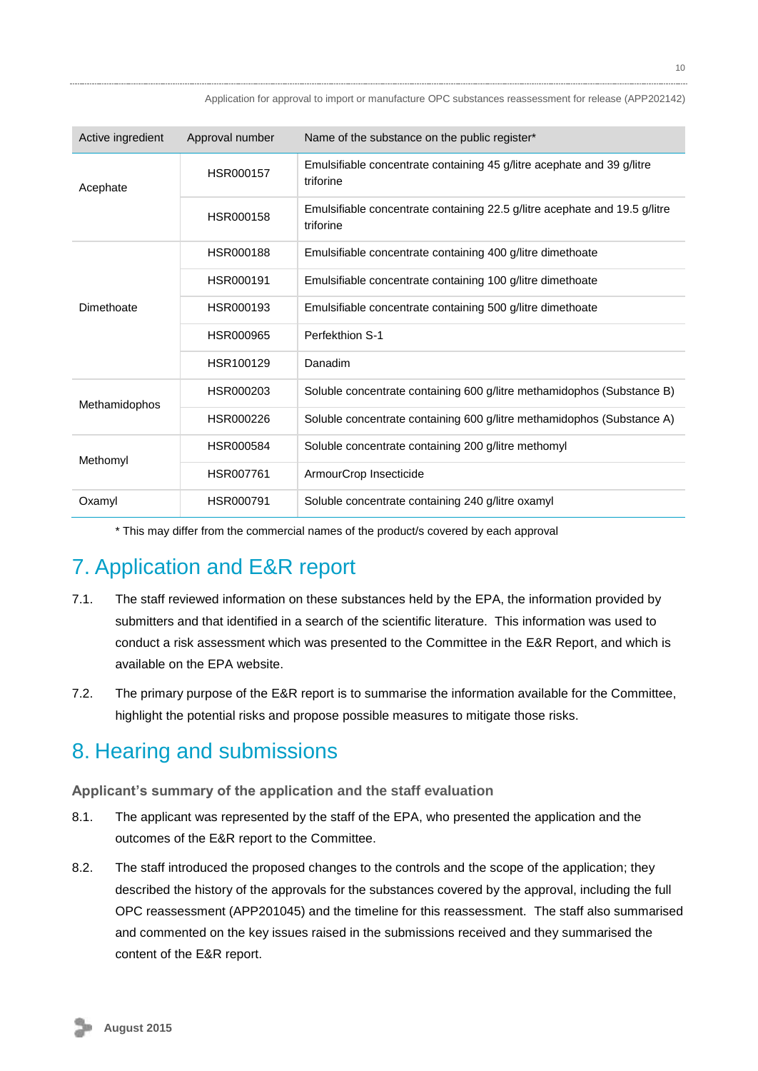| Active ingredient | Approval number | Name of the substance on the public register* |
|---|---|---|
| Acephate | HSR000157 | Emulsifiable concentrate containing 45 g/litre acephate and 39 g/litre triforine |
| | HSR000158 | Emulsifiable concentrate containing 22.5 g/litre acephate and 19.5 g/litre triforine |
| Dimethoate | HSR000188 | Emulsifiable concentrate containing 400 g/litre dimethoate |
| | HSR000191 | Emulsifiable concentrate containing 100 g/litre dimethoate |
| | HSR000193 | Emulsifiable concentrate containing 500 g/litre dimethoate |
| | HSR000965 | Perfekthion S-1 |
| | HSR100129 | Danadim |
| Methamidophos | HSR000203 | Soluble concentrate containing 600 g/litre methamidophos (Substance B) |
| | HSR000226 | Soluble concentrate containing 600 g/litre methamidophos (Substance A) |
| Methomyl | HSR000584 | Soluble concentrate containing 200 g/litre methomyl |
| | HSR007761 | ArmourCrop Insecticide |
| Oxamyl | HSR000791 | Soluble concentrate containing 240 g/litre oxamyl |

* This may differ from the commercial names of the product/s covered by each approval

# 7. Application and E&R report

7.1. The staff reviewed information on these substances held by the EPA, the information provided by submitters and that identified in a search of the scientific literature. This information was used to conduct a risk assessment which was presented to the Committee in the E&R Report, and which is available on the EPA website.

7.2. The primary purpose of the E&R report is to summarise the information available for the Committee, highlight the potential risks and propose possible measures to mitigate those risks.

# 8. Hearing and submissions

### Applicant's summary of the application and the staff evaluation

8.1. The applicant was represented by the staff of the EPA, who presented the application and the outcomes of the E&R report to the Committee.

8.2. The staff introduced the proposed changes to the controls and the scope of the application; they described the history of the approvals for the substances covered by the approval, including the full OPC reassessment (APP201045) and the timeline for this reassessment. The staff also summarised and commented on the key issues raised in the submissions received and they summarised the content of the E&R report.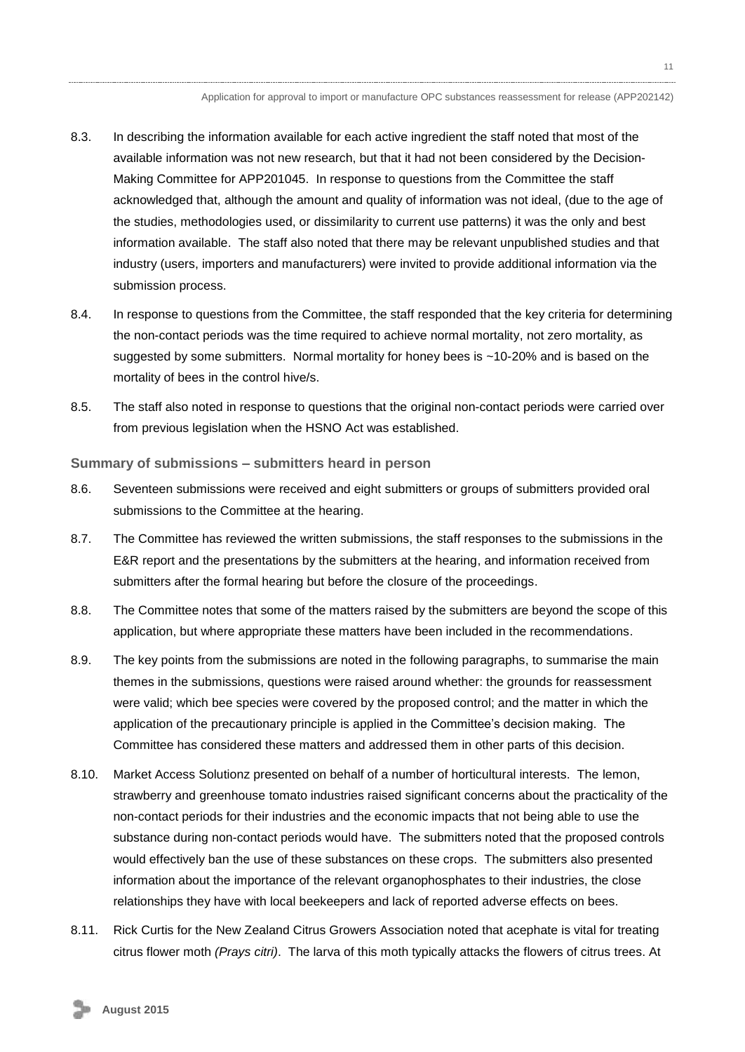8.3. In describing the information available for each active ingredient the staff noted that most of the available information was not new research, but that it had not been considered by the Decision-Making Committee for APP201045. In response to questions from the Committee the staff acknowledged that, although the amount and quality of information was not ideal, (due to the age of the studies, methodologies used, or dissimilarity to current use patterns) it was the only and best information available. The staff also noted that there may be relevant unpublished studies and that industry (users, importers and manufacturers) were invited to provide additional information via the submission process.

8.4. In response to questions from the Committee, the staff responded that the key criteria for determining the non-contact periods was the time required to achieve normal mortality, not zero mortality, as suggested by some submitters. Normal mortality for honey bees is ~10-20% and is based on the mortality of bees in the control hive/s.

8.5. The staff also noted in response to questions that the original non-contact periods were carried over from previous legislation when the HSNO Act was established.

**Summary of submissions – submitters heard in person**

8.6. Seventeen submissions were received and eight submitters or groups of submitters provided oral submissions to the Committee at the hearing.

8.7. The Committee has reviewed the written submissions, the staff responses to the submissions in the E&R report and the presentations by the submitters at the hearing, and information received from submitters after the formal hearing but before the closure of the proceedings.

8.8. The Committee notes that some of the matters raised by the submitters are beyond the scope of this application, but where appropriate these matters have been included in the recommendations.

8.9. The key points from the submissions are noted in the following paragraphs, to summarise the main themes in the submissions, questions were raised around whether: the grounds for reassessment were valid; which bee species were covered by the proposed control; and the matter in which the application of the precautionary principle is applied in the Committee's decision making. The Committee has considered these matters and addressed them in other parts of this decision.

8.10. Market Access Solutionz presented on behalf of a number of horticultural interests. The lemon, strawberry and greenhouse tomato industries raised significant concerns about the practicality of the non-contact periods for their industries and the economic impacts that not being able to use the substance during non-contact periods would have. The submitters noted that the proposed controls would effectively ban the use of these substances on these crops. The submitters also presented information about the importance of the relevant organophosphates to their industries, the close relationships they have with local beekeepers and lack of reported adverse effects on bees.

8.11. Rick Curtis for the New Zealand Citrus Growers Association noted that acephate is vital for treating citrus flower moth *(Prays citri)*. The larva of this moth typically attacks the flowers of citrus trees. At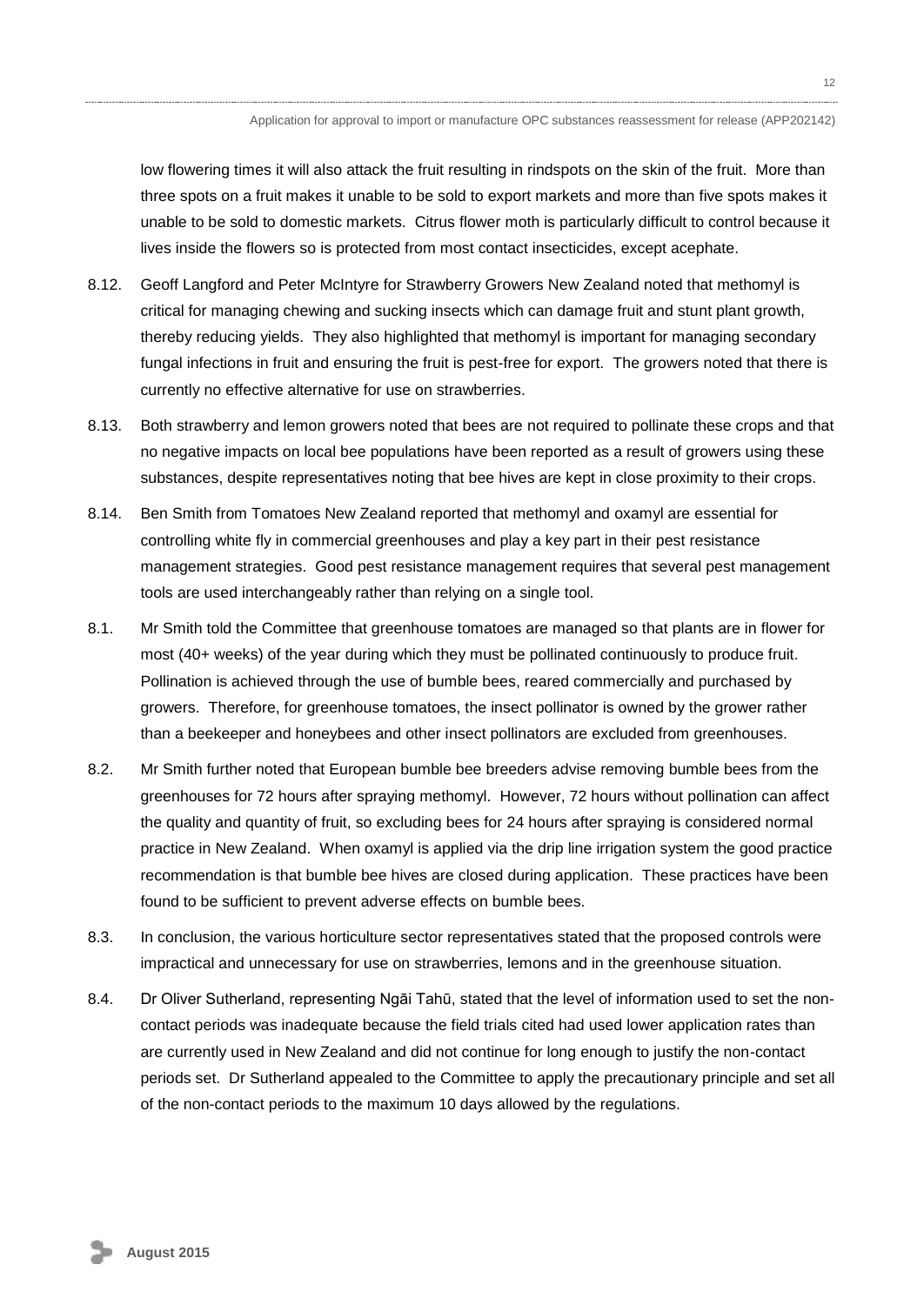low flowering times it will also attack the fruit resulting in rindspots on the skin of the fruit. More than three spots on a fruit makes it unable to be sold to export markets and more than five spots makes it unable to be sold to domestic markets. Citrus flower moth is particularly difficult to control because it lives inside the flowers so is protected from most contact insecticides, except acephate.

8.12. Geoff Langford and Peter McIntyre for Strawberry Growers New Zealand noted that methomyl is critical for managing chewing and sucking insects which can damage fruit and stunt plant growth, thereby reducing yields. They also highlighted that methomyl is important for managing secondary fungal infections in fruit and ensuring the fruit is pest-free for export. The growers noted that there is currently no effective alternative for use on strawberries.

8.13. Both strawberry and lemon growers noted that bees are not required to pollinate these crops and that no negative impacts on local bee populations have been reported as a result of growers using these substances, despite representatives noting that bee hives are kept in close proximity to their crops.

8.14. Ben Smith from Tomatoes New Zealand reported that methomyl and oxamyl are essential for controlling white fly in commercial greenhouses and play a key part in their pest resistance management strategies. Good pest resistance management requires that several pest management tools are used interchangeably rather than relying on a single tool.

8.1. Mr Smith told the Committee that greenhouse tomatoes are managed so that plants are in flower for most (40+ weeks) of the year during which they must be pollinated continuously to produce fruit. Pollination is achieved through the use of bumble bees, reared commercially and purchased by growers. Therefore, for greenhouse tomatoes, the insect pollinator is owned by the grower rather than a beekeeper and honeybees and other insect pollinators are excluded from greenhouses.

8.2. Mr Smith further noted that European bumble bee breeders advise removing bumble bees from the greenhouses for 72 hours after spraying methomyl. However, 72 hours without pollination can affect the quality and quantity of fruit, so excluding bees for 24 hours after spraying is considered normal practice in New Zealand. When oxamyl is applied via the drip line irrigation system the good practice recommendation is that bumble bee hives are closed during application. These practices have been found to be sufficient to prevent adverse effects on bumble bees.

8.3. In conclusion, the various horticulture sector representatives stated that the proposed controls were impractical and unnecessary for use on strawberries, lemons and in the greenhouse situation.

8.4. Dr Oliver Sutherland, representing Ngāi Tahū, stated that the level of information used to set the non-contact periods was inadequate because the field trials cited had used lower application rates than are currently used in New Zealand and did not continue for long enough to justify the non-contact periods set. Dr Sutherland appealed to the Committee to apply the precautionary principle and set all of the non-contact periods to the maximum 10 days allowed by the regulations.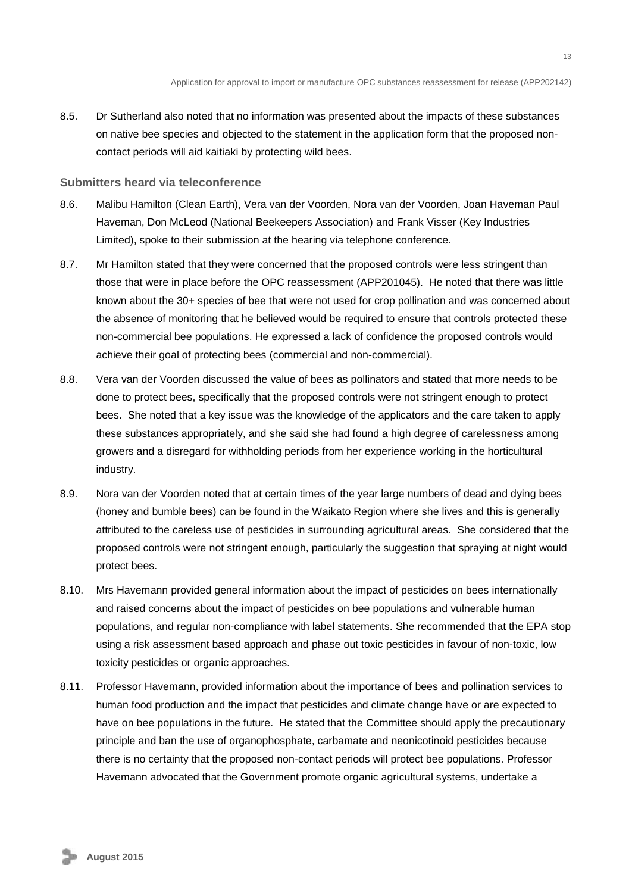8.5. Dr Sutherland also noted that no information was presented about the impacts of these substances on native bee species and objected to the statement in the application form that the proposed non-contact periods will aid kaitiaki by protecting wild bees.

### Submitters heard via teleconference

8.6. Malibu Hamilton (Clean Earth), Vera van der Voorden, Nora van der Voorden, Joan Haveman Paul Haveman, Don McLeod (National Beekeepers Association) and Frank Visser (Key Industries Limited), spoke to their submission at the hearing via telephone conference.

8.7. Mr Hamilton stated that they were concerned that the proposed controls were less stringent than those that were in place before the OPC reassessment (APP201045). He noted that there was little known about the 30+ species of bee that were not used for crop pollination and was concerned about the absence of monitoring that he believed would be required to ensure that controls protected these non-commercial bee populations. He expressed a lack of confidence the proposed controls would achieve their goal of protecting bees (commercial and non-commercial).

8.8. Vera van der Voorden discussed the value of bees as pollinators and stated that more needs to be done to protect bees, specifically that the proposed controls were not stringent enough to protect bees. She noted that a key issue was the knowledge of the applicators and the care taken to apply these substances appropriately, and she said she had found a high degree of carelessness among growers and a disregard for withholding periods from her experience working in the horticultural industry.

8.9. Nora van der Voorden noted that at certain times of the year large numbers of dead and dying bees (honey and bumble bees) can be found in the Waikato Region where she lives and this is generally attributed to the careless use of pesticides in surrounding agricultural areas. She considered that the proposed controls were not stringent enough, particularly the suggestion that spraying at night would protect bees.

8.10. Mrs Havemann provided general information about the impact of pesticides on bees internationally and raised concerns about the impact of pesticides on bee populations and vulnerable human populations, and regular non-compliance with label statements. She recommended that the EPA stop using a risk assessment based approach and phase out toxic pesticides in favour of non-toxic, low toxicity pesticides or organic approaches.

8.11. Professor Havemann, provided information about the importance of bees and pollination services to human food production and the impact that pesticides and climate change have or are expected to have on bee populations in the future. He stated that the Committee should apply the precautionary principle and ban the use of organophosphate, carbamate and neonicotinoid pesticides because there is no certainty that the proposed non-contact periods will protect bee populations. Professor Havemann advocated that the Government promote organic agricultural systems, undertake a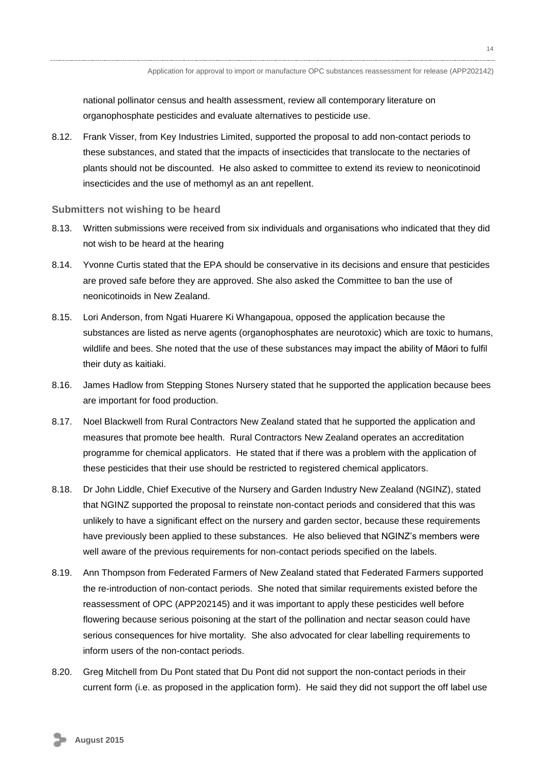national pollinator census and health assessment, review all contemporary literature on organophosphate pesticides and evaluate alternatives to pesticide use.

8.12. Frank Visser, from Key Industries Limited, supported the proposal to add non-contact periods to these substances, and stated that the impacts of insecticides that translocate to the nectaries of plants should not be discounted. He also asked to committee to extend its review to neonicotinoid insecticides and the use of methomyl as an ant repellent.

### Submitters not wishing to be heard

8.13. Written submissions were received from six individuals and organisations who indicated that they did not wish to be heard at the hearing

8.14. Yvonne Curtis stated that the EPA should be conservative in its decisions and ensure that pesticides are proved safe before they are approved. She also asked the Committee to ban the use of neonicotinoids in New Zealand.

8.15. Lori Anderson, from Ngati Huarere Ki Whangapoua, opposed the application because the substances are listed as nerve agents (organophosphates are neurotoxic) which are toxic to humans, wildlife and bees. She noted that the use of these substances may impact the ability of Māori to fulfil their duty as kaitiaki.

8.16. James Hadlow from Stepping Stones Nursery stated that he supported the application because bees are important for food production.

8.17. Noel Blackwell from Rural Contractors New Zealand stated that he supported the application and measures that promote bee health. Rural Contractors New Zealand operates an accreditation programme for chemical applicators. He stated that if there was a problem with the application of these pesticides that their use should be restricted to registered chemical applicators.

8.18. Dr John Liddle, Chief Executive of the Nursery and Garden Industry New Zealand (NGINZ), stated that NGINZ supported the proposal to reinstate non-contact periods and considered that this was unlikely to have a significant effect on the nursery and garden sector, because these requirements have previously been applied to these substances. He also believed that NGINZ's members were well aware of the previous requirements for non-contact periods specified on the labels.

8.19. Ann Thompson from Federated Farmers of New Zealand stated that Federated Farmers supported the re-introduction of non-contact periods. She noted that similar requirements existed before the reassessment of OPC (APP202145) and it was important to apply these pesticides well before flowering because serious poisoning at the start of the pollination and nectar season could have serious consequences for hive mortality. She also advocated for clear labelling requirements to inform users of the non-contact periods.

8.20. Greg Mitchell from Du Pont stated that Du Pont did not support the non-contact periods in their current form (i.e. as proposed in the application form). He said they did not support the off label use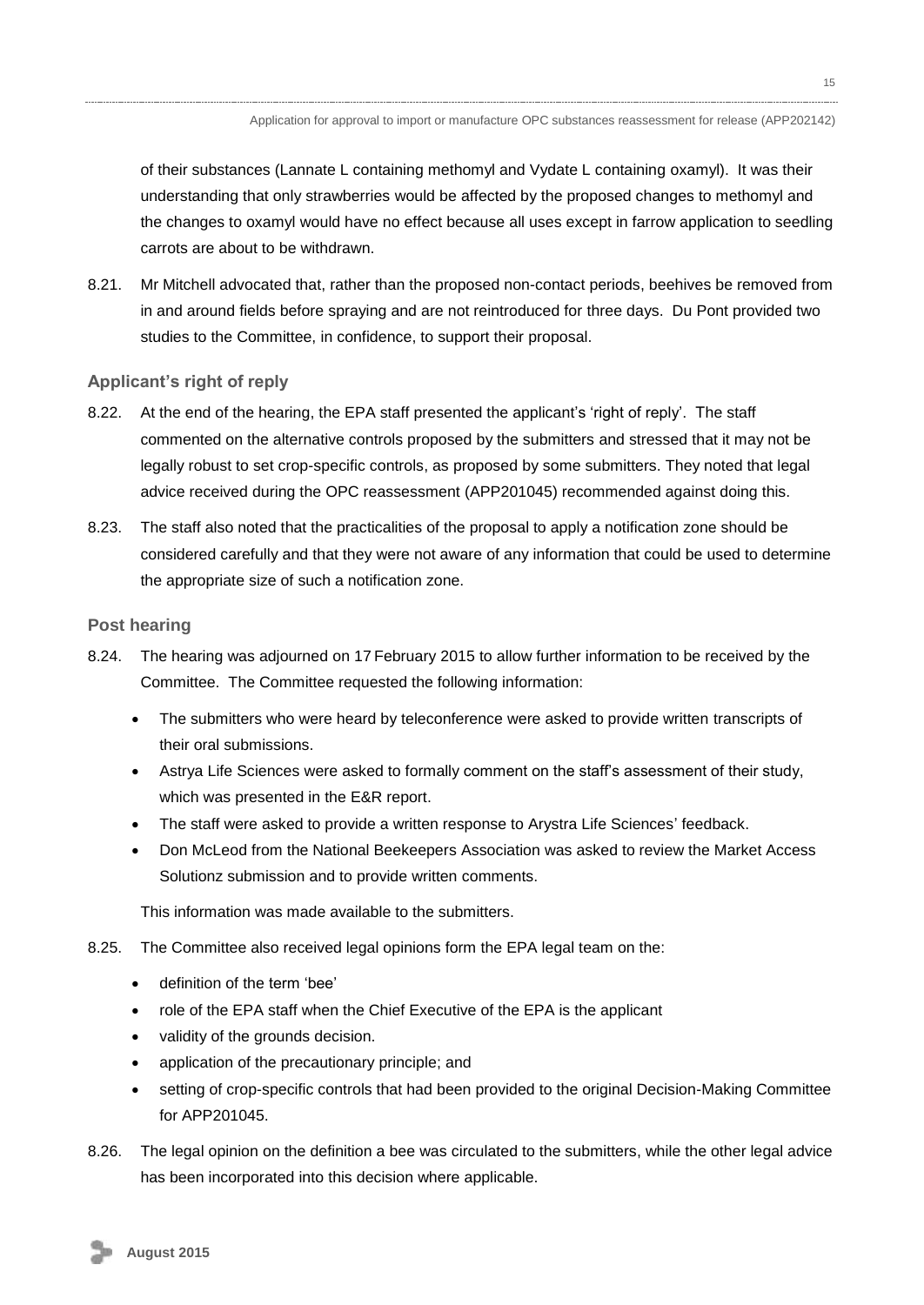of their substances (Lannate L containing methomyl and Vydate L containing oxamyl). It was their understanding that only strawberries would be affected by the proposed changes to methomyl and the changes to oxamyl would have no effect because all uses except in farrow application to seedling carrots are about to be withdrawn.

8.21. Mr Mitchell advocated that, rather than the proposed non-contact periods, beehives be removed from in and around fields before spraying and are not reintroduced for three days. Du Pont provided two studies to the Committee, in confidence, to support their proposal.

### Applicant's right of reply

8.22. At the end of the hearing, the EPA staff presented the applicant's 'right of reply'. The staff commented on the alternative controls proposed by the submitters and stressed that it may not be legally robust to set crop-specific controls, as proposed by some submitters. They noted that legal advice received during the OPC reassessment (APP201045) recommended against doing this.

8.23. The staff also noted that the practicalities of the proposal to apply a notification zone should be considered carefully and that they were not aware of any information that could be used to determine the appropriate size of such a notification zone.

### Post hearing

8.24. The hearing was adjourned on 17 February 2015 to allow further information to be received by the Committee. The Committee requested the following information:

- The submitters who were heard by teleconference were asked to provide written transcripts of their oral submissions.
- Astrya Life Sciences were asked to formally comment on the staff's assessment of their study, which was presented in the E&R report.
- The staff were asked to provide a written response to Arystra Life Sciences' feedback.
- Don McLeod from the National Beekeepers Association was asked to review the Market Access Solutionz submission and to provide written comments.

This information was made available to the submitters.

8.25. The Committee also received legal opinions form the EPA legal team on the:

- definition of the term 'bee'
- role of the EPA staff when the Chief Executive of the EPA is the applicant
- validity of the grounds decision.
- application of the precautionary principle; and
- setting of crop-specific controls that had been provided to the original Decision-Making Committee for APP201045.

8.26. The legal opinion on the definition a bee was circulated to the submitters, while the other legal advice has been incorporated into this decision where applicable.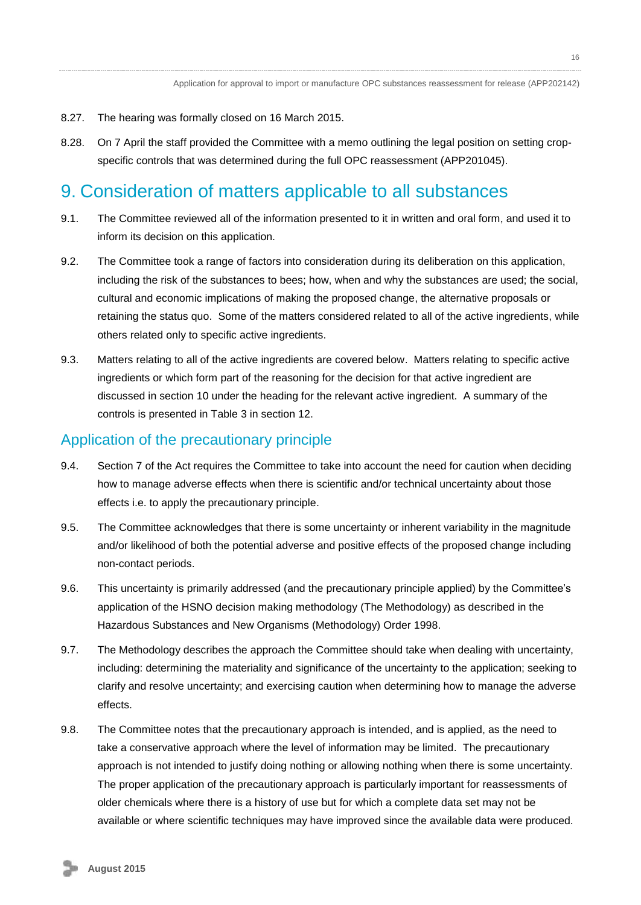8.27. The hearing was formally closed on 16 March 2015.

8.28. On 7 April the staff provided the Committee with a memo outlining the legal position on setting crop-specific controls that was determined during the full OPC reassessment (APP201045).

# 9. Consideration of matters applicable to all substances

9.1. The Committee reviewed all of the information presented to it in written and oral form, and used it to inform its decision on this application.

9.2. The Committee took a range of factors into consideration during its deliberation on this application, including the risk of the substances to bees; how, when and why the substances are used; the social, cultural and economic implications of making the proposed change, the alternative proposals or retaining the status quo. Some of the matters considered related to all of the active ingredients, while others related only to specific active ingredients.

9.3. Matters relating to all of the active ingredients are covered below. Matters relating to specific active ingredients or which form part of the reasoning for the decision for that active ingredient are discussed in section 10 under the heading for the relevant active ingredient. A summary of the controls is presented in Table 3 in section 12.

## Application of the precautionary principle

9.4. Section 7 of the Act requires the Committee to take into account the need for caution when deciding how to manage adverse effects when there is scientific and/or technical uncertainty about those effects i.e. to apply the precautionary principle.

9.5. The Committee acknowledges that there is some uncertainty or inherent variability in the magnitude and/or likelihood of both the potential adverse and positive effects of the proposed change including non-contact periods.

9.6. This uncertainty is primarily addressed (and the precautionary principle applied) by the Committee's application of the HSNO decision making methodology (The Methodology) as described in the Hazardous Substances and New Organisms (Methodology) Order 1998.

9.7. The Methodology describes the approach the Committee should take when dealing with uncertainty, including: determining the materiality and significance of the uncertainty to the application; seeking to clarify and resolve uncertainty; and exercising caution when determining how to manage the adverse effects.

9.8. The Committee notes that the precautionary approach is intended, and is applied, as the need to take a conservative approach where the level of information may be limited. The precautionary approach is not intended to justify doing nothing or allowing nothing when there is some uncertainty. The proper application of the precautionary approach is particularly important for reassessments of older chemicals where there is a history of use but for which a complete data set may not be available or where scientific techniques may have improved since the available data were produced.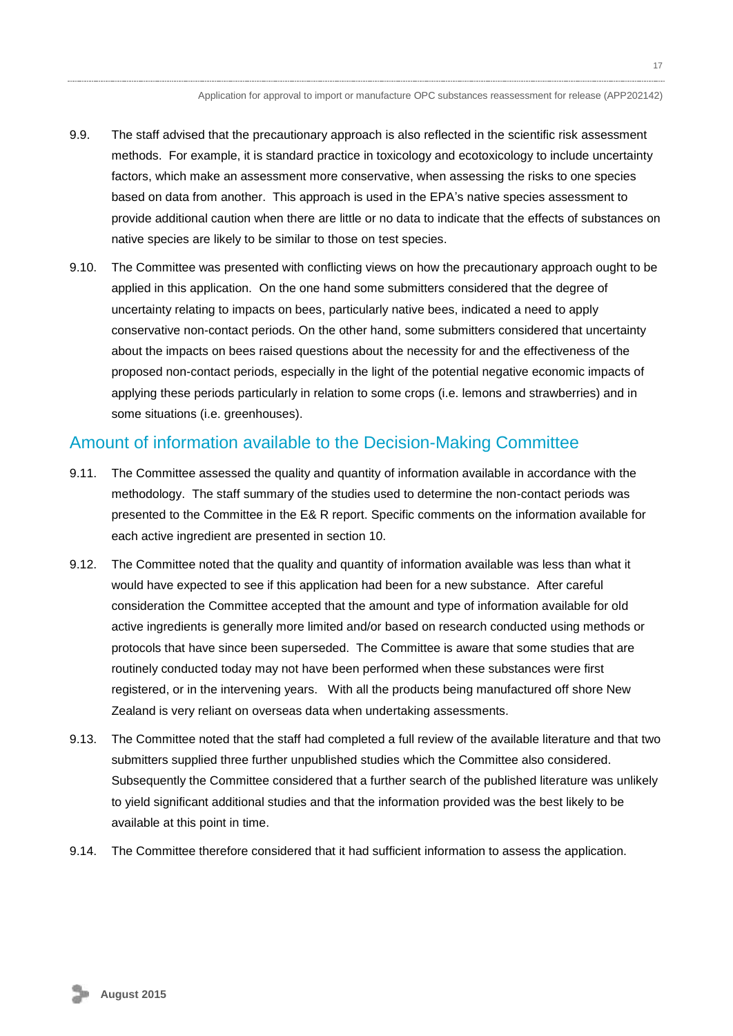9.9. The staff advised that the precautionary approach is also reflected in the scientific risk assessment methods. For example, it is standard practice in toxicology and ecotoxicology to include uncertainty factors, which make an assessment more conservative, when assessing the risks to one species based on data from another. This approach is used in the EPA's native species assessment to provide additional caution when there are little or no data to indicate that the effects of substances on native species are likely to be similar to those on test species.

9.10. The Committee was presented with conflicting views on how the precautionary approach ought to be applied in this application. On the one hand some submitters considered that the degree of uncertainty relating to impacts on bees, particularly native bees, indicated a need to apply conservative non-contact periods. On the other hand, some submitters considered that uncertainty about the impacts on bees raised questions about the necessity for and the effectiveness of the proposed non-contact periods, especially in the light of the potential negative economic impacts of applying these periods particularly in relation to some crops (i.e. lemons and strawberries) and in some situations (i.e. greenhouses).

## Amount of information available to the Decision-Making Committee

9.11. The Committee assessed the quality and quantity of information available in accordance with the methodology. The staff summary of the studies used to determine the non-contact periods was presented to the Committee in the E& R report. Specific comments on the information available for each active ingredient are presented in section 10.

9.12. The Committee noted that the quality and quantity of information available was less than what it would have expected to see if this application had been for a new substance. After careful consideration the Committee accepted that the amount and type of information available for old active ingredients is generally more limited and/or based on research conducted using methods or protocols that have since been superseded. The Committee is aware that some studies that are routinely conducted today may not have been performed when these substances were first registered, or in the intervening years. With all the products being manufactured off shore New Zealand is very reliant on overseas data when undertaking assessments.

9.13. The Committee noted that the staff had completed a full review of the available literature and that two submitters supplied three further unpublished studies which the Committee also considered. Subsequently the Committee considered that a further search of the published literature was unlikely to yield significant additional studies and that the information provided was the best likely to be available at this point in time.

9.14. The Committee therefore considered that it had sufficient information to assess the application.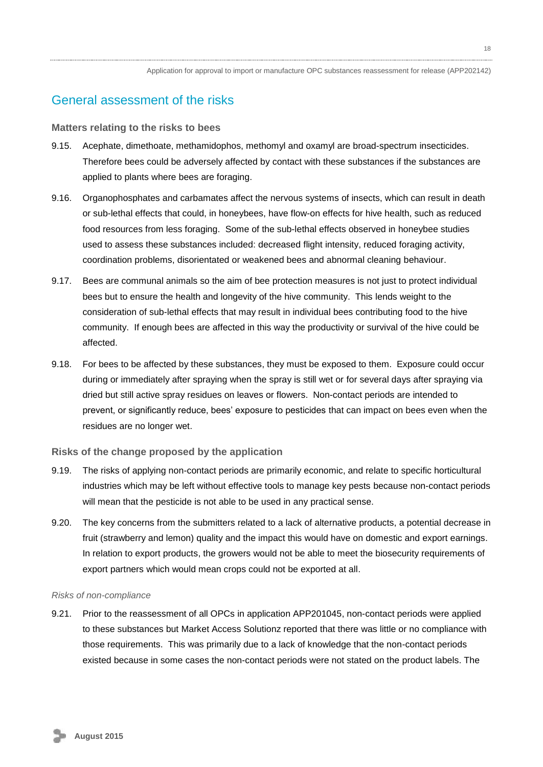## General assessment of the risks

### Matters relating to the risks to bees

9.15. Acephate, dimethoate, methamidophos, methomyl and oxamyl are broad-spectrum insecticides. Therefore bees could be adversely affected by contact with these substances if the substances are applied to plants where bees are foraging.

9.16. Organophosphates and carbamates affect the nervous systems of insects, which can result in death or sub-lethal effects that could, in honeybees, have flow-on effects for hive health, such as reduced food resources from less foraging. Some of the sub-lethal effects observed in honeybee studies used to assess these substances included: decreased flight intensity, reduced foraging activity, coordination problems, disorientated or weakened bees and abnormal cleaning behaviour.

9.17. Bees are communal animals so the aim of bee protection measures is not just to protect individual bees but to ensure the health and longevity of the hive community. This lends weight to the consideration of sub-lethal effects that may result in individual bees contributing food to the hive community. If enough bees are affected in this way the productivity or survival of the hive could be affected.

9.18. For bees to be affected by these substances, they must be exposed to them. Exposure could occur during or immediately after spraying when the spray is still wet or for several days after spraying via dried but still active spray residues on leaves or flowers. Non-contact periods are intended to prevent, or significantly reduce, bees' exposure to pesticides that can impact on bees even when the residues are no longer wet.

### Risks of the change proposed by the application

9.19. The risks of applying non-contact periods are primarily economic, and relate to specific horticultural industries which may be left without effective tools to manage key pests because non-contact periods will mean that the pesticide is not able to be used in any practical sense.

9.20. The key concerns from the submitters related to a lack of alternative products, a potential decrease in fruit (strawberry and lemon) quality and the impact this would have on domestic and export earnings. In relation to export products, the growers would not be able to meet the biosecurity requirements of export partners which would mean crops could not be exported at all.

*Risks of non-compliance*

9.21. Prior to the reassessment of all OPCs in application APP201045, non-contact periods were applied to these substances but Market Access Solutionz reported that there was little or no compliance with those requirements. This was primarily due to a lack of knowledge that the non-contact periods existed because in some cases the non-contact periods were not stated on the product labels. The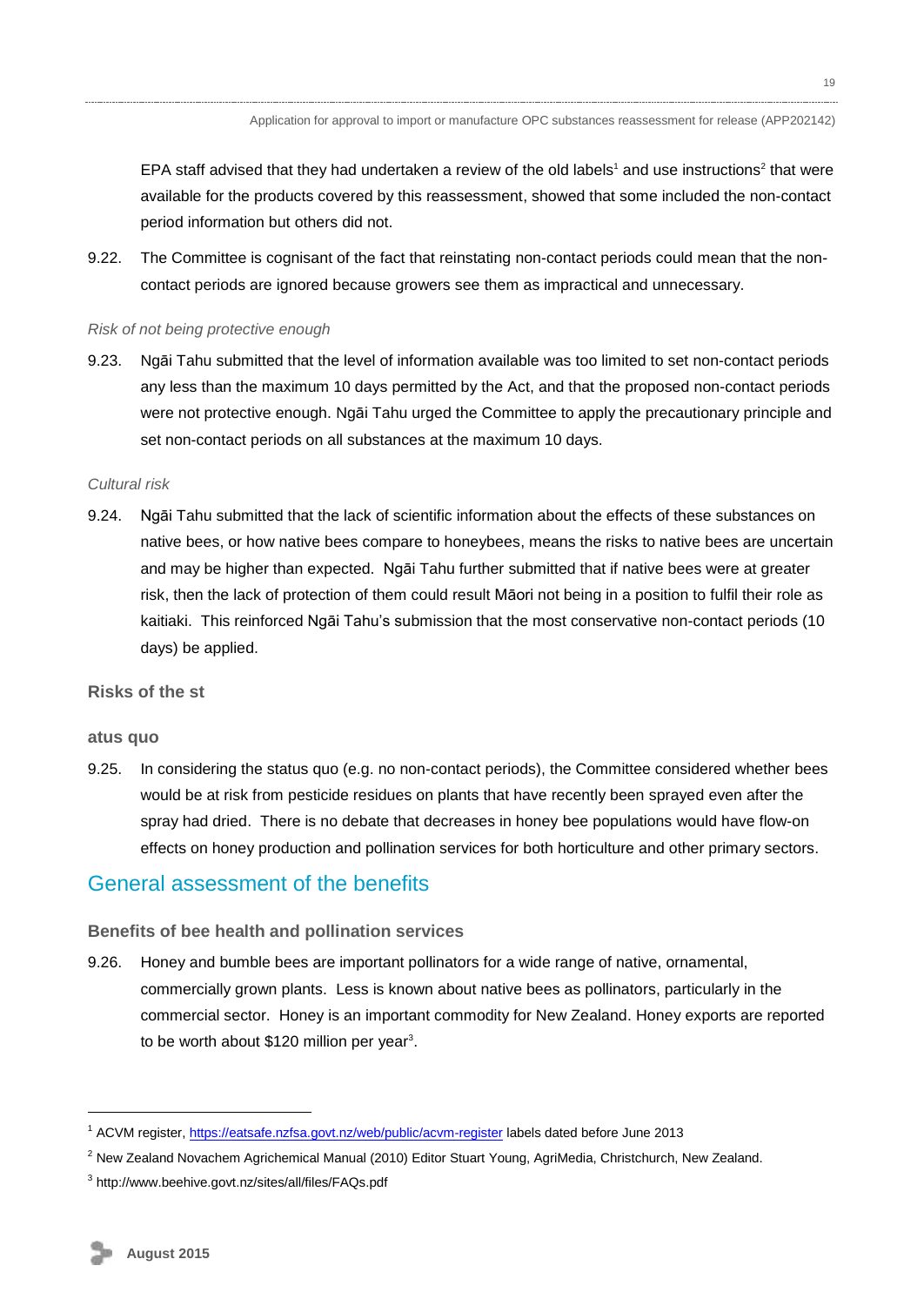EPA staff advised that they had undertaken a review of the old labels[1] and use instructions[2] that were available for the products covered by this reassessment, showed that some included the non-contact period information but others did not.

9.22. The Committee is cognisant of the fact that reinstating non-contact periods could mean that the non-contact periods are ignored because growers see them as impractical and unnecessary.

*Risk of not being protective enough*

9.23. Ngāi Tahu submitted that the level of information available was too limited to set non-contact periods any less than the maximum 10 days permitted by the Act, and that the proposed non-contact periods were not protective enough. Ngāi Tahu urged the Committee to apply the precautionary principle and set non-contact periods on all substances at the maximum 10 days.

*Cultural risk*

9.24. Ngāi Tahu submitted that the lack of scientific information about the effects of these substances on native bees, or how native bees compare to honeybees, means the risks to native bees are uncertain and may be higher than expected. Ngāi Tahu further submitted that if native bees were at greater risk, then the lack of protection of them could result Māori not being in a position to fulfil their role as kaitiaki. This reinforced Ngāi Tahu's submission that the most conservative non-contact periods (10 days) be applied.

### Risks of the status quo

9.25. In considering the status quo (e.g. no non-contact periods), the Committee considered whether bees would be at risk from pesticide residues on plants that have recently been sprayed even after the spray had dried. There is no debate that decreases in honey bee populations would have flow-on effects on honey production and pollination services for both horticulture and other primary sectors.

## General assessment of the benefits

### Benefits of bee health and pollination services

9.26. Honey and bumble bees are important pollinators for a wide range of native, ornamental, commercially grown plants. Less is known about native bees as pollinators, particularly in the commercial sector. Honey is an important commodity for New Zealand. Honey exports are reported to be worth about $120 million per year[3].

---

[1] ACVM register, https://eatsafe.nzfsa.govt.nz/web/public/acvm-register labels dated before June 2013

[2] New Zealand Novachem Agrichemical Manual (2010) Editor Stuart Young, AgriMedia, Christchurch, New Zealand.

[3] http://www.beehive.govt.nz/sites/all/files/FAQs.pdf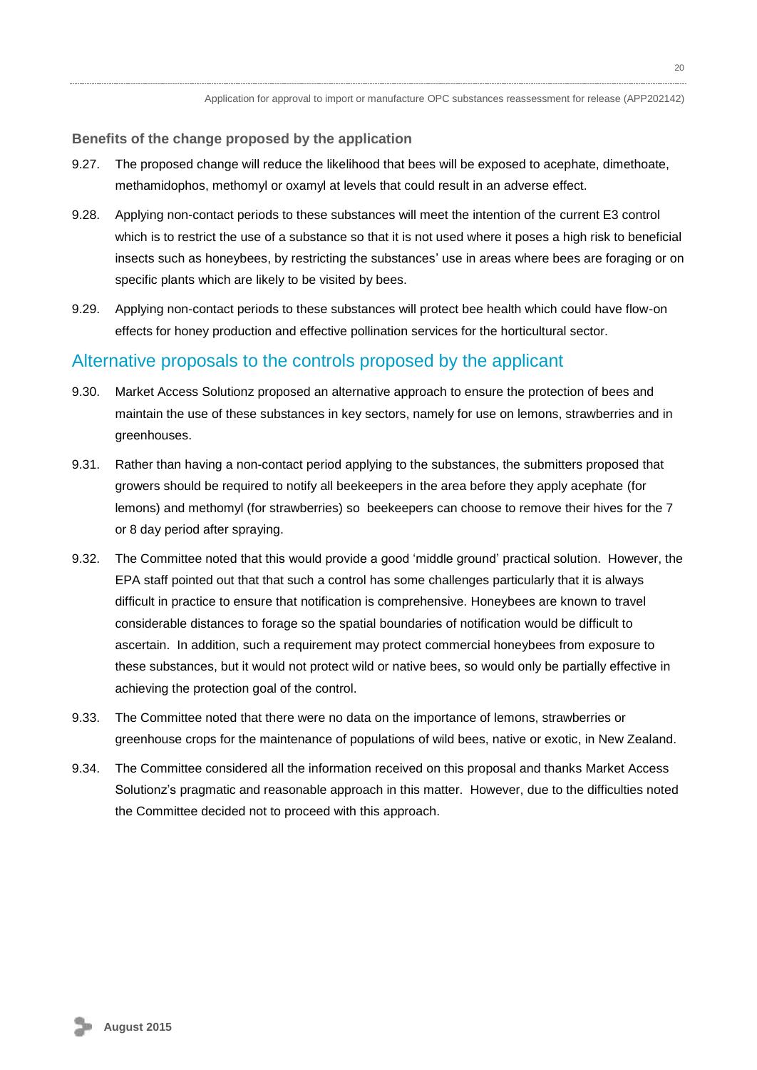### Benefits of the change proposed by the application

9.27. The proposed change will reduce the likelihood that bees will be exposed to acephate, dimethoate, methamidophos, methomyl or oxamyl at levels that could result in an adverse effect.

9.28. Applying non-contact periods to these substances will meet the intention of the current E3 control which is to restrict the use of a substance so that it is not used where it poses a high risk to beneficial insects such as honeybees, by restricting the substances' use in areas where bees are foraging or on specific plants which are likely to be visited by bees.

9.29. Applying non-contact periods to these substances will protect bee health which could have flow-on effects for honey production and effective pollination services for the horticultural sector.

## Alternative proposals to the controls proposed by the applicant

9.30. Market Access Solutionz proposed an alternative approach to ensure the protection of bees and maintain the use of these substances in key sectors, namely for use on lemons, strawberries and in greenhouses.

9.31. Rather than having a non-contact period applying to the substances, the submitters proposed that growers should be required to notify all beekeepers in the area before they apply acephate (for lemons) and methomyl (for strawberries) so beekeepers can choose to remove their hives for the 7 or 8 day period after spraying.

9.32. The Committee noted that this would provide a good 'middle ground' practical solution. However, the EPA staff pointed out that that such a control has some challenges particularly that it is always difficult in practice to ensure that notification is comprehensive. Honeybees are known to travel considerable distances to forage so the spatial boundaries of notification would be difficult to ascertain. In addition, such a requirement may protect commercial honeybees from exposure to these substances, but it would not protect wild or native bees, so would only be partially effective in achieving the protection goal of the control.

9.33. The Committee noted that there were no data on the importance of lemons, strawberries or greenhouse crops for the maintenance of populations of wild bees, native or exotic, in New Zealand.

9.34. The Committee considered all the information received on this proposal and thanks Market Access Solutionz's pragmatic and reasonable approach in this matter. However, due to the difficulties noted the Committee decided not to proceed with this approach.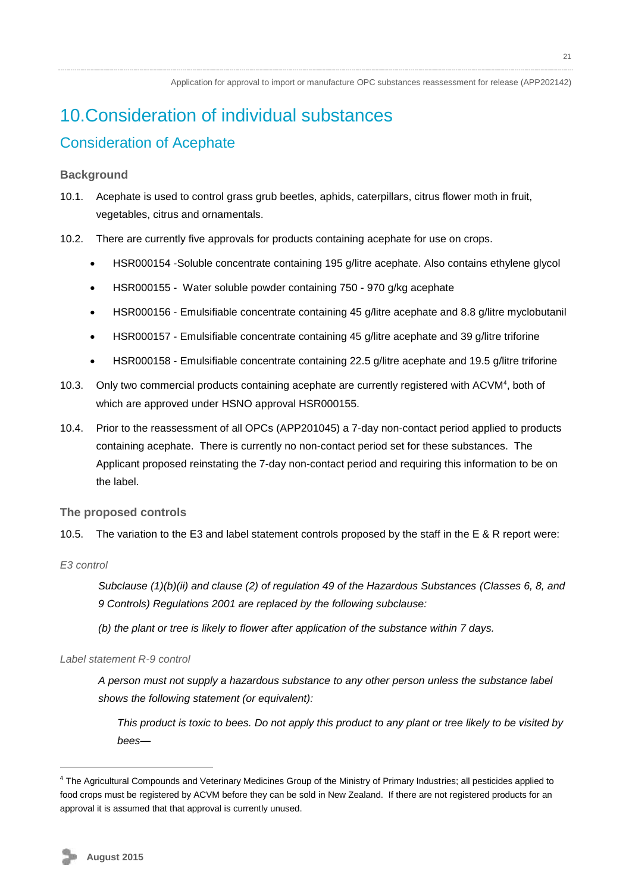# 10. Consideration of individual substances

## Consideration of Acephate

### Background

10.1. Acephate is used to control grass grub beetles, aphids, caterpillars, citrus flower moth in fruit, vegetables, citrus and ornamentals.

10.2. There are currently five approvals for products containing acephate for use on crops.

- HSR000154 -Soluble concentrate containing 195 g/litre acephate. Also contains ethylene glycol
- HSR000155 - Water soluble powder containing 750 - 970 g/kg acephate
- HSR000156 - Emulsifiable concentrate containing 45 g/litre acephate and 8.8 g/litre myclobutanil
- HSR000157 - Emulsifiable concentrate containing 45 g/litre acephate and 39 g/litre triforine
- HSR000158 - Emulsifiable concentrate containing 22.5 g/litre acephate and 19.5 g/litre triforine

10.3. Only two commercial products containing acephate are currently registered with ACVM[4], both of which are approved under HSNO approval HSR000155.

10.4. Prior to the reassessment of all OPCs (APP201045) a 7-day non-contact period applied to products containing acephate. There is currently no non-contact period set for these substances. The Applicant proposed reinstating the 7-day non-contact period and requiring this information to be on the label.

### The proposed controls

10.5. The variation to the E3 and label statement controls proposed by the staff in the E & R report were:

*E3 control*

> *Subclause (1)(b)(ii) and clause (2) of regulation 49 of the Hazardous Substances (Classes 6, 8, and 9 Controls) Regulations 2001 are replaced by the following subclause:*
>
> *(b) the plant or tree is likely to flower after application of the substance within 7 days.*

*Label statement R-9 control*

> *A person must not supply a hazardous substance to any other person unless the substance label shows the following statement (or equivalent):*
>
> > *This product is toxic to bees. Do not apply this product to any plant or tree likely to be visited by bees—*

---

[4] The Agricultural Compounds and Veterinary Medicines Group of the Ministry of Primary Industries; all pesticides applied to food crops must be registered by ACVM before they can be sold in New Zealand. If there are not registered products for an approval it is assumed that that approval is currently unused.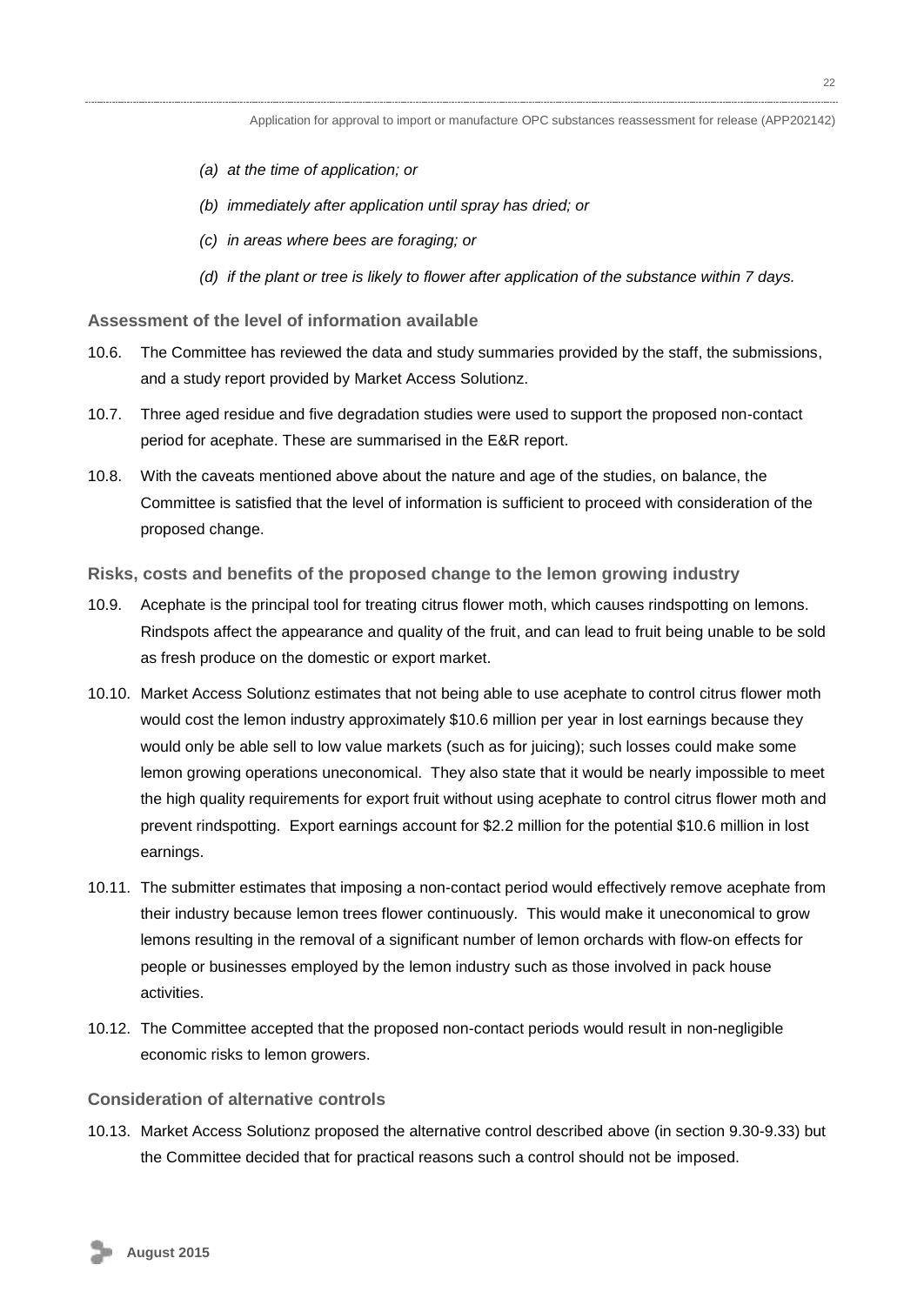*(a) at the time of application; or*

*(b) immediately after application until spray has dried; or*

*(c) in areas where bees are foraging; or*

*(d) if the plant or tree is likely to flower after application of the substance within 7 days.*

### Assessment of the level of information available

10.6. The Committee has reviewed the data and study summaries provided by the staff, the submissions, and a study report provided by Market Access Solutionz.

10.7. Three aged residue and five degradation studies were used to support the proposed non-contact period for acephate. These are summarised in the E&R report.

10.8. With the caveats mentioned above about the nature and age of the studies, on balance, the Committee is satisfied that the level of information is sufficient to proceed with consideration of the proposed change.

### Risks, costs and benefits of the proposed change to the lemon growing industry

10.9. Acephate is the principal tool for treating citrus flower moth, which causes rindspotting on lemons. Rindspots affect the appearance and quality of the fruit, and can lead to fruit being unable to be sold as fresh produce on the domestic or export market.

10.10. Market Access Solutionz estimates that not being able to use acephate to control citrus flower moth would cost the lemon industry approximately $10.6 million per year in lost earnings because they would only be able sell to low value markets (such as for juicing); such losses could make some lemon growing operations uneconomical. They also state that it would be nearly impossible to meet the high quality requirements for export fruit without using acephate to control citrus flower moth and prevent rindspotting. Export earnings account for $2.2 million for the potential $10.6 million in lost earnings.

10.11. The submitter estimates that imposing a non-contact period would effectively remove acephate from their industry because lemon trees flower continuously. This would make it uneconomical to grow lemons resulting in the removal of a significant number of lemon orchards with flow-on effects for people or businesses employed by the lemon industry such as those involved in pack house activities.

10.12. The Committee accepted that the proposed non-contact periods would result in non-negligible economic risks to lemon growers.

### Consideration of alternative controls

10.13. Market Access Solutionz proposed the alternative control described above (in section 9.30-9.33) but the Committee decided that for practical reasons such a control should not be imposed.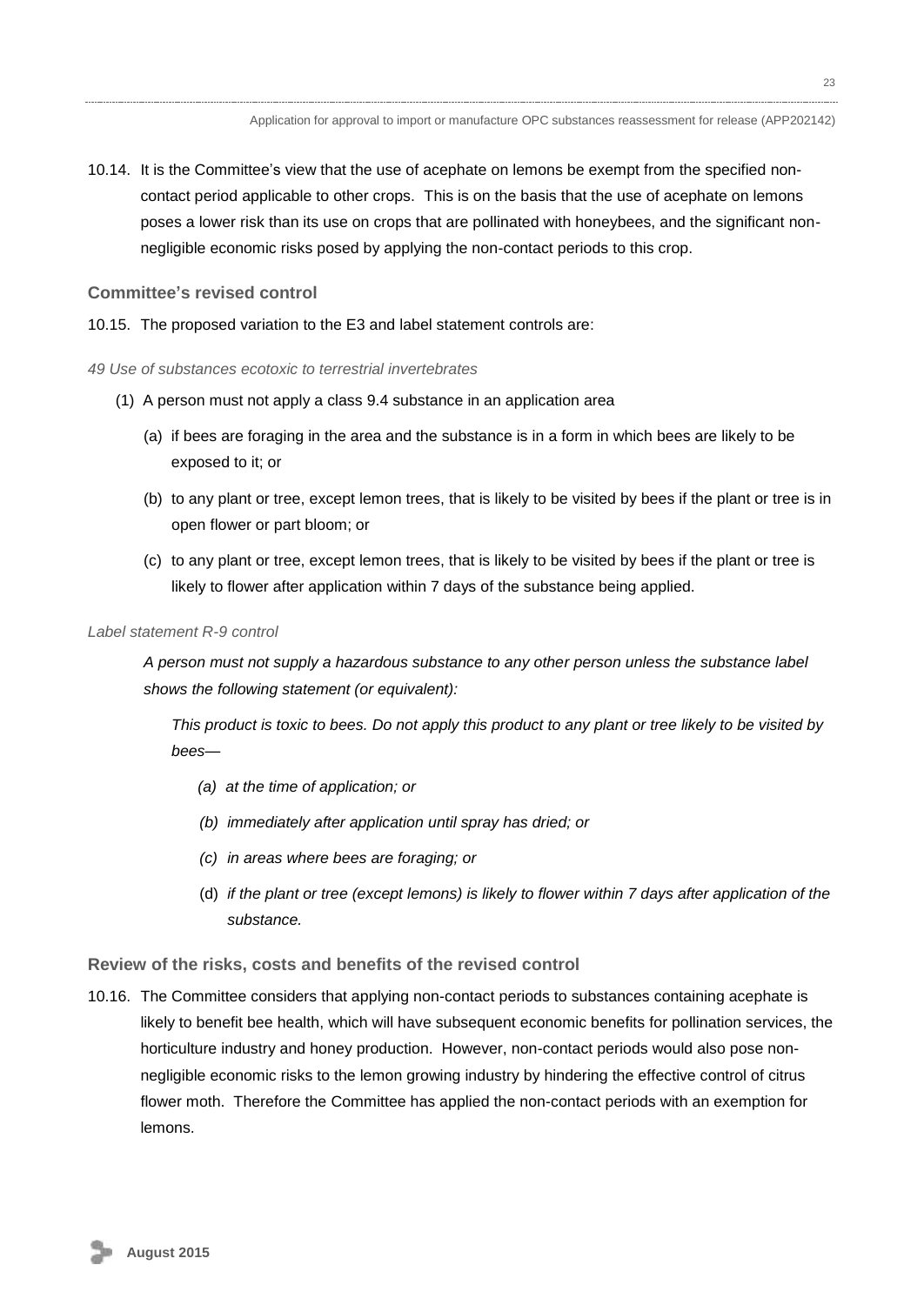10.14. It is the Committee's view that the use of acephate on lemons be exempt from the specified non-contact period applicable to other crops. This is on the basis that the use of acephate on lemons poses a lower risk than its use on crops that are pollinated with honeybees, and the significant non-negligible economic risks posed by applying the non-contact periods to this crop.

### Committee's revised control

10.15. The proposed variation to the E3 and label statement controls are:

*49 Use of substances ecotoxic to terrestrial invertebrates*

(1) A person must not apply a class 9.4 substance in an application area

   (a) if bees are foraging in the area and the substance is in a form in which bees are likely to be exposed to it; or

   (b) to any plant or tree, except lemon trees, that is likely to be visited by bees if the plant or tree is in open flower or part bloom; or

   (c) to any plant or tree, except lemon trees, that is likely to be visited by bees if the plant or tree is likely to flower after application within 7 days of the substance being applied.

*Label statement R-9 control*

*A person must not supply a hazardous substance to any other person unless the substance label shows the following statement (or equivalent):*

*This product is toxic to bees. Do not apply this product to any plant or tree likely to be visited by bees—*

*(a) at the time of application; or*

*(b) immediately after application until spray has dried; or*

*(c) in areas where bees are foraging; or*

(d) *if the plant or tree (except lemons) is likely to flower within 7 days after application of the substance.*

### Review of the risks, costs and benefits of the revised control

10.16. The Committee considers that applying non-contact periods to substances containing acephate is likely to benefit bee health, which will have subsequent economic benefits for pollination services, the horticulture industry and honey production. However, non-contact periods would also pose non-negligible economic risks to the lemon growing industry by hindering the effective control of citrus flower moth. Therefore the Committee has applied the non-contact periods with an exemption for lemons.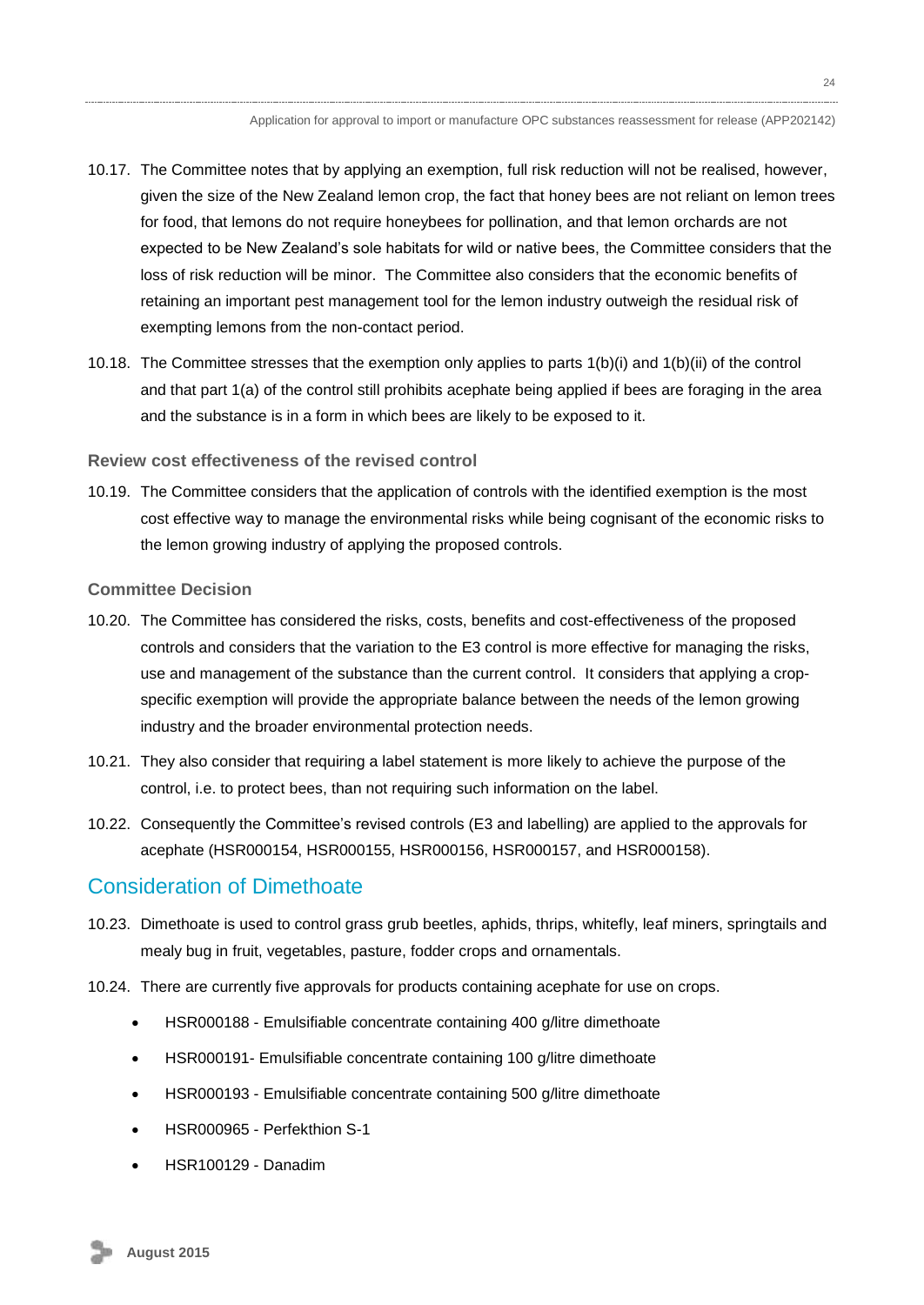10.17. The Committee notes that by applying an exemption, full risk reduction will not be realised, however, given the size of the New Zealand lemon crop, the fact that honey bees are not reliant on lemon trees for food, that lemons do not require honeybees for pollination, and that lemon orchards are not expected to be New Zealand's sole habitats for wild or native bees, the Committee considers that the loss of risk reduction will be minor. The Committee also considers that the economic benefits of retaining an important pest management tool for the lemon industry outweigh the residual risk of exempting lemons from the non-contact period.

10.18. The Committee stresses that the exemption only applies to parts 1(b)(i) and 1(b)(ii) of the control and that part 1(a) of the control still prohibits acephate being applied if bees are foraging in the area and the substance is in a form in which bees are likely to be exposed to it.

### Review cost effectiveness of the revised control

10.19. The Committee considers that the application of controls with the identified exemption is the most cost effective way to manage the environmental risks while being cognisant of the economic risks to the lemon growing industry of applying the proposed controls.

### Committee Decision

10.20. The Committee has considered the risks, costs, benefits and cost-effectiveness of the proposed controls and considers that the variation to the E3 control is more effective for managing the risks, use and management of the substance than the current control. It considers that applying a crop-specific exemption will provide the appropriate balance between the needs of the lemon growing industry and the broader environmental protection needs.

10.21. They also consider that requiring a label statement is more likely to achieve the purpose of the control, i.e. to protect bees, than not requiring such information on the label.

10.22. Consequently the Committee's revised controls (E3 and labelling) are applied to the approvals for acephate (HSR000154, HSR000155, HSR000156, HSR000157, and HSR000158).

## Consideration of Dimethoate

10.23. Dimethoate is used to control grass grub beetles, aphids, thrips, whitefly, leaf miners, springtails and mealy bug in fruit, vegetables, pasture, fodder crops and ornamentals.

10.24. There are currently five approvals for products containing acephate for use on crops.

- HSR000188 - Emulsifiable concentrate containing 400 g/litre dimethoate
- HSR000191- Emulsifiable concentrate containing 100 g/litre dimethoate
- HSR000193 - Emulsifiable concentrate containing 500 g/litre dimethoate
- HSR000965 - Perfekthion S-1
- HSR100129 - Danadim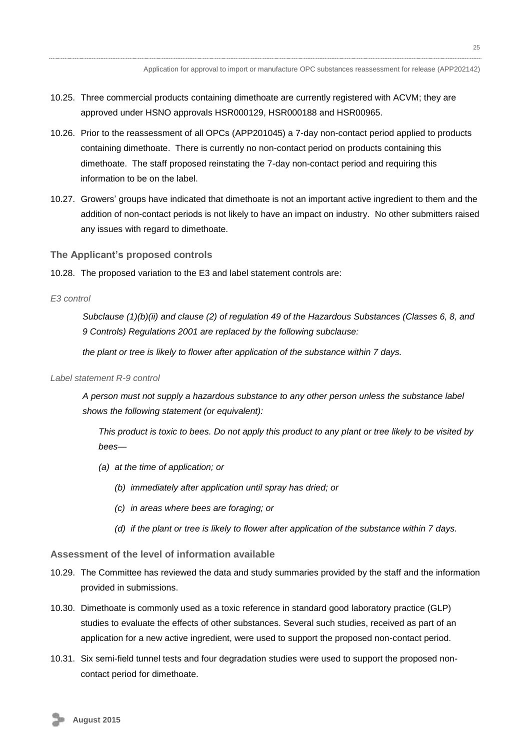10.25. Three commercial products containing dimethoate are currently registered with ACVM; they are approved under HSNO approvals HSR000129, HSR000188 and HSR00965.

10.26. Prior to the reassessment of all OPCs (APP201045) a 7-day non-contact period applied to products containing dimethoate. There is currently no non-contact period on products containing this dimethoate. The staff proposed reinstating the 7-day non-contact period and requiring this information to be on the label.

10.27. Growers' groups have indicated that dimethoate is not an important active ingredient to them and the addition of non-contact periods is not likely to have an impact on industry. No other submitters raised any issues with regard to dimethoate.

### The Applicant's proposed controls

10.28. The proposed variation to the E3 and label statement controls are:

*E3 control*

> *Subclause (1)(b)(ii) and clause (2) of regulation 49 of the Hazardous Substances (Classes 6, 8, and 9 Controls) Regulations 2001 are replaced by the following subclause:*
>
> *the plant or tree is likely to flower after application of the substance within 7 days.*

*Label statement R-9 control*

> *A person must not supply a hazardous substance to any other person unless the substance label shows the following statement (or equivalent):*
>
> *This product is toxic to bees. Do not apply this product to any plant or tree likely to be visited by bees—*
>
> *(a) at the time of application; or*
>
> *(b) immediately after application until spray has dried; or*
>
> *(c) in areas where bees are foraging; or*
>
> *(d) if the plant or tree is likely to flower after application of the substance within 7 days.*

### Assessment of the level of information available

10.29. The Committee has reviewed the data and study summaries provided by the staff and the information provided in submissions.

10.30. Dimethoate is commonly used as a toxic reference in standard good laboratory practice (GLP) studies to evaluate the effects of other substances. Several such studies, received as part of an application for a new active ingredient, were used to support the proposed non-contact period.

10.31. Six semi-field tunnel tests and four degradation studies were used to support the proposed non-contact period for dimethoate.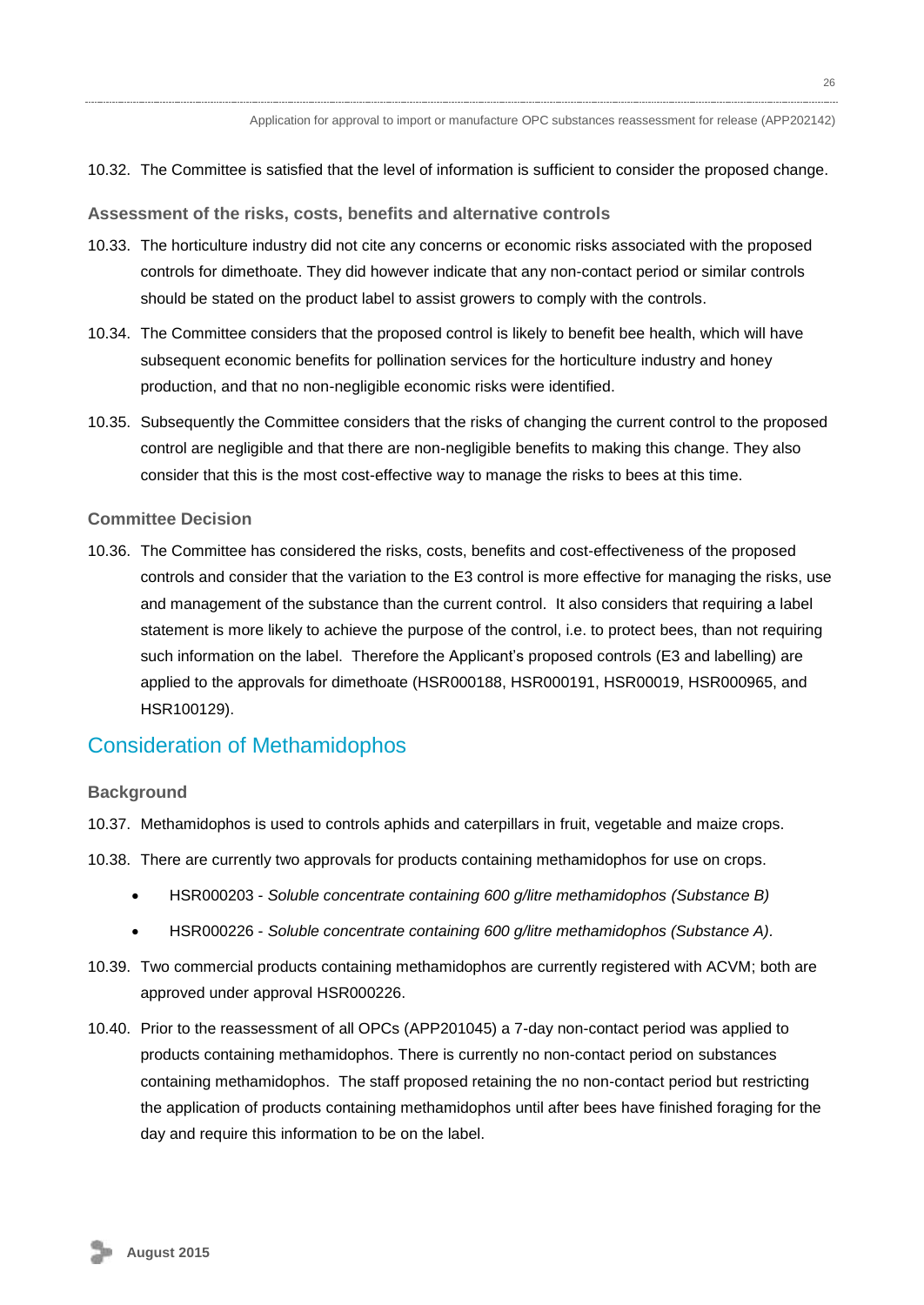10.32. The Committee is satisfied that the level of information is sufficient to consider the proposed change.

### Assessment of the risks, costs, benefits and alternative controls

10.33. The horticulture industry did not cite any concerns or economic risks associated with the proposed controls for dimethoate. They did however indicate that any non-contact period or similar controls should be stated on the product label to assist growers to comply with the controls.

10.34. The Committee considers that the proposed control is likely to benefit bee health, which will have subsequent economic benefits for pollination services for the horticulture industry and honey production, and that no non-negligible economic risks were identified.

10.35. Subsequently the Committee considers that the risks of changing the current control to the proposed control are negligible and that there are non-negligible benefits to making this change. They also consider that this is the most cost-effective way to manage the risks to bees at this time.

### Committee Decision

10.36. The Committee has considered the risks, costs, benefits and cost-effectiveness of the proposed controls and consider that the variation to the E3 control is more effective for managing the risks, use and management of the substance than the current control. It also considers that requiring a label statement is more likely to achieve the purpose of the control, i.e. to protect bees, than not requiring such information on the label. Therefore the Applicant's proposed controls (E3 and labelling) are applied to the approvals for dimethoate (HSR000188, HSR000191, HSR00019, HSR000965, and HSR100129).

## Consideration of Methamidophos

### Background

10.37. Methamidophos is used to controls aphids and caterpillars in fruit, vegetable and maize crops.

10.38. There are currently two approvals for products containing methamidophos for use on crops.

- HSR000203 - *Soluble concentrate containing 600 g/litre methamidophos (Substance B)*
- HSR000226 - *Soluble concentrate containing 600 g/litre methamidophos (Substance A).*

10.39. Two commercial products containing methamidophos are currently registered with ACVM; both are approved under approval HSR000226.

10.40. Prior to the reassessment of all OPCs (APP201045) a 7-day non-contact period was applied to products containing methamidophos. There is currently no non-contact period on substances containing methamidophos. The staff proposed retaining the no non-contact period but restricting the application of products containing methamidophos until after bees have finished foraging for the day and require this information to be on the label.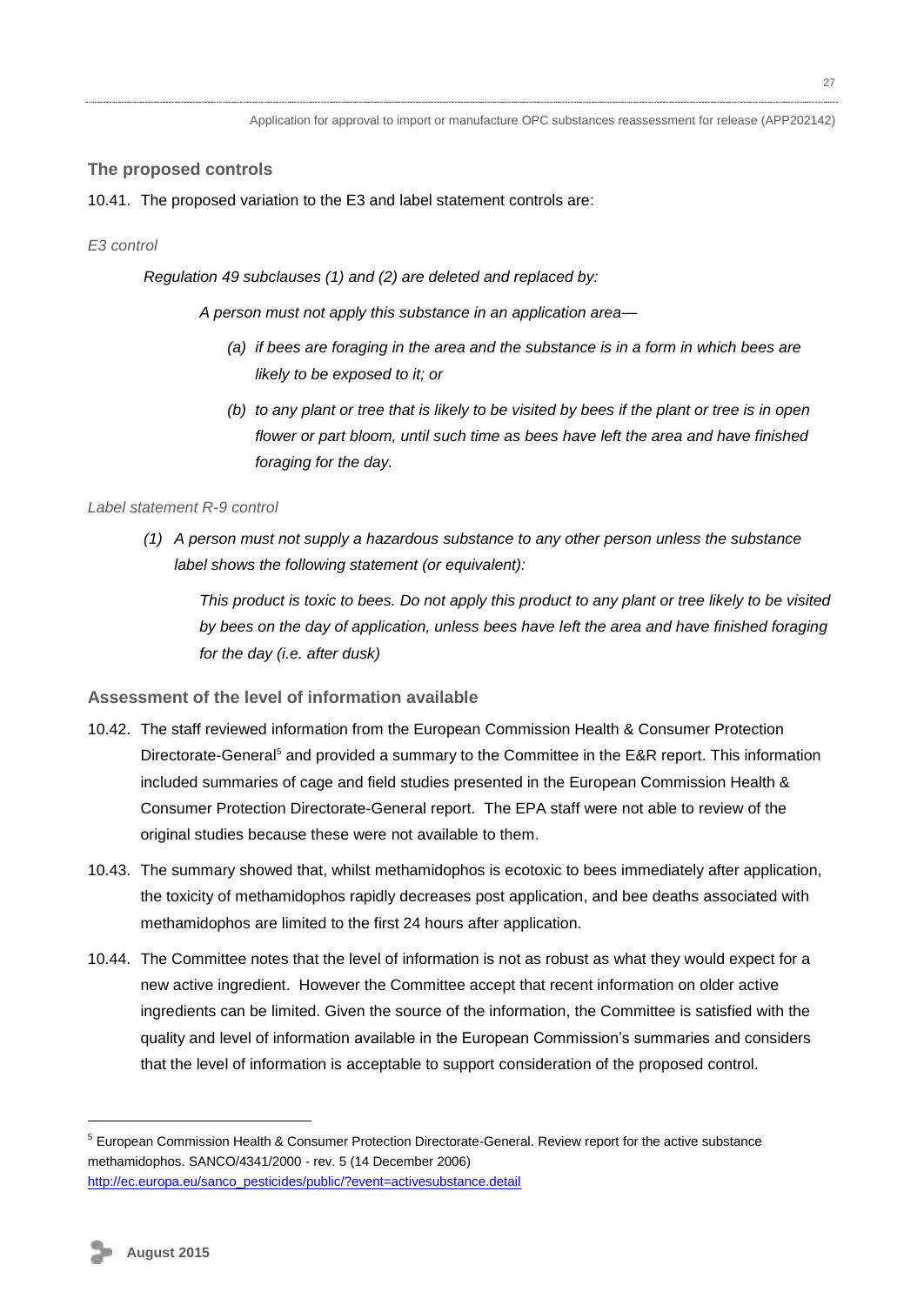### The proposed controls

10.41. The proposed variation to the E3 and label statement controls are:

*E3 control*

> *Regulation 49 subclauses (1) and (2) are deleted and replaced by:*
>
> *A person must not apply this substance in an application area—*
>
> *(a) if bees are foraging in the area and the substance is in a form in which bees are likely to be exposed to it; or*
>
> *(b) to any plant or tree that is likely to be visited by bees if the plant or tree is in open flower or part bloom, until such time as bees have left the area and have finished foraging for the day.*

*Label statement R-9 control*

> *(1) A person must not supply a hazardous substance to any other person unless the substance label shows the following statement (or equivalent):*
>
> *This product is toxic to bees. Do not apply this product to any plant or tree likely to be visited by bees on the day of application, unless bees have left the area and have finished foraging for the day (i.e. after dusk)*

### Assessment of the level of information available

10.42. The staff reviewed information from the European Commission Health & Consumer Protection Directorate-General[5] and provided a summary to the Committee in the E&R report. This information included summaries of cage and field studies presented in the European Commission Health & Consumer Protection Directorate-General report. The EPA staff were not able to review of the original studies because these were not available to them.

10.43. The summary showed that, whilst methamidophos is ecotoxic to bees immediately after application, the toxicity of methamidophos rapidly decreases post application, and bee deaths associated with methamidophos are limited to the first 24 hours after application.

10.44. The Committee notes that the level of information is not as robust as what they would expect for a new active ingredient. However the Committee accept that recent information on older active ingredients can be limited. Given the source of the information, the Committee is satisfied with the quality and level of information available in the European Commission's summaries and considers that the level of information is acceptable to support consideration of the proposed control.

---

[5] European Commission Health & Consumer Protection Directorate-General. Review report for the active substance methamidophos. SANCO/4341/2000 - rev. 5 (14 December 2006) http://ec.europa.eu/sanco_pesticides/public/?event=activesubstance.detail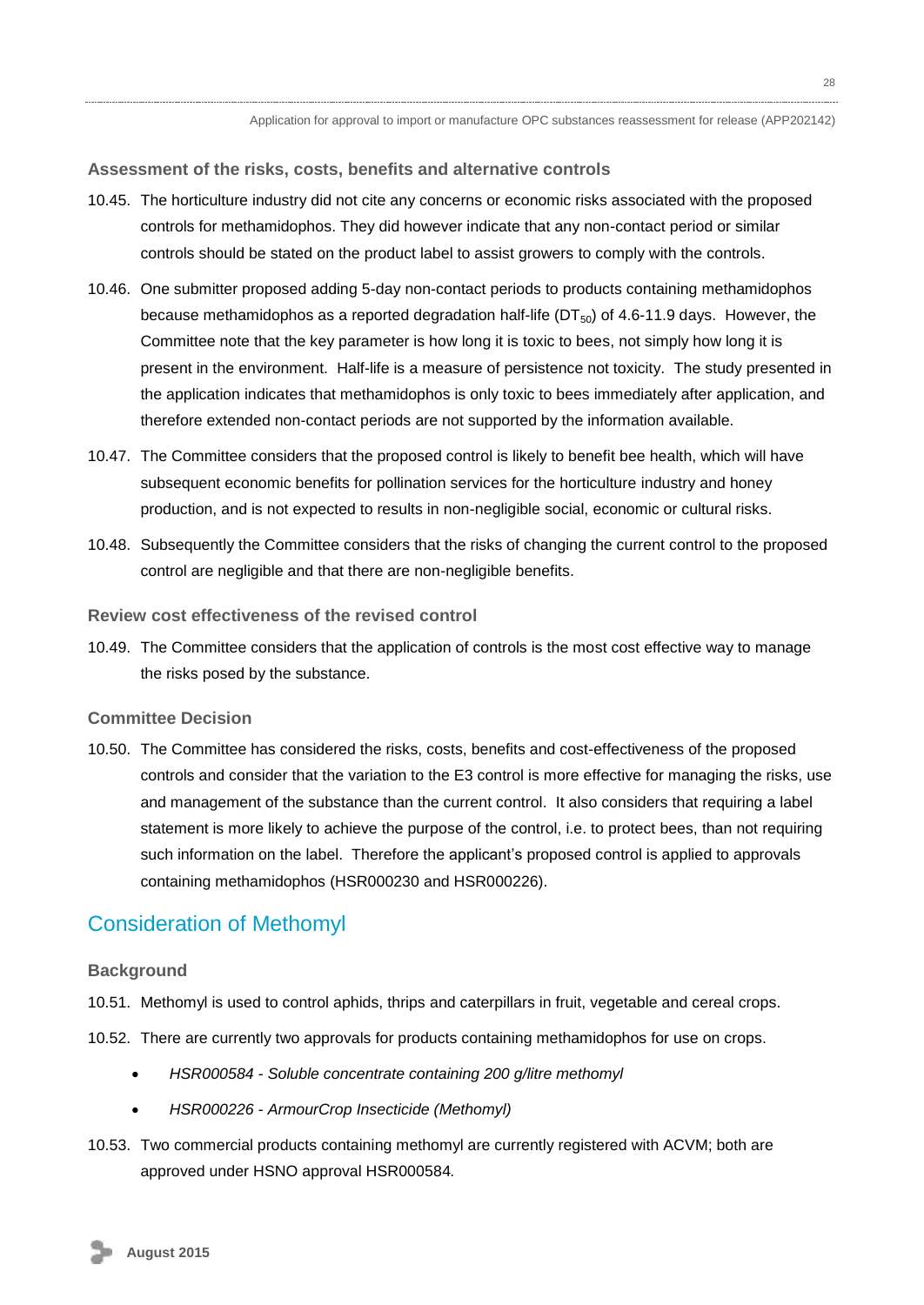### Assessment of the risks, costs, benefits and alternative controls

10.45. The horticulture industry did not cite any concerns or economic risks associated with the proposed controls for methamidophos. They did however indicate that any non-contact period or similar controls should be stated on the product label to assist growers to comply with the controls.

10.46. One submitter proposed adding 5-day non-contact periods to products containing methamidophos because methamidophos as a reported degradation half-life ($DT_{50}$) of 4.6-11.9 days. However, the Committee note that the key parameter is how long it is toxic to bees, not simply how long it is present in the environment. Half-life is a measure of persistence not toxicity. The study presented in the application indicates that methamidophos is only toxic to bees immediately after application, and therefore extended non-contact periods are not supported by the information available.

10.47. The Committee considers that the proposed control is likely to benefit bee health, which will have subsequent economic benefits for pollination services for the horticulture industry and honey production, and is not expected to results in non-negligible social, economic or cultural risks.

10.48. Subsequently the Committee considers that the risks of changing the current control to the proposed control are negligible and that there are non-negligible benefits.

### Review cost effectiveness of the revised control

10.49. The Committee considers that the application of controls is the most cost effective way to manage the risks posed by the substance.

### Committee Decision

10.50. The Committee has considered the risks, costs, benefits and cost-effectiveness of the proposed controls and consider that the variation to the E3 control is more effective for managing the risks, use and management of the substance than the current control. It also considers that requiring a label statement is more likely to achieve the purpose of the control, i.e. to protect bees, than not requiring such information on the label. Therefore the applicant's proposed control is applied to approvals containing methamidophos (HSR000230 and HSR000226).

## Consideration of Methomyl

### Background

10.51. Methomyl is used to control aphids, thrips and caterpillars in fruit, vegetable and cereal crops.

10.52. There are currently two approvals for products containing methamidophos for use on crops.

- *HSR000584 - Soluble concentrate containing 200 g/litre methomyl*
- *HSR000226 - ArmourCrop Insecticide (Methomyl)*

10.53. Two commercial products containing methomyl are currently registered with ACVM; both are approved under HSNO approval HSR000584*.*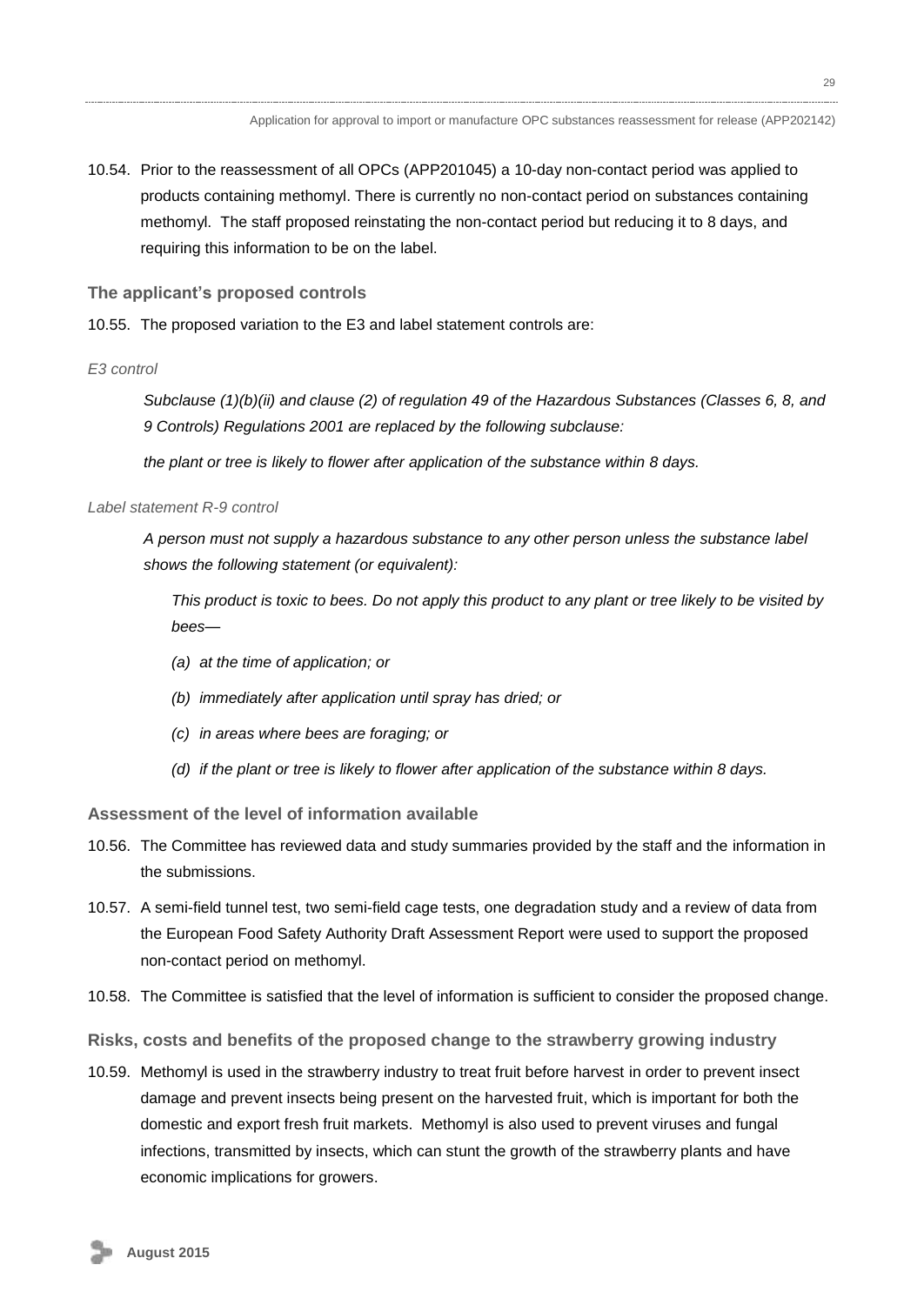10.54. Prior to the reassessment of all OPCs (APP201045) a 10-day non-contact period was applied to products containing methomyl. There is currently no non-contact period on substances containing methomyl. The staff proposed reinstating the non-contact period but reducing it to 8 days, and requiring this information to be on the label.

### The applicant's proposed controls

10.55. The proposed variation to the E3 and label statement controls are:

*E3 control*

> *Subclause (1)(b)(ii) and clause (2) of regulation 49 of the Hazardous Substances (Classes 6, 8, and 9 Controls) Regulations 2001 are replaced by the following subclause:*
>
> *the plant or tree is likely to flower after application of the substance within 8 days.*

*Label statement R-9 control*

> *A person must not supply a hazardous substance to any other person unless the substance label shows the following statement (or equivalent):*
>
> > *This product is toxic to bees. Do not apply this product to any plant or tree likely to be visited by bees—*
> >
> > *(a) at the time of application; or*
> >
> > *(b) immediately after application until spray has dried; or*
> >
> > *(c) in areas where bees are foraging; or*
> >
> > *(d) if the plant or tree is likely to flower after application of the substance within 8 days.*

### Assessment of the level of information available

10.56. The Committee has reviewed data and study summaries provided by the staff and the information in the submissions.

10.57. A semi-field tunnel test, two semi-field cage tests, one degradation study and a review of data from the European Food Safety Authority Draft Assessment Report were used to support the proposed non-contact period on methomyl.

10.58. The Committee is satisfied that the level of information is sufficient to consider the proposed change.

### Risks, costs and benefits of the proposed change to the strawberry growing industry

10.59. Methomyl is used in the strawberry industry to treat fruit before harvest in order to prevent insect damage and prevent insects being present on the harvested fruit, which is important for both the domestic and export fresh fruit markets. Methomyl is also used to prevent viruses and fungal infections, transmitted by insects, which can stunt the growth of the strawberry plants and have economic implications for growers.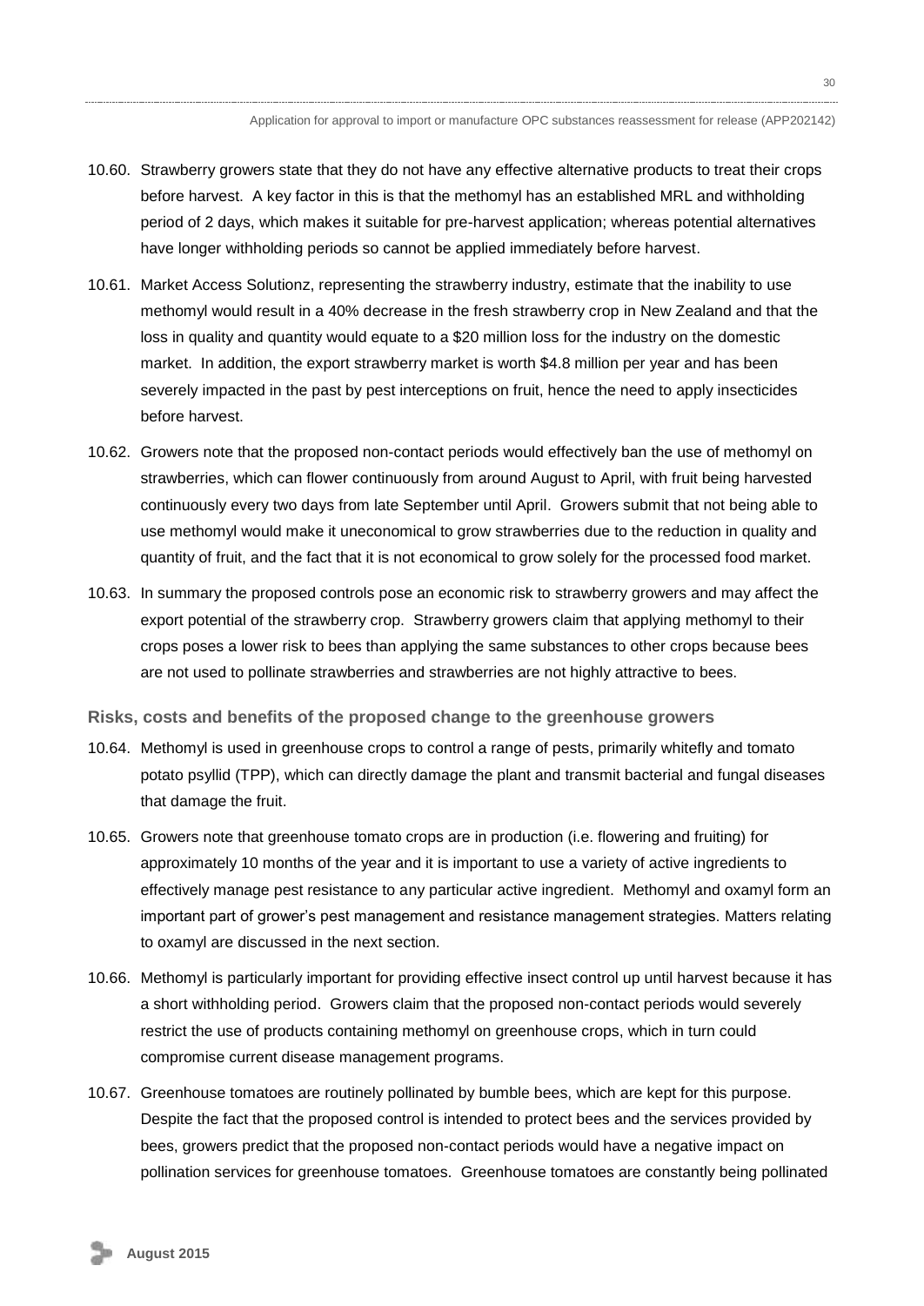10.60. Strawberry growers state that they do not have any effective alternative products to treat their crops before harvest. A key factor in this is that the methomyl has an established MRL and withholding period of 2 days, which makes it suitable for pre-harvest application; whereas potential alternatives have longer withholding periods so cannot be applied immediately before harvest.

10.61. Market Access Solutionz, representing the strawberry industry, estimate that the inability to use methomyl would result in a 40% decrease in the fresh strawberry crop in New Zealand and that the loss in quality and quantity would equate to a $20 million loss for the industry on the domestic market. In addition, the export strawberry market is worth $4.8 million per year and has been severely impacted in the past by pest interceptions on fruit, hence the need to apply insecticides before harvest.

10.62. Growers note that the proposed non-contact periods would effectively ban the use of methomyl on strawberries, which can flower continuously from around August to April, with fruit being harvested continuously every two days from late September until April. Growers submit that not being able to use methomyl would make it uneconomical to grow strawberries due to the reduction in quality and quantity of fruit, and the fact that it is not economical to grow solely for the processed food market.

10.63. In summary the proposed controls pose an economic risk to strawberry growers and may affect the export potential of the strawberry crop. Strawberry growers claim that applying methomyl to their crops poses a lower risk to bees than applying the same substances to other crops because bees are not used to pollinate strawberries and strawberries are not highly attractive to bees.

### Risks, costs and benefits of the proposed change to the greenhouse growers

10.64. Methomyl is used in greenhouse crops to control a range of pests, primarily whitefly and tomato potato psyllid (TPP), which can directly damage the plant and transmit bacterial and fungal diseases that damage the fruit.

10.65. Growers note that greenhouse tomato crops are in production (i.e. flowering and fruiting) for approximately 10 months of the year and it is important to use a variety of active ingredients to effectively manage pest resistance to any particular active ingredient. Methomyl and oxamyl form an important part of grower's pest management and resistance management strategies. Matters relating to oxamyl are discussed in the next section.

10.66. Methomyl is particularly important for providing effective insect control up until harvest because it has a short withholding period. Growers claim that the proposed non-contact periods would severely restrict the use of products containing methomyl on greenhouse crops, which in turn could compromise current disease management programs.

10.67. Greenhouse tomatoes are routinely pollinated by bumble bees, which are kept for this purpose. Despite the fact that the proposed control is intended to protect bees and the services provided by bees, growers predict that the proposed non-contact periods would have a negative impact on pollination services for greenhouse tomatoes. Greenhouse tomatoes are constantly being pollinated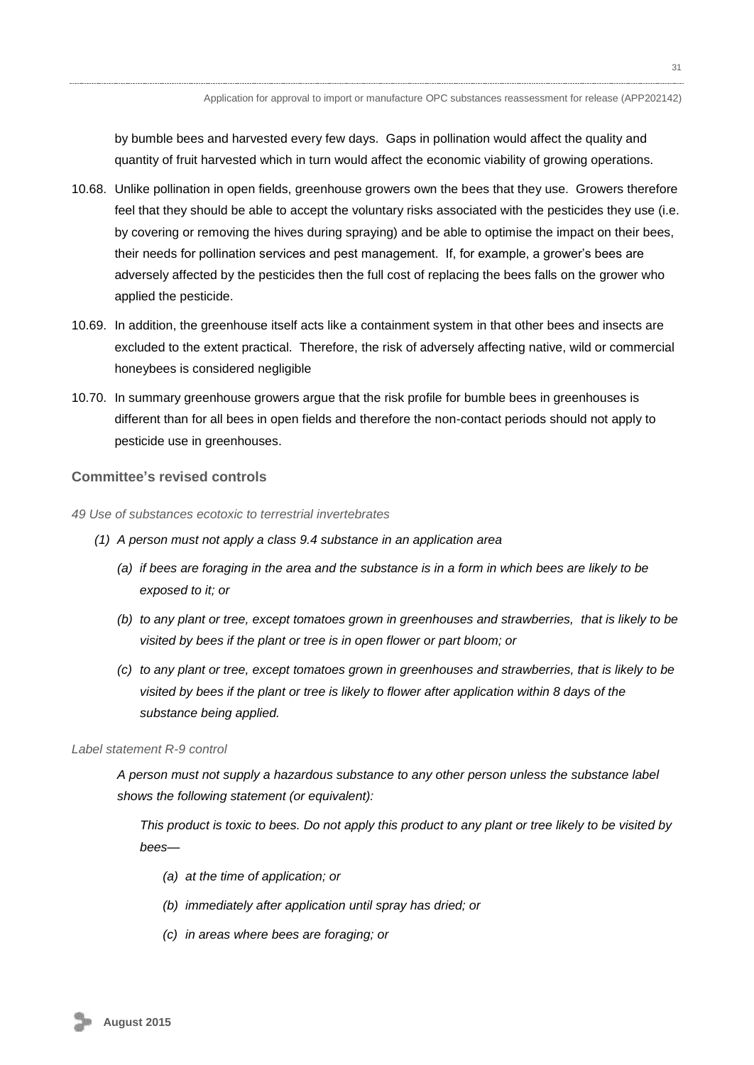by bumble bees and harvested every few days. Gaps in pollination would affect the quality and quantity of fruit harvested which in turn would affect the economic viability of growing operations.

10.68. Unlike pollination in open fields, greenhouse growers own the bees that they use. Growers therefore feel that they should be able to accept the voluntary risks associated with the pesticides they use (i.e. by covering or removing the hives during spraying) and be able to optimise the impact on their bees, their needs for pollination services and pest management. If, for example, a grower's bees are adversely affected by the pesticides then the full cost of replacing the bees falls on the grower who applied the pesticide.

10.69. In addition, the greenhouse itself acts like a containment system in that other bees and insects are excluded to the extent practical. Therefore, the risk of adversely affecting native, wild or commercial honeybees is considered negligible

10.70. In summary greenhouse growers argue that the risk profile for bumble bees in greenhouses is different than for all bees in open fields and therefore the non-contact periods should not apply to pesticide use in greenhouses.

### Committee's revised controls

*49 Use of substances ecotoxic to terrestrial invertebrates*

*(1) A person must not apply a class 9.4 substance in an application area*

*(a) if bees are foraging in the area and the substance is in a form in which bees are likely to be exposed to it; or*

*(b) to any plant or tree, except tomatoes grown in greenhouses and strawberries, that is likely to be visited by bees if the plant or tree is in open flower or part bloom; or*

*(c) to any plant or tree, except tomatoes grown in greenhouses and strawberries, that is likely to be visited by bees if the plant or tree is likely to flower after application within 8 days of the substance being applied.*

*Label statement R-9 control*

*A person must not supply a hazardous substance to any other person unless the substance label shows the following statement (or equivalent):*

*This product is toxic to bees. Do not apply this product to any plant or tree likely to be visited by bees—*

*(a) at the time of application; or*

*(b) immediately after application until spray has dried; or*

*(c) in areas where bees are foraging; or*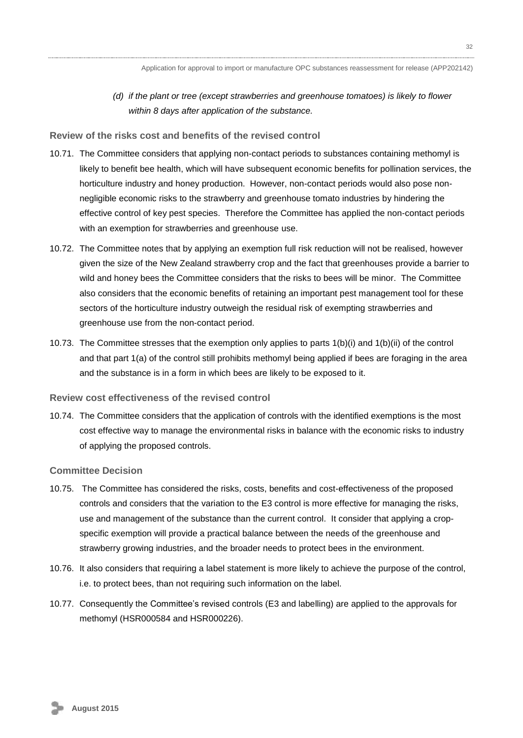*(d) if the plant or tree (except strawberries and greenhouse tomatoes) is likely to flower within 8 days after application of the substance.*

### Review of the risks cost and benefits of the revised control

10.71. The Committee considers that applying non-contact periods to substances containing methomyl is likely to benefit bee health, which will have subsequent economic benefits for pollination services, the horticulture industry and honey production. However, non-contact periods would also pose non-negligible economic risks to the strawberry and greenhouse tomato industries by hindering the effective control of key pest species. Therefore the Committee has applied the non-contact periods with an exemption for strawberries and greenhouse use.

10.72. The Committee notes that by applying an exemption full risk reduction will not be realised, however given the size of the New Zealand strawberry crop and the fact that greenhouses provide a barrier to wild and honey bees the Committee considers that the risks to bees will be minor. The Committee also considers that the economic benefits of retaining an important pest management tool for these sectors of the horticulture industry outweigh the residual risk of exempting strawberries and greenhouse use from the non-contact period.

10.73. The Committee stresses that the exemption only applies to parts 1(b)(i) and 1(b)(ii) of the control and that part 1(a) of the control still prohibits methomyl being applied if bees are foraging in the area and the substance is in a form in which bees are likely to be exposed to it.

### Review cost effectiveness of the revised control

10.74. The Committee considers that the application of controls with the identified exemptions is the most cost effective way to manage the environmental risks in balance with the economic risks to industry of applying the proposed controls.

### Committee Decision

10.75. The Committee has considered the risks, costs, benefits and cost-effectiveness of the proposed controls and considers that the variation to the E3 control is more effective for managing the risks, use and management of the substance than the current control. It consider that applying a crop-specific exemption will provide a practical balance between the needs of the greenhouse and strawberry growing industries, and the broader needs to protect bees in the environment.

10.76. It also considers that requiring a label statement is more likely to achieve the purpose of the control, i.e. to protect bees, than not requiring such information on the label.

10.77. Consequently the Committee's revised controls (E3 and labelling) are applied to the approvals for methomyl (HSR000584 and HSR000226).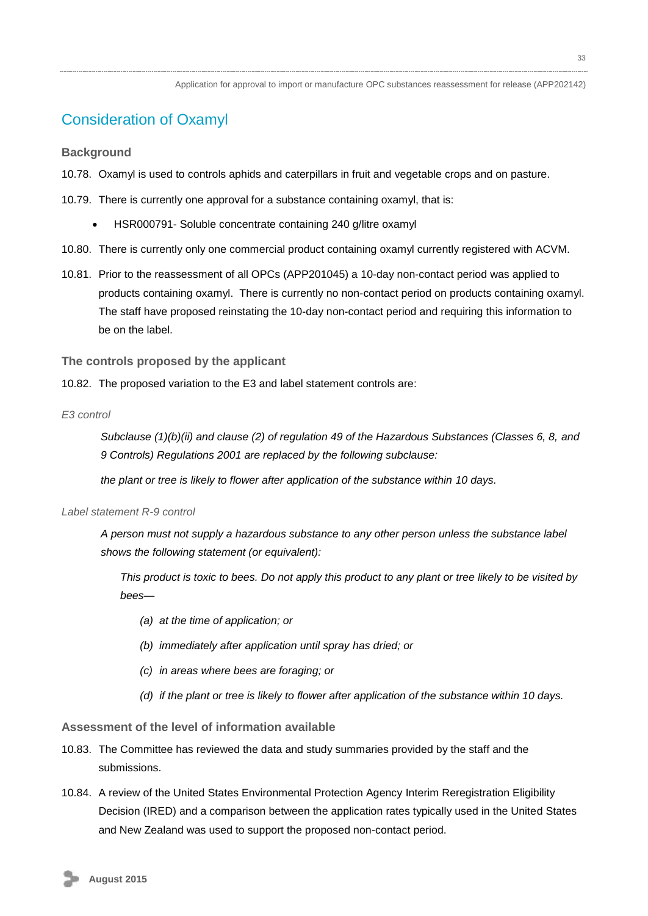## Consideration of Oxamyl

### Background

10.78. Oxamyl is used to controls aphids and caterpillars in fruit and vegetable crops and on pasture.

10.79. There is currently one approval for a substance containing oxamyl, that is:

- HSR000791- Soluble concentrate containing 240 g/litre oxamyl

10.80. There is currently only one commercial product containing oxamyl currently registered with ACVM.

10.81. Prior to the reassessment of all OPCs (APP201045) a 10-day non-contact period was applied to products containing oxamyl. There is currently no non-contact period on products containing oxamyl. The staff have proposed reinstating the 10-day non-contact period and requiring this information to be on the label.

### The controls proposed by the applicant

10.82. The proposed variation to the E3 and label statement controls are:

*E3 control*

> *Subclause (1)(b)(ii) and clause (2) of regulation 49 of the Hazardous Substances (Classes 6, 8, and 9 Controls) Regulations 2001 are replaced by the following subclause:*
>
> *the plant or tree is likely to flower after application of the substance within 10 days.*

*Label statement R-9 control*

> *A person must not supply a hazardous substance to any other person unless the substance label shows the following statement (or equivalent):*
>
> > *This product is toxic to bees. Do not apply this product to any plant or tree likely to be visited by bees—*
> >
> > *(a) at the time of application; or*
> >
> > *(b) immediately after application until spray has dried; or*
> >
> > *(c) in areas where bees are foraging; or*
> >
> > *(d) if the plant or tree is likely to flower after application of the substance within 10 days.*

### Assessment of the level of information available

10.83. The Committee has reviewed the data and study summaries provided by the staff and the submissions.

10.84. A review of the United States Environmental Protection Agency Interim Reregistration Eligibility Decision (IRED) and a comparison between the application rates typically used in the United States and New Zealand was used to support the proposed non-contact period.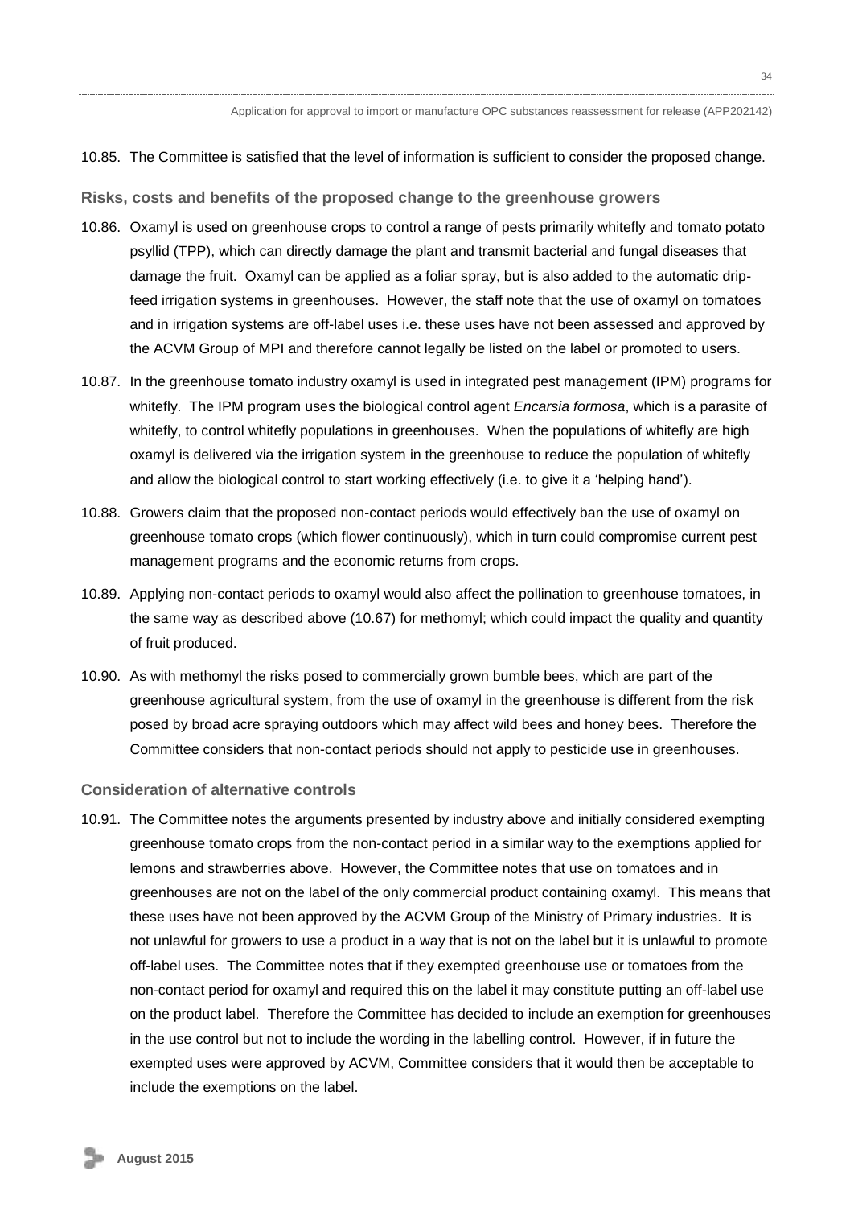10.85. The Committee is satisfied that the level of information is sufficient to consider the proposed change.

### Risks, costs and benefits of the proposed change to the greenhouse growers

10.86. Oxamyl is used on greenhouse crops to control a range of pests primarily whitefly and tomato potato psyllid (TPP), which can directly damage the plant and transmit bacterial and fungal diseases that damage the fruit. Oxamyl can be applied as a foliar spray, but is also added to the automatic drip-feed irrigation systems in greenhouses. However, the staff note that the use of oxamyl on tomatoes and in irrigation systems are off-label uses i.e. these uses have not been assessed and approved by the ACVM Group of MPI and therefore cannot legally be listed on the label or promoted to users.

10.87. In the greenhouse tomato industry oxamyl is used in integrated pest management (IPM) programs for whitefly. The IPM program uses the biological control agent *Encarsia formosa*, which is a parasite of whitefly, to control whitefly populations in greenhouses. When the populations of whitefly are high oxamyl is delivered via the irrigation system in the greenhouse to reduce the population of whitefly and allow the biological control to start working effectively (i.e. to give it a 'helping hand').

10.88. Growers claim that the proposed non-contact periods would effectively ban the use of oxamyl on greenhouse tomato crops (which flower continuously), which in turn could compromise current pest management programs and the economic returns from crops.

10.89. Applying non-contact periods to oxamyl would also affect the pollination to greenhouse tomatoes, in the same way as described above (10.67) for methomyl; which could impact the quality and quantity of fruit produced.

10.90. As with methomyl the risks posed to commercially grown bumble bees, which are part of the greenhouse agricultural system, from the use of oxamyl in the greenhouse is different from the risk posed by broad acre spraying outdoors which may affect wild bees and honey bees. Therefore the Committee considers that non-contact periods should not apply to pesticide use in greenhouses.

### Consideration of alternative controls

10.91. The Committee notes the arguments presented by industry above and initially considered exempting greenhouse tomato crops from the non-contact period in a similar way to the exemptions applied for lemons and strawberries above. However, the Committee notes that use on tomatoes and in greenhouses are not on the label of the only commercial product containing oxamyl. This means that these uses have not been approved by the ACVM Group of the Ministry of Primary industries. It is not unlawful for growers to use a product in a way that is not on the label but it is unlawful to promote off-label uses. The Committee notes that if they exempted greenhouse use or tomatoes from the non-contact period for oxamyl and required this on the label it may constitute putting an off-label use on the product label. Therefore the Committee has decided to include an exemption for greenhouses in the use control but not to include the wording in the labelling control. However, if in future the exempted uses were approved by ACVM, Committee considers that it would then be acceptable to include the exemptions on the label.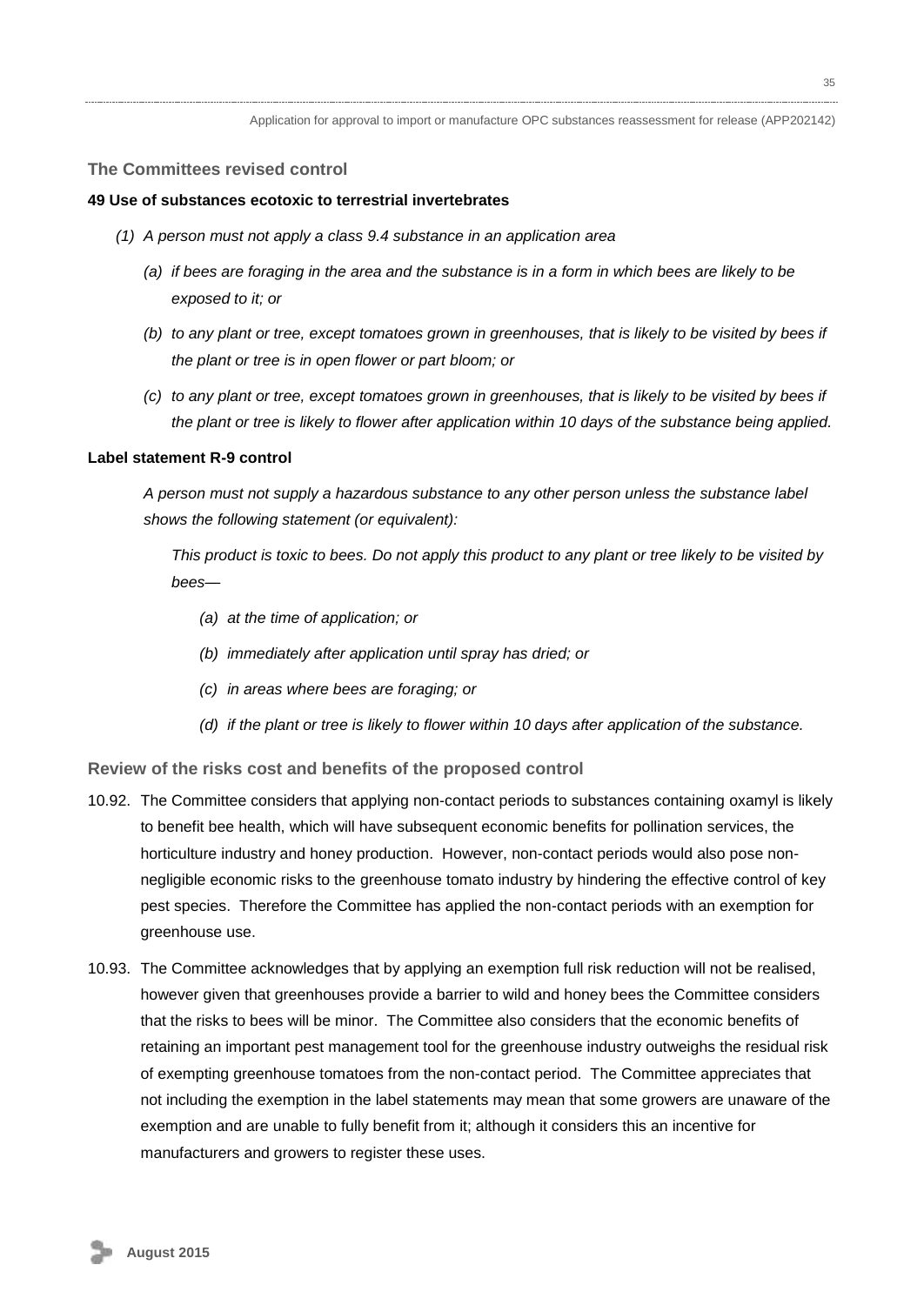### The Committees revised control

**49 Use of substances ecotoxic to terrestrial invertebrates**

*(1) A person must not apply a class 9.4 substance in an application area*

*(a) if bees are foraging in the area and the substance is in a form in which bees are likely to be exposed to it; or*

*(b) to any plant or tree, except tomatoes grown in greenhouses, that is likely to be visited by bees if the plant or tree is in open flower or part bloom; or*

*(c) to any plant or tree, except tomatoes grown in greenhouses, that is likely to be visited by bees if the plant or tree is likely to flower after application within 10 days of the substance being applied.*

**Label statement R-9 control**

*A person must not supply a hazardous substance to any other person unless the substance label shows the following statement (or equivalent):*

*This product is toxic to bees. Do not apply this product to any plant or tree likely to be visited by bees—*

*(a) at the time of application; or*

*(b) immediately after application until spray has dried; or*

*(c) in areas where bees are foraging; or*

*(d) if the plant or tree is likely to flower within 10 days after application of the substance.*

### Review of the risks cost and benefits of the proposed control

10.92. The Committee considers that applying non-contact periods to substances containing oxamyl is likely to benefit bee health, which will have subsequent economic benefits for pollination services, the horticulture industry and honey production. However, non-contact periods would also pose non-negligible economic risks to the greenhouse tomato industry by hindering the effective control of key pest species. Therefore the Committee has applied the non-contact periods with an exemption for greenhouse use.

10.93. The Committee acknowledges that by applying an exemption full risk reduction will not be realised, however given that greenhouses provide a barrier to wild and honey bees the Committee considers that the risks to bees will be minor. The Committee also considers that the economic benefits of retaining an important pest management tool for the greenhouse industry outweighs the residual risk of exempting greenhouse tomatoes from the non-contact period. The Committee appreciates that not including the exemption in the label statements may mean that some growers are unaware of the exemption and are unable to fully benefit from it; although it considers this an incentive for manufacturers and growers to register these uses.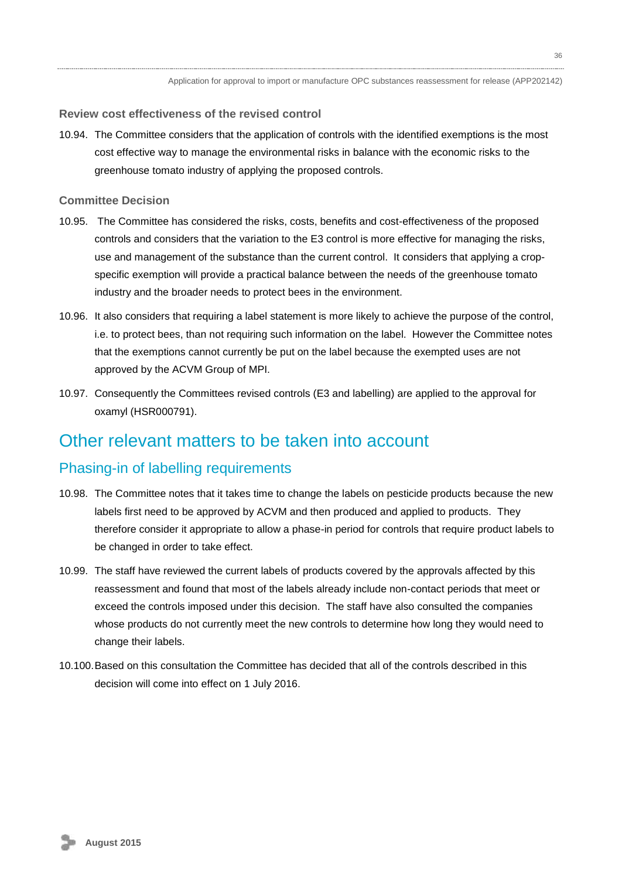### Review cost effectiveness of the revised control

10.94. The Committee considers that the application of controls with the identified exemptions is the most cost effective way to manage the environmental risks in balance with the economic risks to the greenhouse tomato industry of applying the proposed controls.

### Committee Decision

10.95. The Committee has considered the risks, costs, benefits and cost-effectiveness of the proposed controls and considers that the variation to the E3 control is more effective for managing the risks, use and management of the substance than the current control. It considers that applying a crop-specific exemption will provide a practical balance between the needs of the greenhouse tomato industry and the broader needs to protect bees in the environment.

10.96. It also considers that requiring a label statement is more likely to achieve the purpose of the control, i.e. to protect bees, than not requiring such information on the label. However the Committee notes that the exemptions cannot currently be put on the label because the exempted uses are not approved by the ACVM Group of MPI.

10.97. Consequently the Committees revised controls (E3 and labelling) are applied to the approval for oxamyl (HSR000791).

# Other relevant matters to be taken into account

## Phasing-in of labelling requirements

10.98. The Committee notes that it takes time to change the labels on pesticide products because the new labels first need to be approved by ACVM and then produced and applied to products. They therefore consider it appropriate to allow a phase-in period for controls that require product labels to be changed in order to take effect.

10.99. The staff have reviewed the current labels of products covered by the approvals affected by this reassessment and found that most of the labels already include non-contact periods that meet or exceed the controls imposed under this decision. The staff have also consulted the companies whose products do not currently meet the new controls to determine how long they would need to change their labels.

10.100. Based on this consultation the Committee has decided that all of the controls described in this decision will come into effect on 1 July 2016.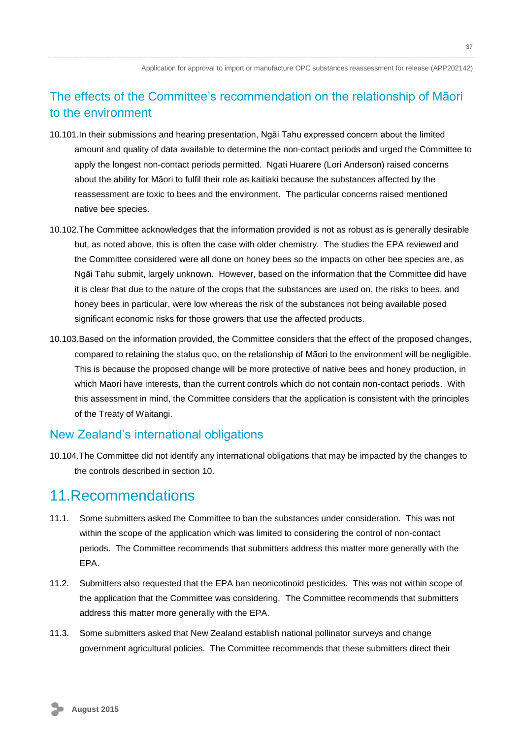## The effects of the Committee's recommendation on the relationship of Māori to the environment

10.101. In their submissions and hearing presentation, Ngāi Tahu expressed concern about the limited amount and quality of data available to determine the non-contact periods and urged the Committee to apply the longest non-contact periods permitted. Ngati Huarere (Lori Anderson) raised concerns about the ability for Māori to fulfil their role as kaitiaki because the substances affected by the reassessment are toxic to bees and the environment. The particular concerns raised mentioned native bee species.

10.102. The Committee acknowledges that the information provided is not as robust as is generally desirable but, as noted above, this is often the case with older chemistry. The studies the EPA reviewed and the Committee considered were all done on honey bees so the impacts on other bee species are, as Ngāi Tahu submit, largely unknown. However, based on the information that the Committee did have it is clear that due to the nature of the crops that the substances are used on, the risks to bees, and honey bees in particular, were low whereas the risk of the substances not being available posed significant economic risks for those growers that use the affected products.

10.103. Based on the information provided, the Committee considers that the effect of the proposed changes, compared to retaining the status quo, on the relationship of Māori to the environment will be negligible. This is because the proposed change will be more protective of native bees and honey production, in which Maori have interests, than the current controls which do not contain non-contact periods. With this assessment in mind, the Committee considers that the application is consistent with the principles of the Treaty of Waitangi.

## New Zealand's international obligations

10.104. The Committee did not identify any international obligations that may be impacted by the changes to the controls described in section 10.

# 11. Recommendations

11.1. Some submitters asked the Committee to ban the substances under consideration. This was not within the scope of the application which was limited to considering the control of non-contact periods. The Committee recommends that submitters address this matter more generally with the EPA.

11.2. Submitters also requested that the EPA ban neonicotinoid pesticides. This was not within scope of the application that the Committee was considering. The Committee recommends that submitters address this matter more generally with the EPA.

11.3. Some submitters asked that New Zealand establish national pollinator surveys and change government agricultural policies. The Committee recommends that these submitters direct their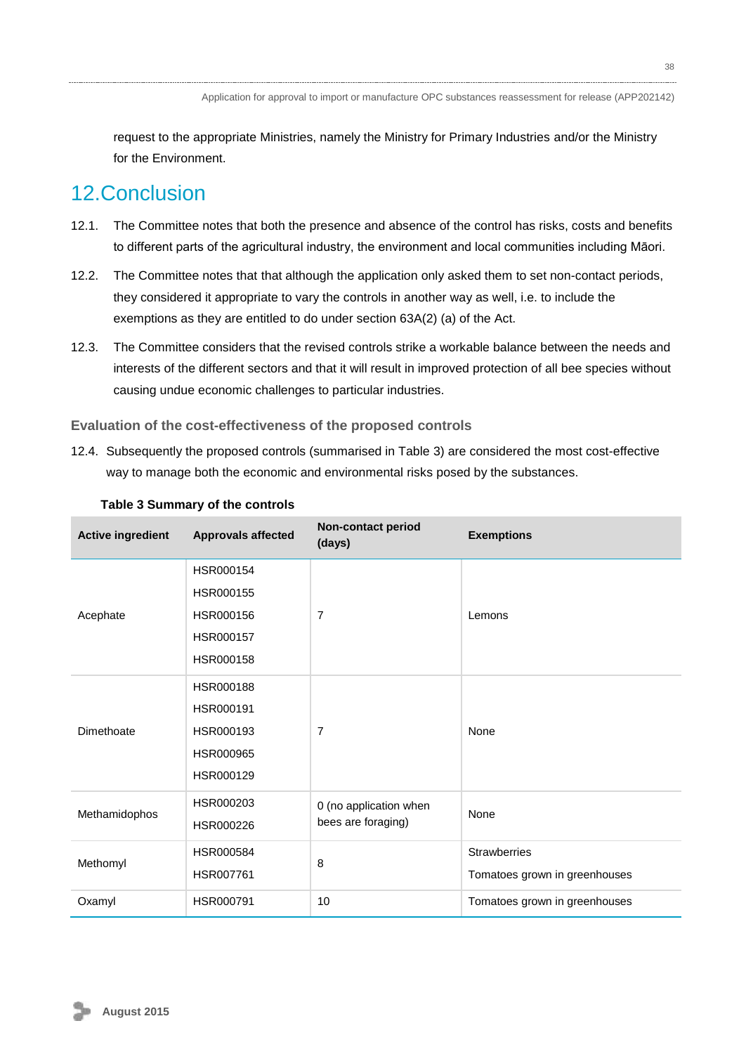request to the appropriate Ministries, namely the Ministry for Primary Industries and/or the Ministry for the Environment.

# 12. Conclusion

12.1. The Committee notes that both the presence and absence of the control has risks, costs and benefits to different parts of the agricultural industry, the environment and local communities including Māori.

12.2. The Committee notes that that although the application only asked them to set non-contact periods, they considered it appropriate to vary the controls in another way as well, i.e. to include the exemptions as they are entitled to do under section 63A(2) (a) of the Act.

12.3. The Committee considers that the revised controls strike a workable balance between the needs and interests of the different sectors and that it will result in improved protection of all bee species without causing undue economic challenges to particular industries.

### Evaluation of the cost-effectiveness of the proposed controls

12.4. Subsequently the proposed controls (summarised in Table 3) are considered the most cost-effective way to manage both the economic and environmental risks posed by the substances.

**Table 3 Summary of the controls**

| Active ingredient | Approvals affected | Non-contact period (days) | Exemptions |
|---|---|---|---|
| Acephate | HSR000154<br>HSR000155<br>HSR000156<br>HSR000157<br>HSR000158 | 7 | Lemons |
| Dimethoate | HSR000188<br>HSR000191<br>HSR000193<br>HSR000965<br>HSR000129 | 7 | None |
| Methamidophos | HSR000203<br>HSR000226 | 0 (no application when bees are foraging) | None |
| Methomyl | HSR000584<br>HSR007761 | 8 | Strawberries<br>Tomatoes grown in greenhouses |
| Oxamyl | HSR000791 | 10 | Tomatoes grown in greenhouses |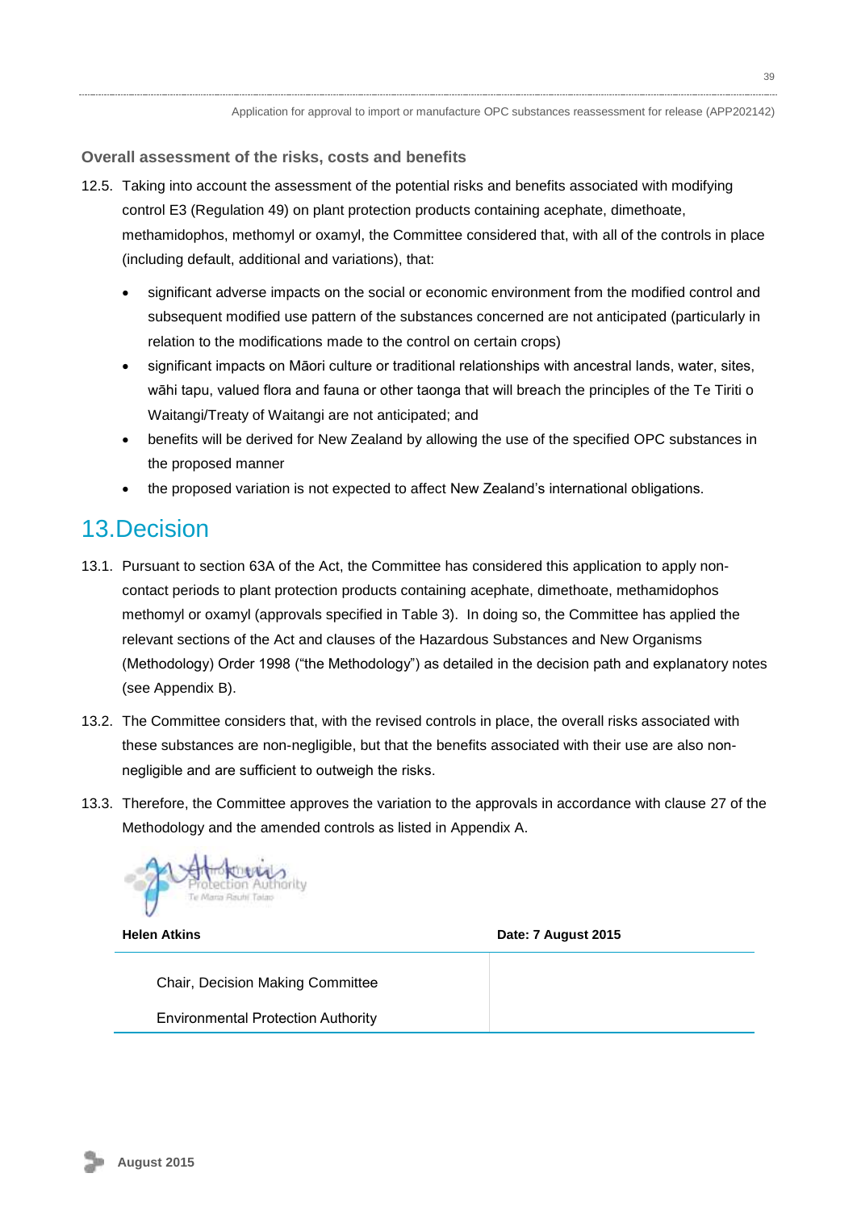### Overall assessment of the risks, costs and benefits

12.5. Taking into account the assessment of the potential risks and benefits associated with modifying control E3 (Regulation 49) on plant protection products containing acephate, dimethoate, methamidophos, methomyl or oxamyl, the Committee considered that, with all of the controls in place (including default, additional and variations), that:

- significant adverse impacts on the social or economic environment from the modified control and subsequent modified use pattern of the substances concerned are not anticipated (particularly in relation to the modifications made to the control on certain crops)
- significant impacts on Māori culture or traditional relationships with ancestral lands, water, sites, wāhi tapu, valued flora and fauna or other taonga that will breach the principles of the Te Tiriti o Waitangi/Treaty of Waitangi are not anticipated; and
- benefits will be derived for New Zealand by allowing the use of the specified OPC substances in the proposed manner
- the proposed variation is not expected to affect New Zealand's international obligations.

## 13. Decision

13.1. Pursuant to section 63A of the Act, the Committee has considered this application to apply non-contact periods to plant protection products containing acephate, dimethoate, methamidophos methomyl or oxamyl (approvals specified in Table 3). In doing so, the Committee has applied the relevant sections of the Act and clauses of the Hazardous Substances and New Organisms (Methodology) Order 1998 ("the Methodology") as detailed in the decision path and explanatory notes (see Appendix B).

13.2. The Committee considers that, with the revised controls in place, the overall risks associated with these substances are non-negligible, but that the benefits associated with their use are also non-negligible and are sufficient to outweigh the risks.

13.3. Therefore, the Committee approves the variation to the approvals in accordance with clause 27 of the Methodology and the amended controls as listed in Appendix A.

| **Helen Atkins** | **Date: 7 August 2015** |
|---|---|
| Chair, Decision Making Committee<br>Environmental Protection Authority | |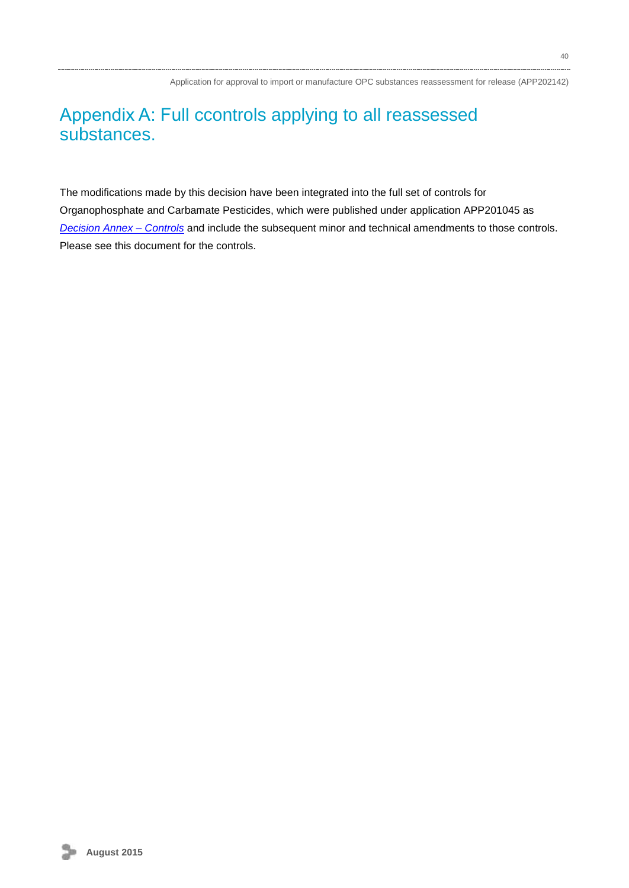# Appendix A: Full ccontrols applying to all reassessed substances.

The modifications made by this decision have been integrated into the full set of controls for Organophosphate and Carbamate Pesticides, which were published under application APP201045 as *Decision Annex – Controls* and include the subsequent minor and technical amendments to those controls. Please see this document for the controls.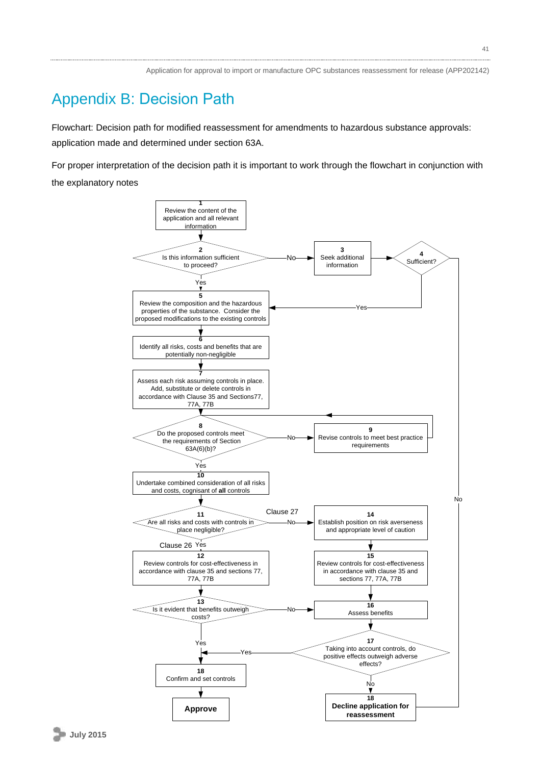# Appendix B: Decision Path

Flowchart: Decision path for modified reassessment for amendments to hazardous substance approvals: application made and determined under section 63A.

For proper interpretation of the decision path it is important to work through the flowchart in conjunction with the explanatory notes

**1** Review the content of the application and all relevant information

**2** Is this information sufficient to proceed?
- No → **3** Seek additional information → **4** Sufficient?
  - Yes → 5
  - No → 18 Decline application for reassessment
- Yes → 5

**5** Review the composition and the hazardous properties of the substance. Consider the proposed modifications to the existing controls

**6** Identify all risks, costs and benefits that are potentially non-negligible

**7** Assess each risk assuming controls in place. Add, substitute or delete controls in accordance with Clause 35 and Sections77, 77A, 77B

**8** Do the proposed controls meet the requirements of Section 63A(6)(b)?
- No → **9** Revise controls to meet best practice requirements → 8
- Yes → 10

**10** Undertake combined consideration of all risks and costs, cognisant of **all** controls

**11** Are all risks and costs with controls in place negligible?
- Yes (Clause 26) → 12
- No (Clause 27) → 14

**12** Review controls for cost-effectiveness in accordance with clause 35 and sections 77, 77A, 77B

**13** Is it evident that benefits outweigh costs?
- Yes → 18 Confirm and set controls
- No → 16

**14** Establish position on risk averseness and appropriate level of caution

**15** Review controls for cost-effectiveness in accordance with clause 35 and sections 77, 77A, 77B

**16** Assess benefits

**17** Taking into account controls, do positive effects outweigh adverse effects?
- Yes → 18 Confirm and set controls
- No → 18 Decline application for reassessment

**18** Confirm and set controls → **Approve**

**18** **Decline application for reassessment**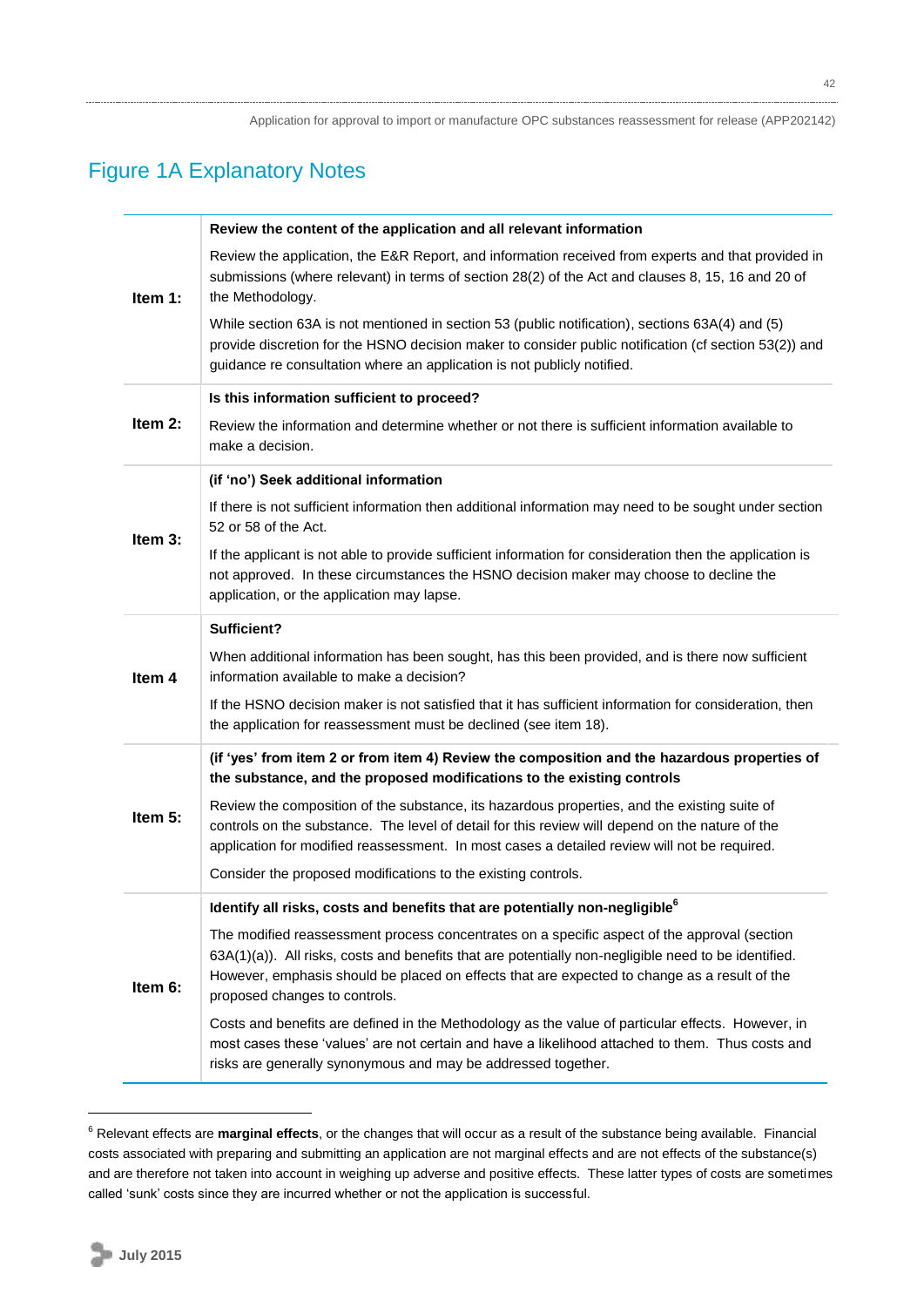## Figure 1A Explanatory Notes

| | |
|---|---|
| **Item 1:** | **Review the content of the application and all relevant information**<br><br>Review the application, the E&R Report, and information received from experts and that provided in submissions (where relevant) in terms of section 28(2) of the Act and clauses 8, 15, 16 and 20 of the Methodology.<br><br>While section 63A is not mentioned in section 53 (public notification), sections 63A(4) and (5) provide discretion for the HSNO decision maker to consider public notification (cf section 53(2)) and guidance re consultation where an application is not publicly notified. |
| **Item 2:** | **Is this information sufficient to proceed?**<br><br>Review the information and determine whether or not there is sufficient information available to make a decision. |
| **Item 3:** | **(if 'no') Seek additional information**<br><br>If there is not sufficient information then additional information may need to be sought under section 52 or 58 of the Act.<br><br>If the applicant is not able to provide sufficient information for consideration then the application is not approved. In these circumstances the HSNO decision maker may choose to decline the application, or the application may lapse. |
| **Item 4** | **Sufficient?**<br><br>When additional information has been sought, has this been provided, and is there now sufficient information available to make a decision?<br><br>If the HSNO decision maker is not satisfied that it has sufficient information for consideration, then the application for reassessment must be declined (see item 18). |
| **Item 5:** | **(if 'yes' from item 2 or from item 4) Review the composition and the hazardous properties of the substance, and the proposed modifications to the existing controls**<br><br>Review the composition of the substance, its hazardous properties, and the existing suite of controls on the substance. The level of detail for this review will depend on the nature of the application for modified reassessment. In most cases a detailed review will not be required.<br><br>Consider the proposed modifications to the existing controls. |
| **Item 6:** | **Identify all risks, costs and benefits that are potentially non-negligible[6]**<br><br>The modified reassessment process concentrates on a specific aspect of the approval (section 63A(1)(a)). All risks, costs and benefits that are potentially non-negligible need to be identified. However, emphasis should be placed on effects that are expected to change as a result of the proposed changes to controls.<br><br>Costs and benefits are defined in the Methodology as the value of particular effects. However, in most cases these 'values' are not certain and have a likelihood attached to them. Thus costs and risks are generally synonymous and may be addressed together. |

[6] Relevant effects are **marginal effects**, or the changes that will occur as a result of the substance being available. Financial costs associated with preparing and submitting an application are not marginal effects and are not effects of the substance(s) and are therefore not taken into account in weighing up adverse and positive effects. These latter types of costs are sometimes called 'sunk' costs since they are incurred whether or not the application is successful.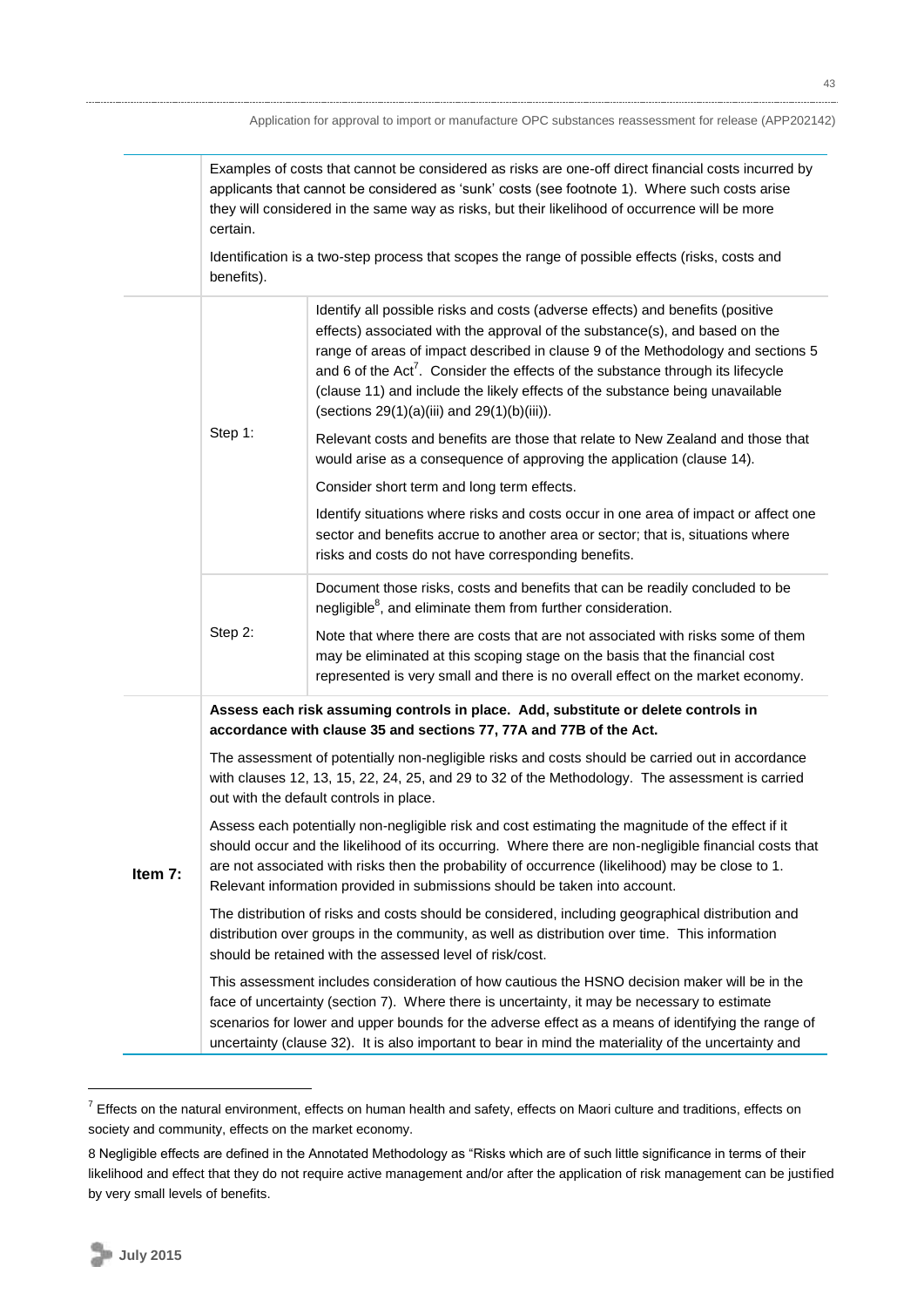| | | |
|---|---|---|
| | Examples of costs that cannot be considered as risks are one-off direct financial costs incurred by applicants that cannot be considered as 'sunk' costs (see footnote 1). Where such costs arise they will considered in the same way as risks, but their likelihood of occurrence will be more certain.<br><br>Identification is a two-step process that scopes the range of possible effects (risks, costs and benefits). | |
| | Step 1: | Identify all possible risks and costs (adverse effects) and benefits (positive effects) associated with the approval of the substance(s), and based on the range of areas of impact described in clause 9 of the Methodology and sections 5 and 6 of the Act[7]. Consider the effects of the substance through its lifecycle (clause 11) and include the likely effects of the substance being unavailable (sections 29(1)(a)(iii) and 29(1)(b)(iii)).<br><br>Relevant costs and benefits are those that relate to New Zealand and those that would arise as a consequence of approving the application (clause 14).<br><br>Consider short term and long term effects.<br><br>Identify situations where risks and costs occur in one area of impact or affect one sector and benefits accrue to another area or sector; that is, situations where risks and costs do not have corresponding benefits. |
| | Step 2: | Document those risks, costs and benefits that can be readily concluded to be negligible[8], and eliminate them from further consideration.<br><br>Note that where there are costs that are not associated with risks some of them may be eliminated at this scoping stage on the basis that the financial cost represented is very small and there is no overall effect on the market economy. |
| **Item 7:** | **Assess each risk assuming controls in place. Add, substitute or delete controls in accordance with clause 35 and sections 77, 77A and 77B of the Act.**<br><br>The assessment of potentially non-negligible risks and costs should be carried out in accordance with clauses 12, 13, 15, 22, 24, 25, and 29 to 32 of the Methodology. The assessment is carried out with the default controls in place.<br><br>Assess each potentially non-negligible risk and cost estimating the magnitude of the effect if it should occur and the likelihood of its occurring. Where there are non-negligible financial costs that are not associated with risks then the probability of occurrence (likelihood) may be close to 1. Relevant information provided in submissions should be taken into account.<br><br>The distribution of risks and costs should be considered, including geographical distribution and distribution over groups in the community, as well as distribution over time. This information should be retained with the assessed level of risk/cost.<br><br>This assessment includes consideration of how cautious the HSNO decision maker will be in the face of uncertainty (section 7). Where there is uncertainty, it may be necessary to estimate scenarios for lower and upper bounds for the adverse effect as a means of identifying the range of uncertainty (clause 32). It is also important to bear in mind the materiality of the uncertainty and | |

[7] Effects on the natural environment, effects on human health and safety, effects on Maori culture and traditions, effects on society and community, effects on the market economy.

8 Negligible effects are defined in the Annotated Methodology as "Risks which are of such little significance in terms of their likelihood and effect that they do not require active management and/or after the application of risk management can be justified by very small levels of benefits.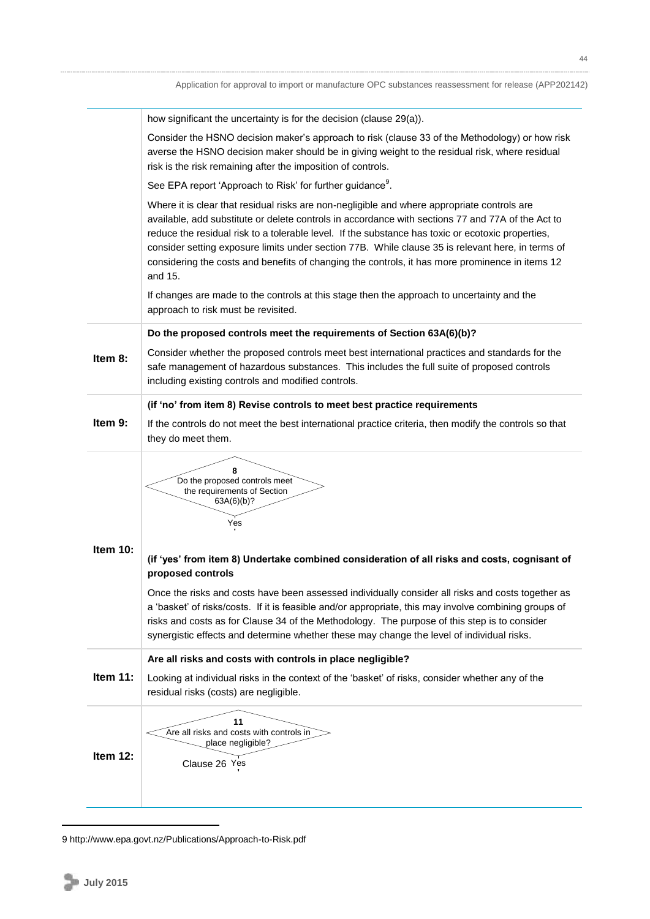| | |
|---|---|
| | how significant the uncertainty is for the decision (clause 29(a)).<br><br>Consider the HSNO decision maker's approach to risk (clause 33 of the Methodology) or how risk averse the HSNO decision maker should be in giving weight to the residual risk, where residual risk is the risk remaining after the imposition of controls.<br><br>See EPA report 'Approach to Risk' for further guidance[9].<br><br>Where it is clear that residual risks are non-negligible and where appropriate controls are available, add substitute or delete controls in accordance with sections 77 and 77A of the Act to reduce the residual risk to a tolerable level. If the substance has toxic or ecotoxic properties, consider setting exposure limits under section 77B. While clause 35 is relevant here, in terms of considering the costs and benefits of changing the controls, it has more prominence in items 12 and 15.<br><br>If changes are made to the controls at this stage then the approach to uncertainty and the approach to risk must be revisited. |
| **Item 8:** | **Do the proposed controls meet the requirements of Section 63A(6)(b)?**<br><br>Consider whether the proposed controls meet best international practices and standards for the safe management of hazardous substances. This includes the full suite of proposed controls including existing controls and modified controls. |
| **Item 9:** | **(if 'no' from item 8) Revise controls to meet best practice requirements**<br><br>If the controls do not meet the best international practice criteria, then modify the controls so that they do meet them. |
| **Item 10:** | **8** Do the proposed controls meet the requirements of Section 63A(6)(b)? — Yes<br><br>**(if 'yes' from item 8) Undertake combined consideration of all risks and costs, cognisant of proposed controls**<br><br>Once the risks and costs have been assessed individually consider all risks and costs together as a 'basket' of risks/costs. If it is feasible and/or appropriate, this may involve combining groups of risks and costs as for Clause 34 of the Methodology. The purpose of this step is to consider synergistic effects and determine whether these may change the level of individual risks. |
| **Item 11:** | **Are all risks and costs with controls in place negligible?**<br><br>Looking at individual risks in the context of the 'basket' of risks, consider whether any of the residual risks (costs) are negligible. |
| **Item 12:** | **11** Are all risks and costs with controls in place negligible? — Clause 26 Yes |

9 http://www.epa.govt.nz/Publications/Approach-to-Risk.pdf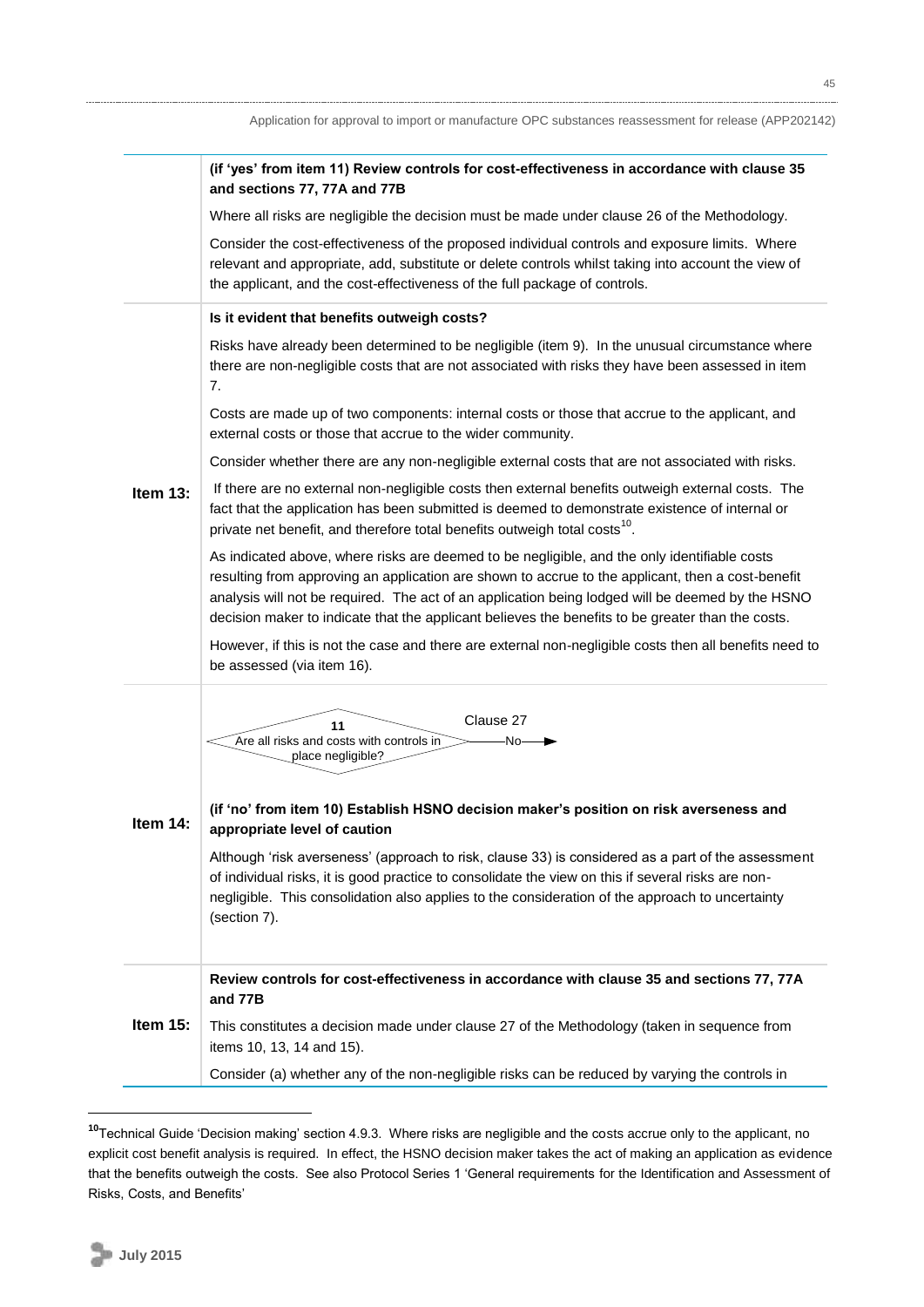| | |
|---|---|
| | **(if 'yes' from item 11) Review controls for cost-effectiveness in accordance with clause 35 and sections 77, 77A and 77B**<br><br>Where all risks are negligible the decision must be made under clause 26 of the Methodology.<br><br>Consider the cost-effectiveness of the proposed individual controls and exposure limits. Where relevant and appropriate, add, substitute or delete controls whilst taking into account the view of the applicant, and the cost-effectiveness of the full package of controls. |
| **Item 13:** | **Is it evident that benefits outweigh costs?**<br><br>Risks have already been determined to be negligible (item 9). In the unusual circumstance where there are non-negligible costs that are not associated with risks they have been assessed in item 7.<br><br>Costs are made up of two components: internal costs or those that accrue to the applicant, and external costs or those that accrue to the wider community.<br><br>Consider whether there are any non-negligible external costs that are not associated with risks.<br><br>If there are no external non-negligible costs then external benefits outweigh external costs. The fact that the application has been submitted is deemed to demonstrate existence of internal or private net benefit, and therefore total benefits outweigh total costs[10].<br><br>As indicated above, where risks are deemed to be negligible, and the only identifiable costs resulting from approving an application are shown to accrue to the applicant, then a cost-benefit analysis will not be required. The act of an application being lodged will be deemed by the HSNO decision maker to indicate that the applicant believes the benefits to be greater than the costs.<br><br>However, if this is not the case and there are external non-negligible costs then all benefits need to be assessed (via item 16). |
| **Item 14:** | **11** Are all risks and controls with controls in place negligible? —No→ Clause 27<br><br>**(if 'no' from item 10) Establish HSNO decision maker's position on risk averseness and appropriate level of caution**<br><br>Although 'risk averseness' (approach to risk, clause 33) is considered as a part of the assessment of individual risks, it is good practice to consolidate the view on this if several risks are non-negligible. This consolidation also applies to the consideration of the approach to uncertainty (section 7). |
| **Item 15:** | **Review controls for cost-effectiveness in accordance with clause 35 and sections 77, 77A and 77B**<br><br>This constitutes a decision made under clause 27 of the Methodology (taken in sequence from items 10, 13, 14 and 15).<br><br>Consider (a) whether any of the non-negligible risks can be reduced by varying the controls in |

[10] Technical Guide 'Decision making' section 4.9.3. Where risks are negligible and the costs accrue only to the applicant, no explicit cost benefit analysis is required. In effect, the HSNO decision maker takes the act of making an application as evidence that the benefits outweigh the costs. See also Protocol Series 1 'General requirements for the Identification and Assessment of Risks, Costs, and Benefits'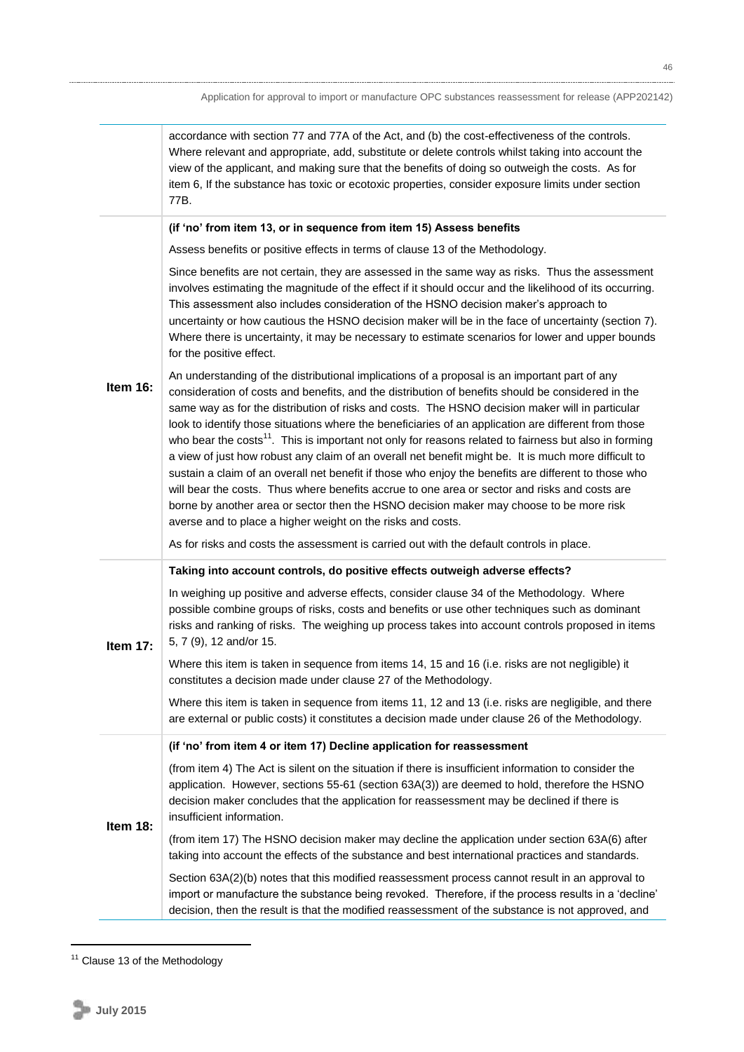| | |
|---|---|
| | accordance with section 77 and 77A of the Act, and (b) the cost-effectiveness of the controls. Where relevant and appropriate, add, substitute or delete controls whilst taking into account the view of the applicant, and making sure that the benefits of doing so outweigh the costs. As for item 6, If the substance has toxic or ecotoxic properties, consider exposure limits under section 77B. |
| **Item 16:** | **(if 'no' from item 13, or in sequence from item 15) Assess benefits**<br><br>Assess benefits or positive effects in terms of clause 13 of the Methodology.<br><br>Since benefits are not certain, they are assessed in the same way as risks. Thus the assessment involves estimating the magnitude of the effect if it should occur and the likelihood of its occurring. This assessment also includes consideration of the HSNO decision maker's approach to uncertainty or how cautious the HSNO decision maker will be in the face of uncertainty (section 7). Where there is uncertainty, it may be necessary to estimate scenarios for lower and upper bounds for the positive effect.<br><br>An understanding of the distributional implications of a proposal is an important part of any consideration of costs and benefits, and the distribution of benefits should be considered in the same way as for the distribution of risks and costs. The HSNO decision maker will in particular look to identify those situations where the beneficiaries of an application are different from those who bear the costs[11]. This is important not only for reasons related to fairness but also in forming a view of just how robust any claim of an overall net benefit might be. It is much more difficult to sustain a claim of an overall net benefit if those who enjoy the benefits are different to those who will bear the costs. Thus where benefits accrue to one area or sector and risks and costs are borne by another area or sector then the HSNO decision maker may choose to be more risk averse and to place a higher weight on the risks and costs.<br><br>As for risks and costs the assessment is carried out with the default controls in place. |
| **Item 17:** | **Taking into account controls, do positive effects outweigh adverse effects?**<br><br>In weighing up positive and adverse effects, consider clause 34 of the Methodology. Where possible combine groups of risks, costs and benefits or use other techniques such as dominant risks and ranking of risks. The weighing up process takes into account controls proposed in items 5, 7 (9), 12 and/or 15.<br><br>Where this item is taken in sequence from items 14, 15 and 16 (i.e. risks are not negligible) it constitutes a decision made under clause 27 of the Methodology.<br><br>Where this item is taken in sequence from items 11, 12 and 13 (i.e. risks are negligible, and there are external or public costs) it constitutes a decision made under clause 26 of the Methodology. |
| **Item 18:** | **(if 'no' from item 4 or item 17) Decline application for reassessment**<br><br>(from item 4) The Act is silent on the situation if there is insufficient information to consider the application. However, sections 55-61 (section 63A(3)) are deemed to hold, therefore the HSNO decision maker concludes that the application for reassessment may be declined if there is insufficient information.<br><br>(from item 17) The HSNO decision maker may decline the application under section 63A(6) after taking into account the effects of the substance and best international practices and standards.<br><br>Section 63A(2)(b) notes that this modified reassessment process cannot result in an approval to import or manufacture the substance being revoked. Therefore, if the process results in a 'decline' decision, then the result is that the modified reassessment of the substance is not approved, and |

[11] Clause 13 of the Methodology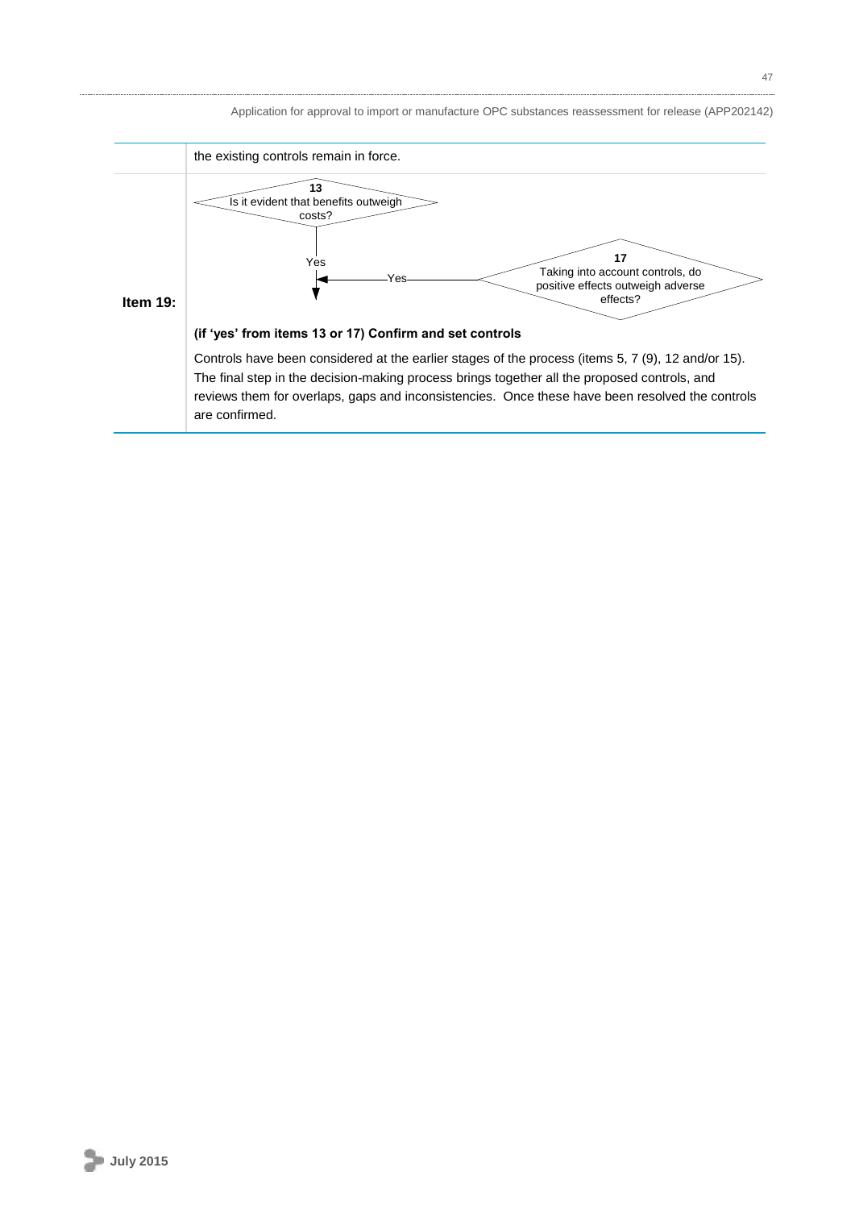| | |
|---|---|
| | the existing controls remain in force. |
| **Item 19:** | **13** Is it evident that benefits outweigh costs? — Yes<br><br>**17** Taking into account controls, do positive effects outweigh adverse effects? — Yes<br><br>**(if 'yes' from items 13 or 17) Confirm and set controls**<br><br>Controls have been considered at the earlier stages of the process (items 5, 7 (9), 12 and/or 15). The final step in the decision-making process brings together all the proposed controls, and reviews them for overlaps, gaps and inconsistencies. Once these have been resolved the controls are confirmed. |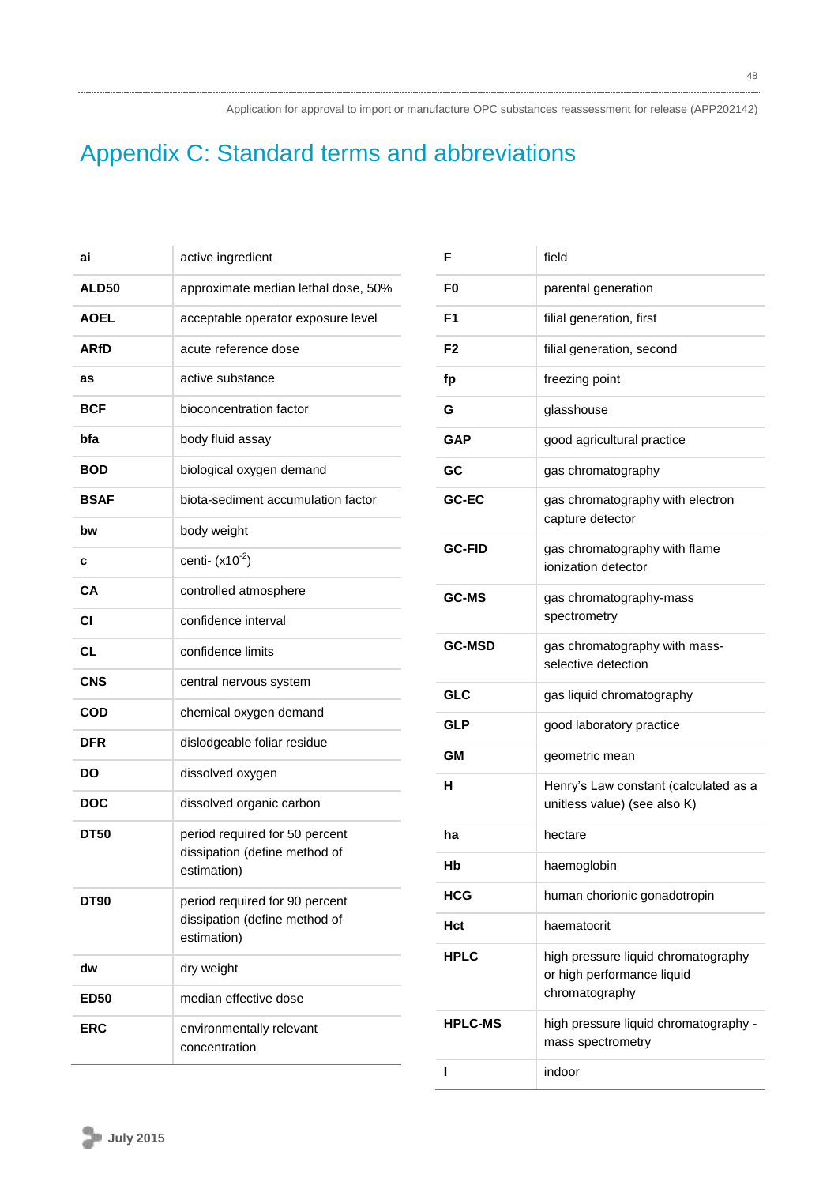# Appendix C: Standard terms and abbreviations

| | |
|---|---|
| **ai** | active ingredient |
| **ALD50** | approximate median lethal dose, 50% |
| **AOEL** | acceptable operator exposure level |
| **ARfD** | acute reference dose |
| **as** | active substance |
| **BCF** | bioconcentration factor |
| **bfa** | body fluid assay |
| **BOD** | biological oxygen demand |
| **BSAF** | biota-sediment accumulation factor |
| **bw** | body weight |
| **c** | centi- ($x10^{-2}$) |
| **CA** | controlled atmosphere |
| **CI** | confidence interval |
| **CL** | confidence limits |
| **CNS** | central nervous system |
| **COD** | chemical oxygen demand |
| **DFR** | dislodgeable foliar residue |
| **DO** | dissolved oxygen |
| **DOC** | dissolved organic carbon |
| **DT50** | period required for 50 percent dissipation (define method of estimation) |
| **DT90** | period required for 90 percent dissipation (define method of estimation) |
| **dw** | dry weight |
| **ED50** | median effective dose |
| **ERC** | environmentally relevant concentration |
| **F** | field |
| **F0** | parental generation |
| **F1** | filial generation, first |
| **F2** | filial generation, second |
| **fp** | freezing point |
| **G** | glasshouse |
| **GAP** | good agricultural practice |
| **GC** | gas chromatography |
| **GC-EC** | gas chromatography with electron capture detector |
| **GC-FID** | gas chromatography with flame ionization detector |
| **GC-MS** | gas chromatography-mass spectrometry |
| **GC-MSD** | gas chromatography with mass-selective detection |
| **GLC** | gas liquid chromatography |
| **GLP** | good laboratory practice |
| **GM** | geometric mean |
| **H** | Henry's Law constant (calculated as a unitless value) (see also K) |
| **ha** | hectare |
| **Hb** | haemoglobin |
| **HCG** | human chorionic gonadotropin |
| **Hct** | haematocrit |
| **HPLC** | high pressure liquid chromatography or high performance liquid chromatography |
| **HPLC-MS** | high pressure liquid chromatography - mass spectrometry |
| **I** | indoor |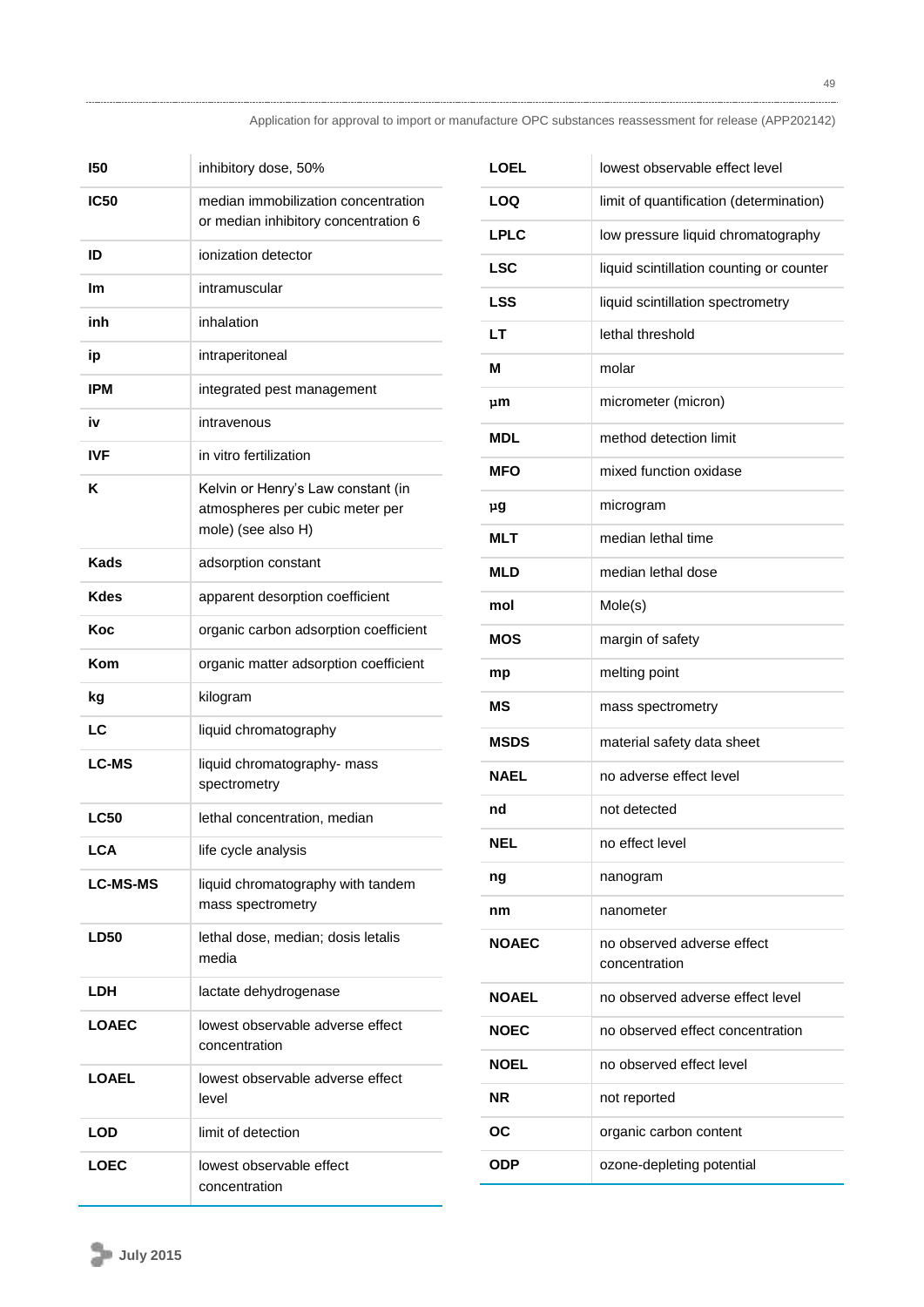| | |
|---|---|
| **I50** | inhibitory dose, 50% |
| **IC50** | median immobilization concentration or median inhibitory concentration 6 |
| **ID** | ionization detector |
| **Im** | intramuscular |
| **inh** | inhalation |
| **ip** | intraperitoneal |
| **IPM** | integrated pest management |
| **iv** | intravenous |
| **IVF** | in vitro fertilization |
| **K** | Kelvin or Henry's Law constant (in atmospheres per cubic meter per mole) (see also H) |
| **Kads** | adsorption constant |
| **Kdes** | apparent desorption coefficient |
| **Koc** | organic carbon adsorption coefficient |
| **Kom** | organic matter adsorption coefficient |
| **kg** | kilogram |
| **LC** | liquid chromatography |
| **LC-MS** | liquid chromatography- mass spectrometry |
| **LC50** | lethal concentration, median |
| **LCA** | life cycle analysis |
| **LC-MS-MS** | liquid chromatography with tandem mass spectrometry |
| **LD50** | lethal dose, median; dosis letalis media |
| **LDH** | lactate dehydrogenase |
| **LOAEC** | lowest observable adverse effect concentration |
| **LOAEL** | lowest observable adverse effect level |
| **LOD** | limit of detection |
| **LOEC** | lowest observable effect concentration |
| **LOEL** | lowest observable effect level |
| **LOQ** | limit of quantification (determination) |
| **LPLC** | low pressure liquid chromatography |
| **LSC** | liquid scintillation counting or counter |
| **LSS** | liquid scintillation spectrometry |
| **LT** | lethal threshold |
| **M** | molar |
| **µm** | micrometer (micron) |
| **MDL** | method detection limit |
| **MFO** | mixed function oxidase |
| **µg** | microgram |
| **MLT** | median lethal time |
| **MLD** | median lethal dose |
| **mol** | Mole(s) |
| **MOS** | margin of safety |
| **mp** | melting point |
| **MS** | mass spectrometry |
| **MSDS** | material safety data sheet |
| **NAEL** | no adverse effect level |
| **nd** | not detected |
| **NEL** | no effect level |
| **ng** | nanogram |
| **nm** | nanometer |
| **NOAEC** | no observed adverse effect concentration |
| **NOAEL** | no observed adverse effect level |
| **NOEC** | no observed effect concentration |
| **NOEL** | no observed effect level |
| **NR** | not reported |
| **OC** | organic carbon content |
| **ODP** | ozone-depleting potential |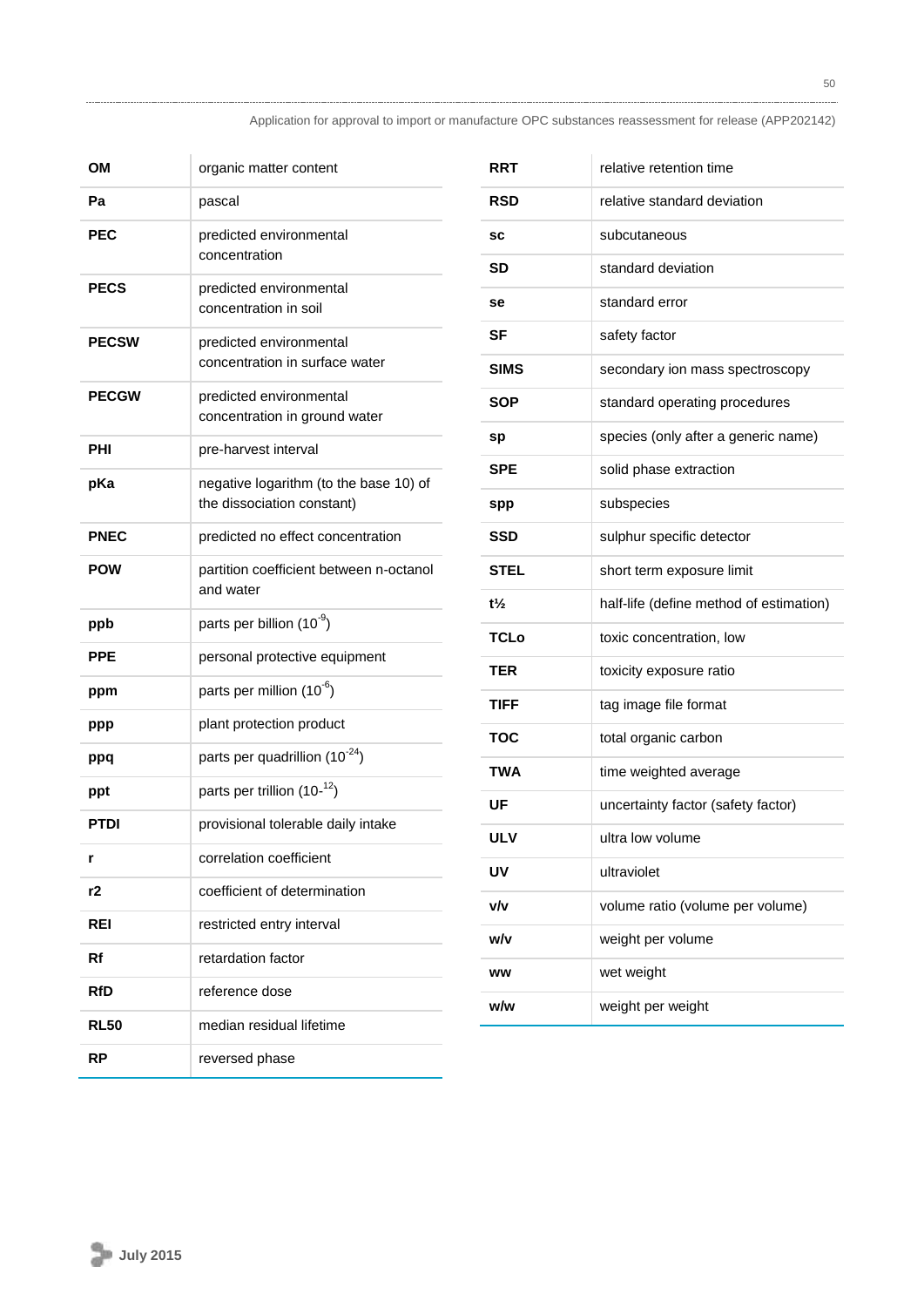| | |
|---|---|
| **OM** | organic matter content |
| **Pa** | pascal |
| **PEC** | predicted environmental concentration |
| **PECS** | predicted environmental concentration in soil |
| **PECSW** | predicted environmental concentration in surface water |
| **PECGW** | predicted environmental concentration in ground water |
| **PHI** | pre-harvest interval |
| **pKa** | negative logarithm (to the base 10) of the dissociation constant) |
| **PNEC** | predicted no effect concentration |
| **POW** | partition coefficient between n-octanol and water |
| **ppb** | parts per billion ($10^{-9}$) |
| **PPE** | personal protective equipment |
| **ppm** | parts per million ($10^{-6}$) |
| **ppp** | plant protection product |
| **ppq** | parts per quadrillion ($10^{-24}$) |
| **ppt** | parts per trillion ($10^{-12}$) |
| **PTDI** | provisional tolerable daily intake |
| **r** | correlation coefficient |
| **r2** | coefficient of determination |
| **REI** | restricted entry interval |
| **Rf** | retardation factor |
| **RfD** | reference dose |
| **RL50** | median residual lifetime |
| **RP** | reversed phase |
| **RRT** | relative retention time |
| **RSD** | relative standard deviation |
| **sc** | subcutaneous |
| **SD** | standard deviation |
| **se** | standard error |
| **SF** | safety factor |
| **SIMS** | secondary ion mass spectroscopy |
| **SOP** | standard operating procedures |
| **sp** | species (only after a generic name) |
| **SPE** | solid phase extraction |
| **spp** | subspecies |
| **SSD** | sulphur specific detector |
| **STEL** | short term exposure limit |
| **t½** | half-life (define method of estimation) |
| **TCLo** | toxic concentration, low |
| **TER** | toxicity exposure ratio |
| **TIFF** | tag image file format |
| **TOC** | total organic carbon |
| **TWA** | time weighted average |
| **UF** | uncertainty factor (safety factor) |
| **ULV** | ultra low volume |
| **UV** | ultraviolet |
| **v/v** | volume ratio (volume per volume) |
| **w/v** | weight per volume |
| **ww** | wet weight |
| **w/w** | weight per weight |